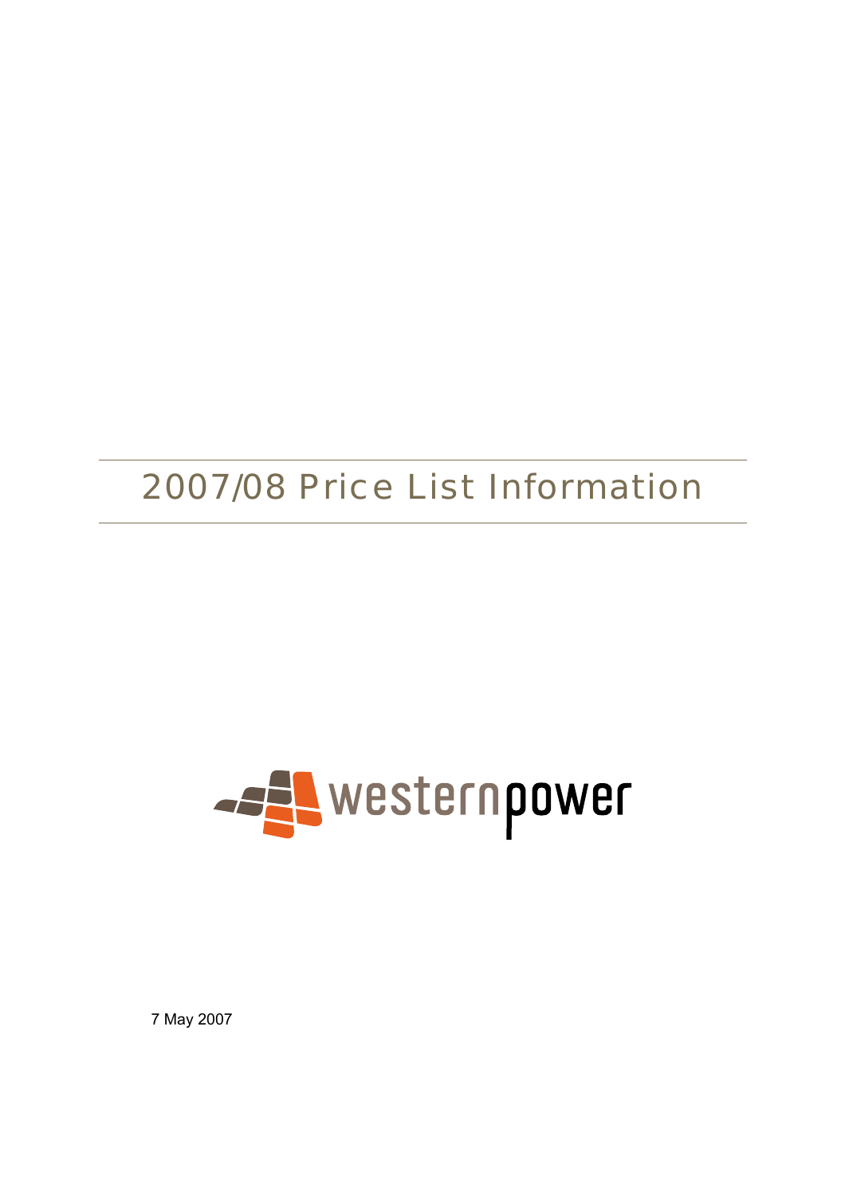# 2007/08 Price List Information

westernpower

7 May 2007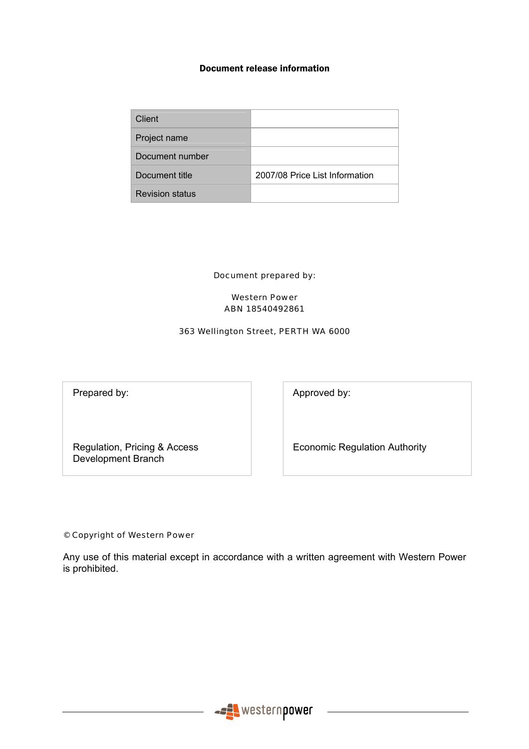**Document release information**

| Client | |
|---|---|
| Project name | |
| Document number | |
| Document title | 2007/08 Price List Information |
| Revision status | |

Document prepared by:

Western Power
ABN 18540492861

363 Wellington Street, PERTH WA 6000

| Prepared by: | Approved by: |
|---|---|
| Regulation, Pricing & Access Development Branch | Economic Regulation Authority |

© Copyright of Western Power

Any use of this material except in accordance with a written agreement with Western Power is prohibited.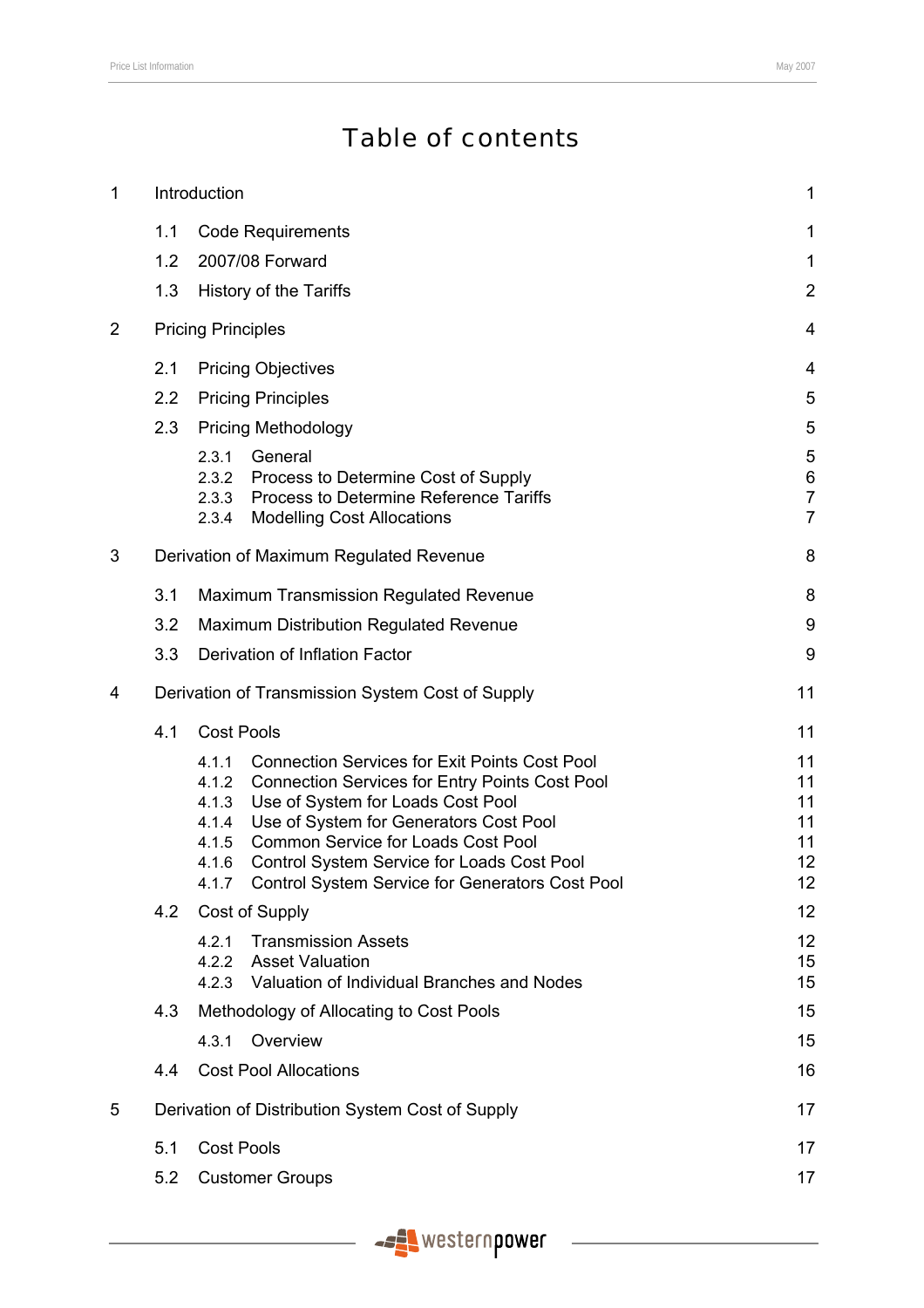# Table of contents

| | | |
|---|---|---|
| 1 | Introduction | 1 |
| 1.1 | Code Requirements | 1 |
| 1.2 | 2007/08 Forward | 1 |
| 1.3 | History of the Tariffs | 2 |
| 2 | Pricing Principles | 4 |
| 2.1 | Pricing Objectives | 4 |
| 2.2 | Pricing Principles | 5 |
| 2.3 | Pricing Methodology | 5 |
| 2.3.1 | General | 5 |
| 2.3.2 | Process to Determine Cost of Supply | 6 |
| 2.3.3 | Process to Determine Reference Tariffs | 7 |
| 2.3.4 | Modelling Cost Allocations | 7 |
| 3 | Derivation of Maximum Regulated Revenue | 8 |
| 3.1 | Maximum Transmission Regulated Revenue | 8 |
| 3.2 | Maximum Distribution Regulated Revenue | 9 |
| 3.3 | Derivation of Inflation Factor | 9 |
| 4 | Derivation of Transmission System Cost of Supply | 11 |
| 4.1 | Cost Pools | 11 |
| 4.1.1 | Connection Services for Exit Points Cost Pool | 11 |
| 4.1.2 | Connection Services for Entry Points Cost Pool | 11 |
| 4.1.3 | Use of System for Loads Cost Pool | 11 |
| 4.1.4 | Use of System for Generators Cost Pool | 11 |
| 4.1.5 | Common Service for Loads Cost Pool | 11 |
| 4.1.6 | Control System Service for Loads Cost Pool | 12 |
| 4.1.7 | Control System Service for Generators Cost Pool | 12 |
| 4.2 | Cost of Supply | 12 |
| 4.2.1 | Transmission Assets | 12 |
| 4.2.2 | Asset Valuation | 15 |
| 4.2.3 | Valuation of Individual Branches and Nodes | 15 |
| 4.3 | Methodology of Allocating to Cost Pools | 15 |
| 4.3.1 | Overview | 15 |
| 4.4 | Cost Pool Allocations | 16 |
| 5 | Derivation of Distribution System Cost of Supply | 17 |
| 5.1 | Cost Pools | 17 |
| 5.2 | Customer Groups | 17 |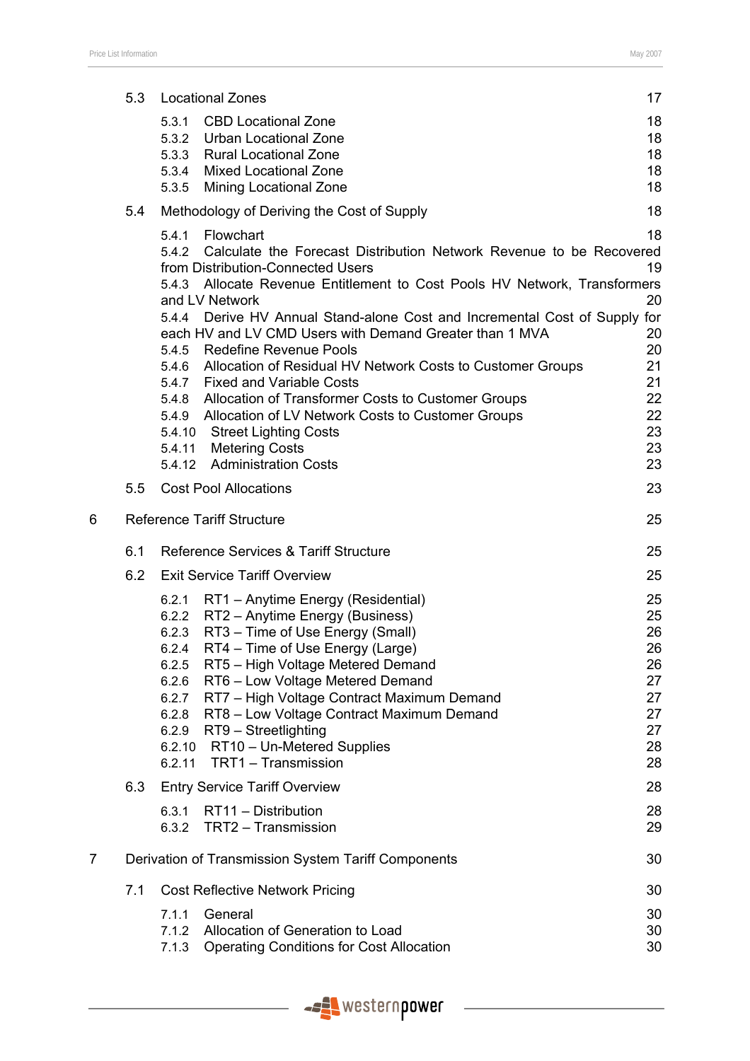5.3 Locational Zones 17

- 5.3.1 CBD Locational Zone 18
- 5.3.2 Urban Locational Zone 18
- 5.3.3 Rural Locational Zone 18
- 5.3.4 Mixed Locational Zone 18
- 5.3.5 Mining Locational Zone 18

5.4 Methodology of Deriving the Cost of Supply 18

- 5.4.1 Flowchart 18
- 5.4.2 Calculate the Forecast Distribution Network Revenue to be Recovered from Distribution-Connected Users 19
- 5.4.3 Allocate Revenue Entitlement to Cost Pools HV Network, Transformers and LV Network 20
- 5.4.4 Derive HV Annual Stand-alone Cost and Incremental Cost of Supply for each HV and LV CMD Users with Demand Greater than 1 MVA 20
- 5.4.5 Redefine Revenue Pools 20
- 5.4.6 Allocation of Residual HV Network Costs to Customer Groups 21
- 5.4.7 Fixed and Variable Costs 21
- 5.4.8 Allocation of Transformer Costs to Customer Groups 22
- 5.4.9 Allocation of LV Network Costs to Customer Groups 22
- 5.4.10 Street Lighting Costs 23
- 5.4.11 Metering Costs 23
- 5.4.12 Administration Costs 23

5.5 Cost Pool Allocations 23

6 Reference Tariff Structure 25

6.1 Reference Services & Tariff Structure 25

6.2 Exit Service Tariff Overview 25

- 6.2.1 RT1 – Anytime Energy (Residential) 25
- 6.2.2 RT2 – Anytime Energy (Business) 25
- 6.2.3 RT3 – Time of Use Energy (Small) 26
- 6.2.4 RT4 – Time of Use Energy (Large) 26
- 6.2.5 RT5 – High Voltage Metered Demand 26
- 6.2.6 RT6 – Low Voltage Metered Demand 27
- 6.2.7 RT7 – High Voltage Contract Maximum Demand 27
- 6.2.8 RT8 – Low Voltage Contract Maximum Demand 27
- 6.2.9 RT9 – Streetlighting 27
- 6.2.10 RT10 – Un-Metered Supplies 28
- 6.2.11 TRT1 – Transmission 28

6.3 Entry Service Tariff Overview 28

- 6.3.1 RT11 – Distribution 28
- 6.3.2 TRT2 – Transmission 29

7 Derivation of Transmission System Tariff Components 30

7.1 Cost Reflective Network Pricing 30

- 7.1.1 General 30
- 7.1.2 Allocation of Generation to Load 30
- 7.1.3 Operating Conditions for Cost Allocation 30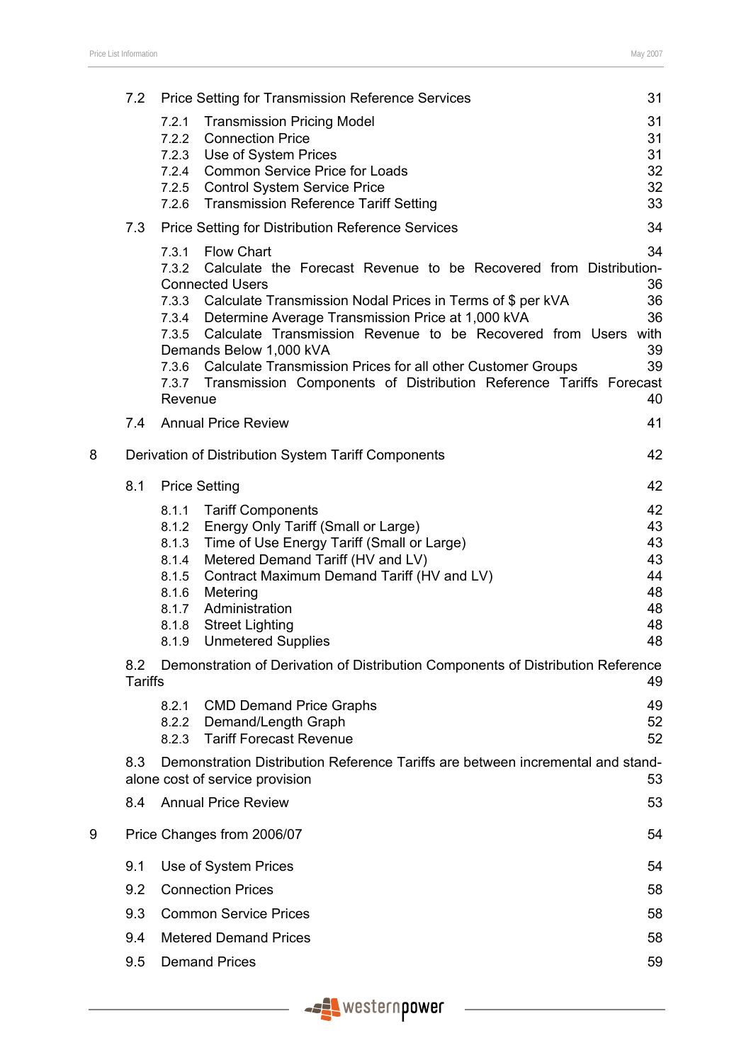7.2 Price Setting for Transmission Reference Services 31

- 7.2.1 Transmission Pricing Model 31
- 7.2.2 Connection Price 31
- 7.2.3 Use of System Prices 31
- 7.2.4 Common Service Price for Loads 32
- 7.2.5 Control System Service Price 32
- 7.2.6 Transmission Reference Tariff Setting 33

7.3 Price Setting for Distribution Reference Services 34

- 7.3.1 Flow Chart 34
- 7.3.2 Calculate the Forecast Revenue to be Recovered from Distribution-Connected Users 36
- 7.3.3 Calculate Transmission Nodal Prices in Terms of $ per kVA 36
- 7.3.4 Determine Average Transmission Price at 1,000 kVA 36
- 7.3.5 Calculate Transmission Revenue to be Recovered from Users with Demands Below 1,000 kVA 39
- 7.3.6 Calculate Transmission Prices for all other Customer Groups 39
- 7.3.7 Transmission Components of Distribution Reference Tariffs Forecast Revenue 40

7.4 Annual Price Review 41

8 Derivation of Distribution System Tariff Components 42

8.1 Price Setting 42

- 8.1.1 Tariff Components 42
- 8.1.2 Energy Only Tariff (Small or Large) 43
- 8.1.3 Time of Use Energy Tariff (Small or Large) 43
- 8.1.4 Metered Demand Tariff (HV and LV) 43
- 8.1.5 Contract Maximum Demand Tariff (HV and LV) 44
- 8.1.6 Metering 48
- 8.1.7 Administration 48
- 8.1.8 Street Lighting 48
- 8.1.9 Unmetered Supplies 48

8.2 Demonstration of Derivation of Distribution Components of Distribution Reference Tariffs 49

- 8.2.1 CMD Demand Price Graphs 49
- 8.2.2 Demand/Length Graph 52
- 8.2.3 Tariff Forecast Revenue 52

8.3 Demonstration Distribution Reference Tariffs are between incremental and stand-alone cost of service provision 53

8.4 Annual Price Review 53

9 Price Changes from 2006/07 54

9.1 Use of System Prices 54

9.2 Connection Prices 58

9.3 Common Service Prices 58

9.4 Metered Demand Prices 58

9.5 Demand Prices 59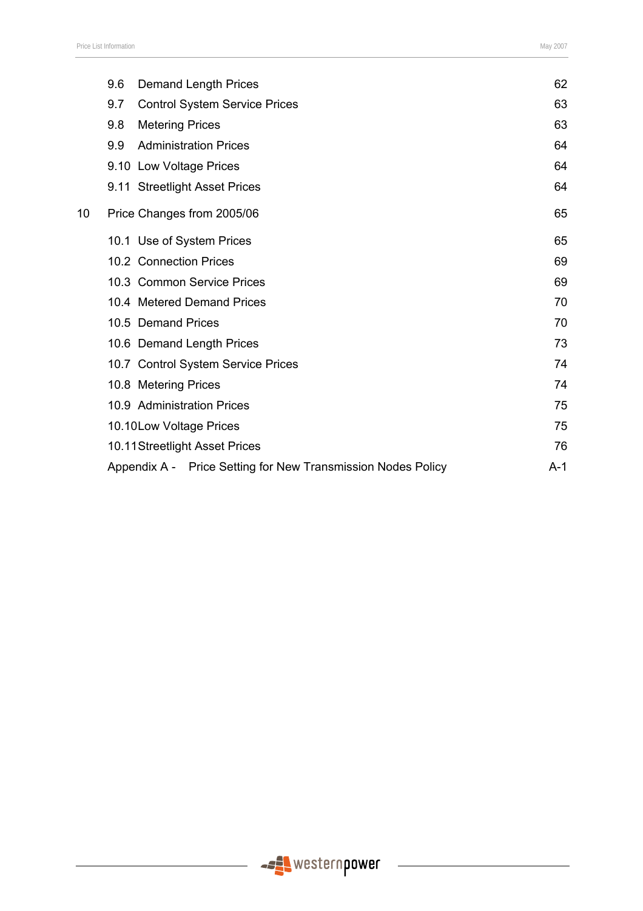9.6 Demand Length Prices 62

9.7 Control System Service Prices 63

9.8 Metering Prices 63

9.9 Administration Prices 64

9.10 Low Voltage Prices 64

9.11 Streetlight Asset Prices 64

10 Price Changes from 2005/06 65

10.1 Use of System Prices 65

10.2 Connection Prices 69

10.3 Common Service Prices 69

10.4 Metered Demand Prices 70

10.5 Demand Prices 70

10.6 Demand Length Prices 73

10.7 Control System Service Prices 74

10.8 Metering Prices 74

10.9 Administration Prices 75

10.10 Low Voltage Prices 75

10.11 Streetlight Asset Prices 76

Appendix A - Price Setting for New Transmission Nodes Policy A-1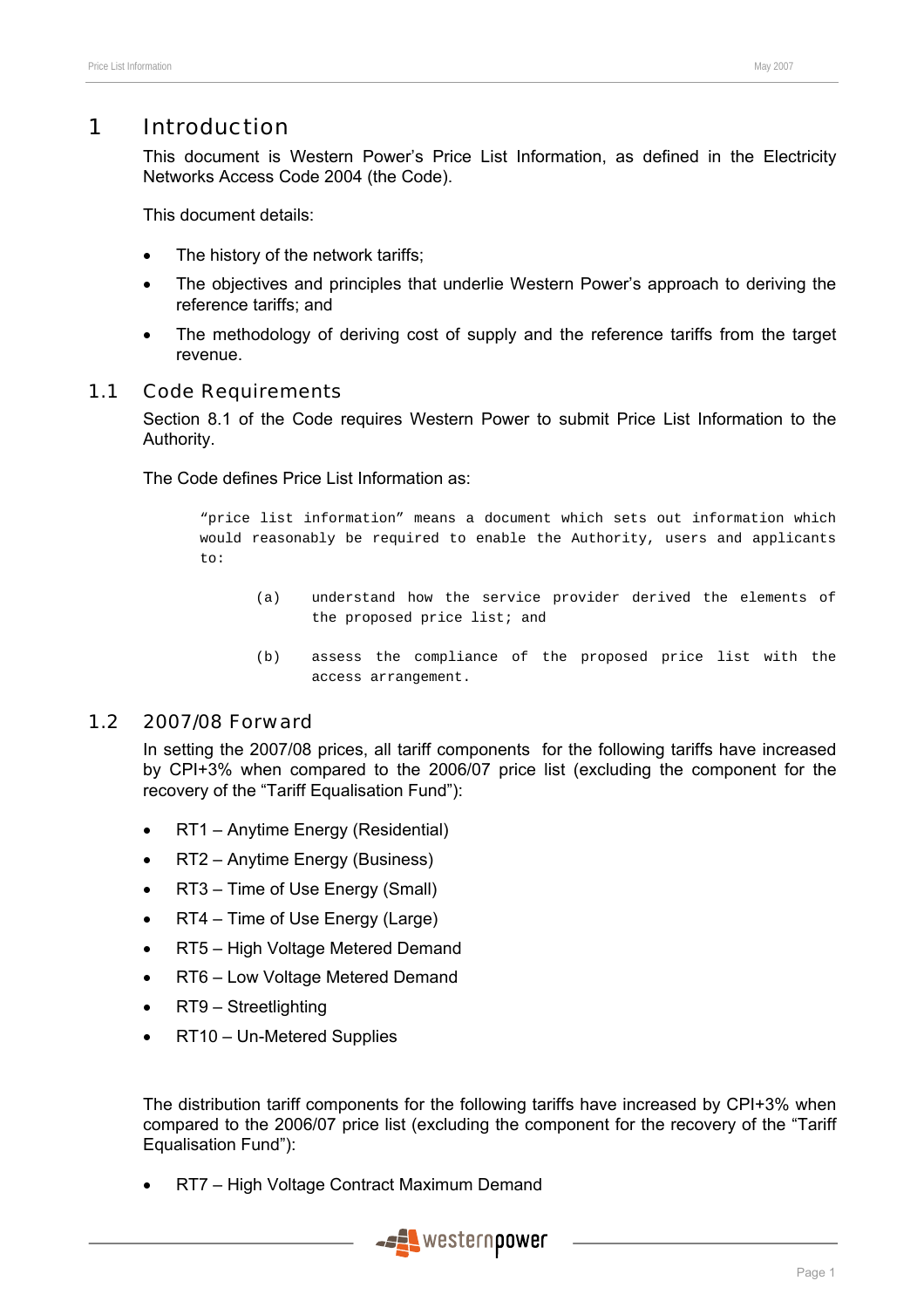# 1 Introduction

This document is Western Power's Price List Information, as defined in the Electricity Networks Access Code 2004 (the Code).

This document details:

- The history of the network tariffs;
- The objectives and principles that underlie Western Power's approach to deriving the reference tariffs; and
- The methodology of deriving cost of supply and the reference tariffs from the target revenue.

## 1.1 Code Requirements

Section 8.1 of the Code requires Western Power to submit Price List Information to the Authority.

The Code defines Price List Information as:

> "price list information" means a document which sets out information which would reasonably be required to enable the Authority, users and applicants to:
>
> (a) understand how the service provider derived the elements of the proposed price list; and
>
> (b) assess the compliance of the proposed price list with the access arrangement.

## 1.2 2007/08 Forward

In setting the 2007/08 prices, all tariff components for the following tariffs have increased by CPI+3% when compared to the 2006/07 price list (excluding the component for the recovery of the "Tariff Equalisation Fund"):

- RT1 – Anytime Energy (Residential)
- RT2 – Anytime Energy (Business)
- RT3 – Time of Use Energy (Small)
- RT4 – Time of Use Energy (Large)
- RT5 – High Voltage Metered Demand
- RT6 – Low Voltage Metered Demand
- RT9 – Streetlighting
- RT10 – Un-Metered Supplies

The distribution tariff components for the following tariffs have increased by CPI+3% when compared to the 2006/07 price list (excluding the component for the recovery of the "Tariff Equalisation Fund"):

- RT7 – High Voltage Contract Maximum Demand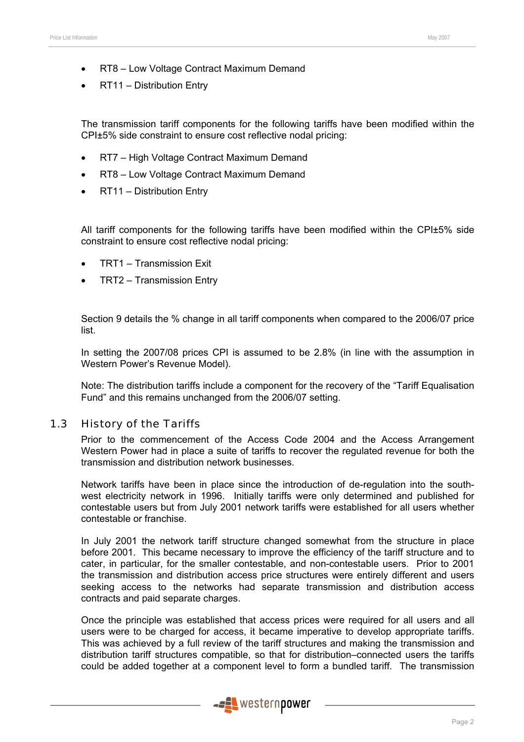- RT8 – Low Voltage Contract Maximum Demand
- RT11 – Distribution Entry

The transmission tariff components for the following tariffs have been modified within the CPI±5% side constraint to ensure cost reflective nodal pricing:

- RT7 – High Voltage Contract Maximum Demand
- RT8 – Low Voltage Contract Maximum Demand
- RT11 – Distribution Entry

All tariff components for the following tariffs have been modified within the CPI±5% side constraint to ensure cost reflective nodal pricing:

- TRT1 – Transmission Exit
- TRT2 – Transmission Entry

Section 9 details the % change in all tariff components when compared to the 2006/07 price list.

In setting the 2007/08 prices CPI is assumed to be 2.8% (in line with the assumption in Western Power's Revenue Model).

Note: The distribution tariffs include a component for the recovery of the "Tariff Equalisation Fund" and this remains unchanged from the 2006/07 setting.

## 1.3 History of the Tariffs

Prior to the commencement of the Access Code 2004 and the Access Arrangement Western Power had in place a suite of tariffs to recover the regulated revenue for both the transmission and distribution network businesses.

Network tariffs have been in place since the introduction of de-regulation into the south-west electricity network in 1996. Initially tariffs were only determined and published for contestable users but from July 2001 network tariffs were established for all users whether contestable or franchise.

In July 2001 the network tariff structure changed somewhat from the structure in place before 2001. This became necessary to improve the efficiency of the tariff structure and to cater, in particular, for the smaller contestable, and non-contestable users. Prior to 2001 the transmission and distribution access price structures were entirely different and users seeking access to the networks had separate transmission and distribution access contracts and paid separate charges.

Once the principle was established that access prices were required for all users and all users were to be charged for access, it became imperative to develop appropriate tariffs. This was achieved by a full review of the tariff structures and making the transmission and distribution tariff structures compatible, so that for distribution–connected users the tariffs could be added together at a component level to form a bundled tariff. The transmission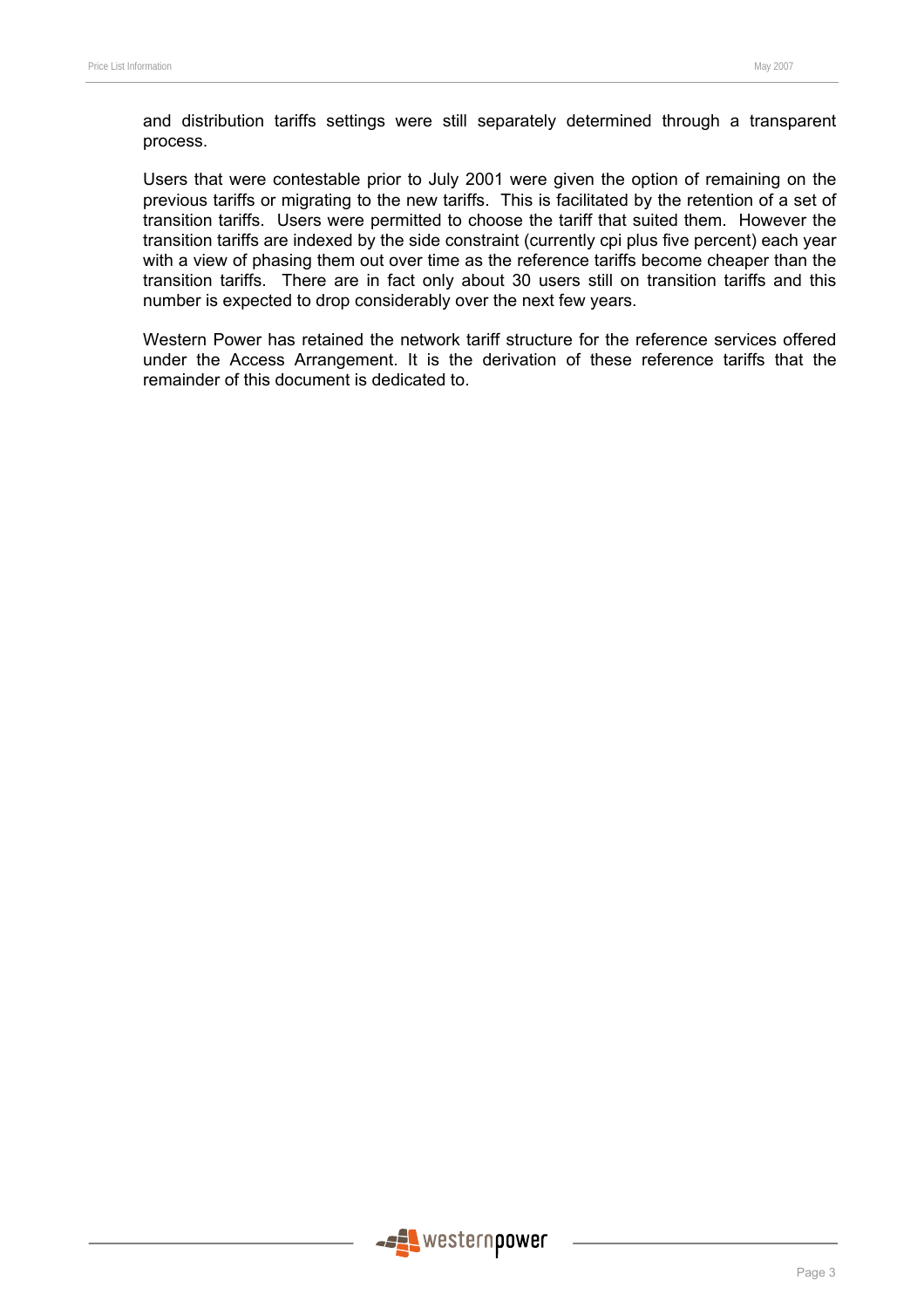and distribution tariffs settings were still separately determined through a transparent process.

Users that were contestable prior to July 2001 were given the option of remaining on the previous tariffs or migrating to the new tariffs. This is facilitated by the retention of a set of transition tariffs. Users were permitted to choose the tariff that suited them. However the transition tariffs are indexed by the side constraint (currently cpi plus five percent) each year with a view of phasing them out over time as the reference tariffs become cheaper than the transition tariffs. There are in fact only about 30 users still on transition tariffs and this number is expected to drop considerably over the next few years.

Western Power has retained the network tariff structure for the reference services offered under the Access Arrangement. It is the derivation of these reference tariffs that the remainder of this document is dedicated to.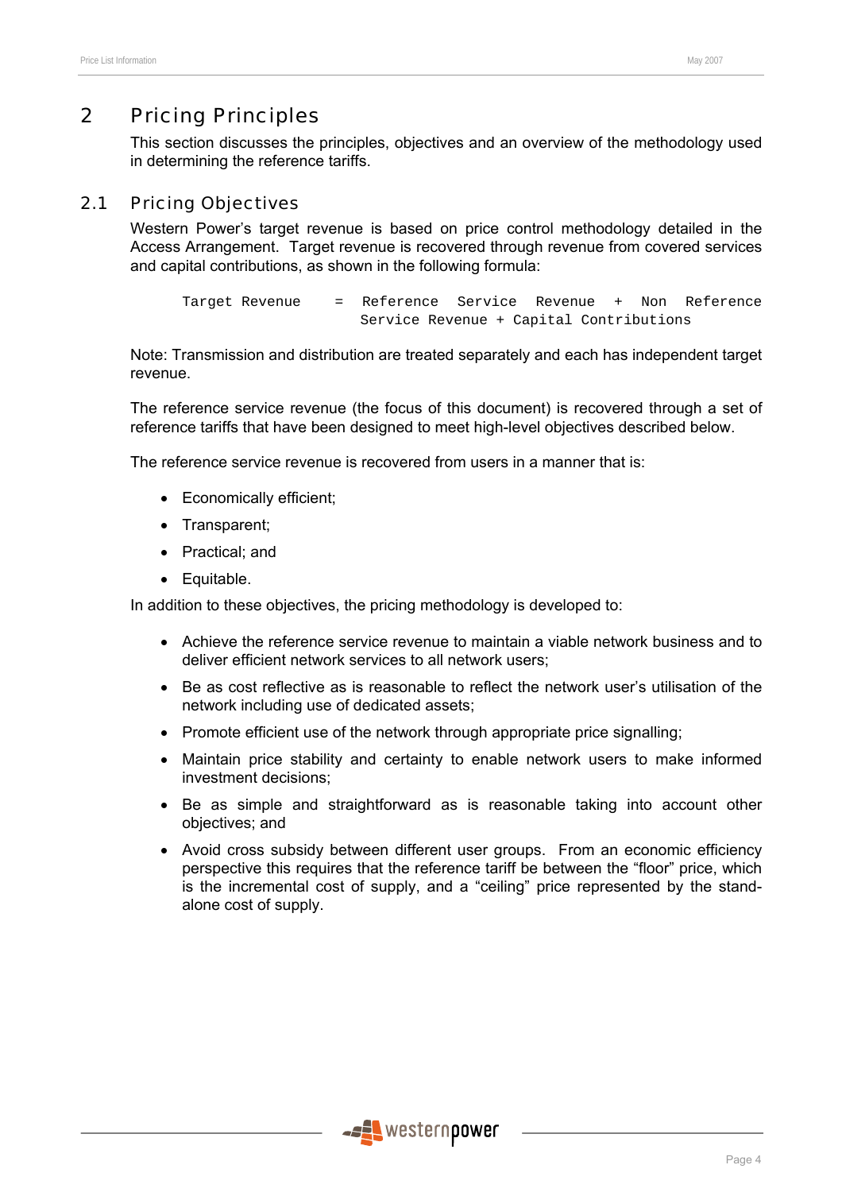# 2 Pricing Principles

This section discusses the principles, objectives and an overview of the methodology used in determining the reference tariffs.

## 2.1 Pricing Objectives

Western Power's target revenue is based on price control methodology detailed in the Access Arrangement. Target revenue is recovered through revenue from covered services and capital contributions, as shown in the following formula:

```
Target Revenue    =  Reference  Service  Revenue  +  Non  Reference
                     Service Revenue + Capital Contributions
```

Note: Transmission and distribution are treated separately and each has independent target revenue.

The reference service revenue (the focus of this document) is recovered through a set of reference tariffs that have been designed to meet high-level objectives described below.

The reference service revenue is recovered from users in a manner that is:

- Economically efficient;
- Transparent;
- Practical; and
- Equitable.

In addition to these objectives, the pricing methodology is developed to:

- Achieve the reference service revenue to maintain a viable network business and to deliver efficient network services to all network users;
- Be as cost reflective as is reasonable to reflect the network user's utilisation of the network including use of dedicated assets;
- Promote efficient use of the network through appropriate price signalling;
- Maintain price stability and certainty to enable network users to make informed investment decisions;
- Be as simple and straightforward as is reasonable taking into account other objectives; and
- Avoid cross subsidy between different user groups. From an economic efficiency perspective this requires that the reference tariff be between the "floor" price, which is the incremental cost of supply, and a "ceiling" price represented by the stand-alone cost of supply.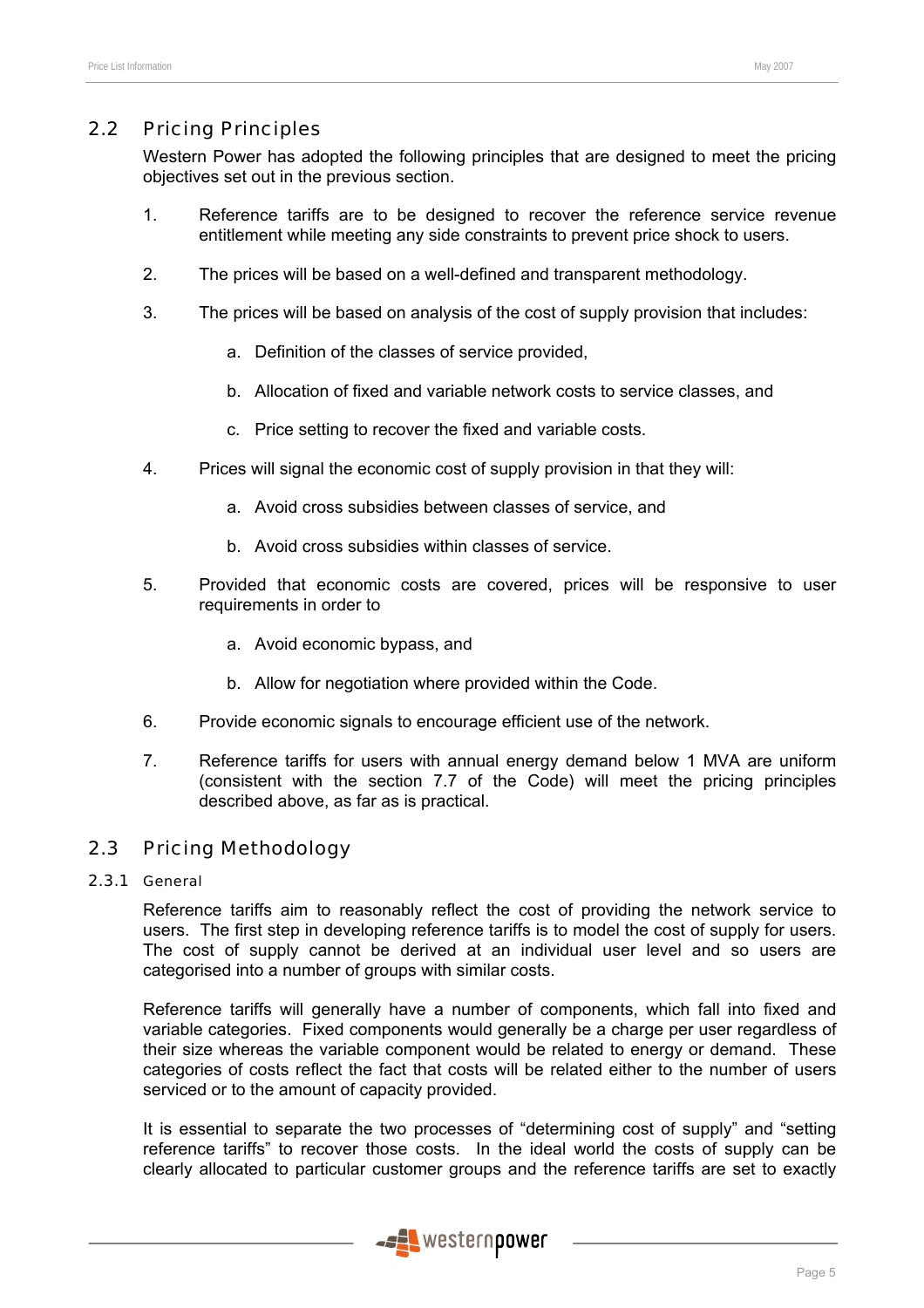## 2.2 Pricing Principles

Western Power has adopted the following principles that are designed to meet the pricing objectives set out in the previous section.

1. Reference tariffs are to be designed to recover the reference service revenue entitlement while meeting any side constraints to prevent price shock to users.

2. The prices will be based on a well-defined and transparent methodology.

3. The prices will be based on analysis of the cost of supply provision that includes:

   a. Definition of the classes of service provided,

   b. Allocation of fixed and variable network costs to service classes, and

   c. Price setting to recover the fixed and variable costs.

4. Prices will signal the economic cost of supply provision in that they will:

   a. Avoid cross subsidies between classes of service, and

   b. Avoid cross subsidies within classes of service.

5. Provided that economic costs are covered, prices will be responsive to user requirements in order to

   a. Avoid economic bypass, and

   b. Allow for negotiation where provided within the Code.

6. Provide economic signals to encourage efficient use of the network.

7. Reference tariffs for users with annual energy demand below 1 MVA are uniform (consistent with the section 7.7 of the Code) will meet the pricing principles described above, as far as is practical.

## 2.3 Pricing Methodology

### 2.3.1 General

Reference tariffs aim to reasonably reflect the cost of providing the network service to users. The first step in developing reference tariffs is to model the cost of supply for users. The cost of supply cannot be derived at an individual user level and so users are categorised into a number of groups with similar costs.

Reference tariffs will generally have a number of components, which fall into fixed and variable categories. Fixed components would generally be a charge per user regardless of their size whereas the variable component would be related to energy or demand. These categories of costs reflect the fact that costs will be related either to the number of users serviced or to the amount of capacity provided.

It is essential to separate the two processes of "determining cost of supply" and "setting reference tariffs" to recover those costs. In the ideal world the costs of supply can be clearly allocated to particular customer groups and the reference tariffs are set to exactly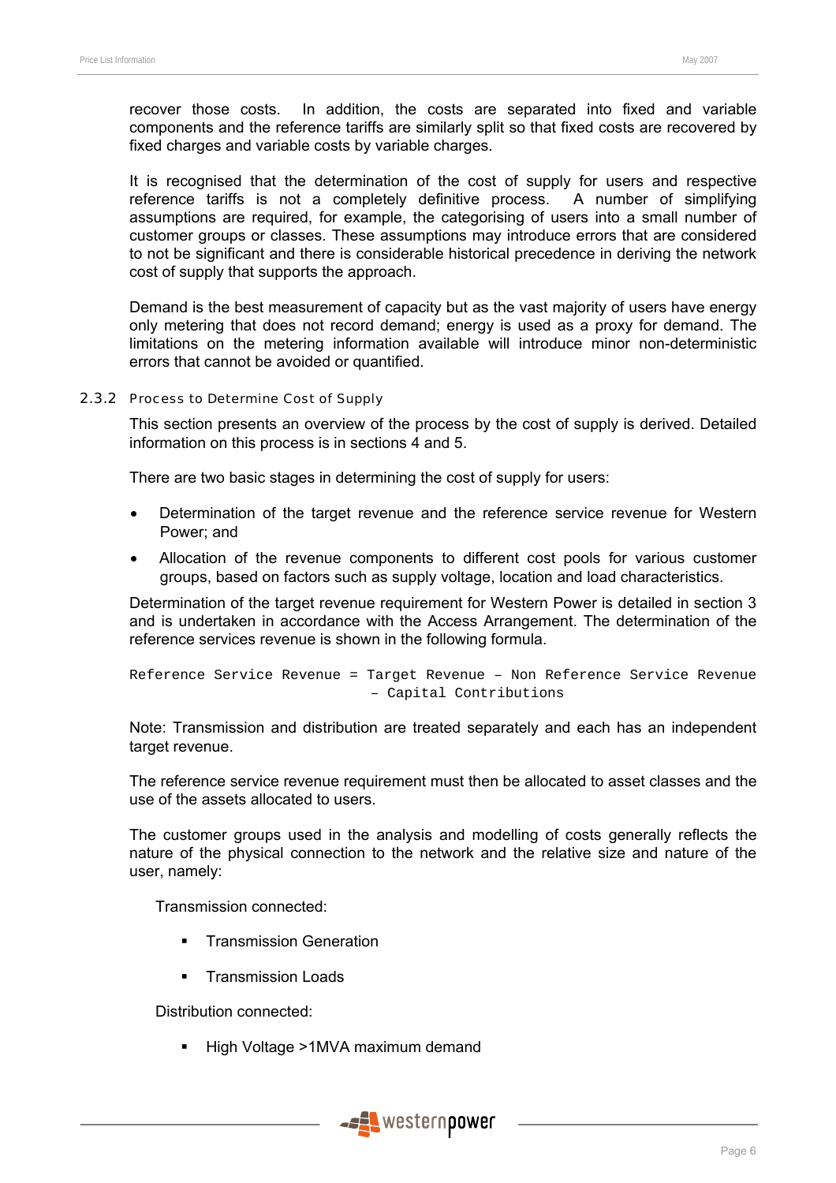recover those costs. In addition, the costs are separated into fixed and variable components and the reference tariffs are similarly split so that fixed costs are recovered by fixed charges and variable costs by variable charges.

It is recognised that the determination of the cost of supply for users and respective reference tariffs is not a completely definitive process. A number of simplifying assumptions are required, for example, the categorising of users into a small number of customer groups or classes. These assumptions may introduce errors that are considered to not be significant and there is considerable historical precedence in deriving the network cost of supply that supports the approach.

Demand is the best measurement of capacity but as the vast majority of users have energy only metering that does not record demand; energy is used as a proxy for demand. The limitations on the metering information available will introduce minor non-deterministic errors that cannot be avoided or quantified.

### 2.3.2 Process to Determine Cost of Supply

This section presents an overview of the process by the cost of supply is derived. Detailed information on this process is in sections 4 and 5.

There are two basic stages in determining the cost of supply for users:

- Determination of the target revenue and the reference service revenue for Western Power; and
- Allocation of the revenue components to different cost pools for various customer groups, based on factors such as supply voltage, location and load characteristics.

Determination of the target revenue requirement for Western Power is detailed in section 3 and is undertaken in accordance with the Access Arrangement. The determination of the reference services revenue is shown in the following formula.

```
Reference Service Revenue = Target Revenue – Non Reference Service Revenue
                             – Capital Contributions
```

Note: Transmission and distribution are treated separately and each has an independent target revenue.

The reference service revenue requirement must then be allocated to asset classes and the use of the assets allocated to users.

The customer groups used in the analysis and modelling of costs generally reflects the nature of the physical connection to the network and the relative size and nature of the user, namely:

Transmission connected:

- Transmission Generation
- Transmission Loads

Distribution connected:

- High Voltage >1MVA maximum demand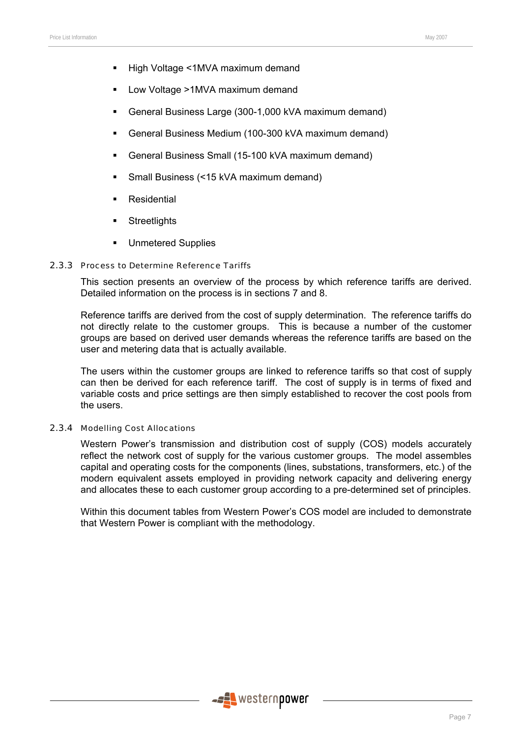- High Voltage <1MVA maximum demand
- Low Voltage >1MVA maximum demand
- General Business Large (300-1,000 kVA maximum demand)
- General Business Medium (100-300 kVA maximum demand)
- General Business Small (15-100 kVA maximum demand)
- Small Business (<15 kVA maximum demand)
- Residential
- Streetlights
- Unmetered Supplies

### 2.3.3 Process to Determine Reference Tariffs

This section presents an overview of the process by which reference tariffs are derived. Detailed information on the process is in sections 7 and 8.

Reference tariffs are derived from the cost of supply determination. The reference tariffs do not directly relate to the customer groups. This is because a number of the customer groups are based on derived user demands whereas the reference tariffs are based on the user and metering data that is actually available.

The users within the customer groups are linked to reference tariffs so that cost of supply can then be derived for each reference tariff. The cost of supply is in terms of fixed and variable costs and price settings are then simply established to recover the cost pools from the users.

### 2.3.4 Modelling Cost Allocations

Western Power's transmission and distribution cost of supply (COS) models accurately reflect the network cost of supply for the various customer groups. The model assembles capital and operating costs for the components (lines, substations, transformers, etc.) of the modern equivalent assets employed in providing network capacity and delivering energy and allocates these to each customer group according to a pre-determined set of principles.

Within this document tables from Western Power's COS model are included to demonstrate that Western Power is compliant with the methodology.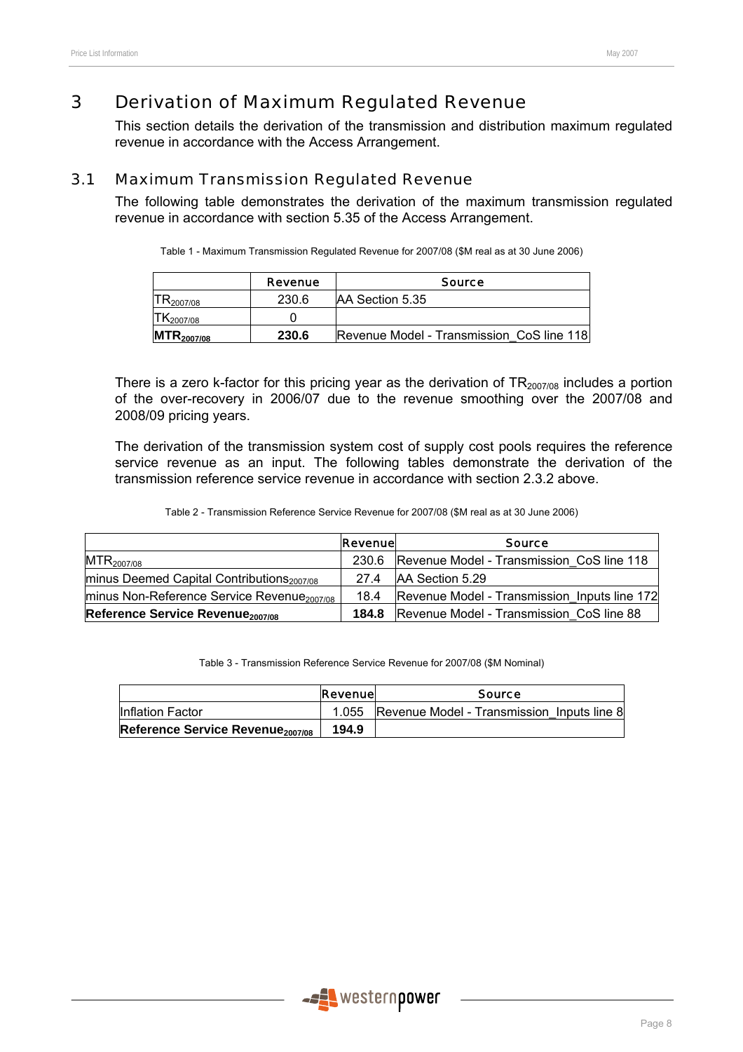# 3 Derivation of Maximum Regulated Revenue

This section details the derivation of the transmission and distribution maximum regulated revenue in accordance with the Access Arrangement.

## 3.1 Maximum Transmission Regulated Revenue

The following table demonstrates the derivation of the maximum transmission regulated revenue in accordance with section 5.35 of the Access Arrangement.

Table 1 - Maximum Transmission Regulated Revenue for 2007/08 ($M real as at 30 June 2006)

| | Revenue | Source |
|---|---|---|
| $TR_{2007/08}$ | 230.6 | AA Section 5.35 |
| $TK_{2007/08}$ | 0 | |
| **$MTR_{2007/08}$** | **230.6** | Revenue Model - Transmission_CoS line 118 |

There is a zero k-factor for this pricing year as the derivation of $TR_{2007/08}$ includes a portion of the over-recovery in 2006/07 due to the revenue smoothing over the 2007/08 and 2008/09 pricing years.

The derivation of the transmission system cost of supply cost pools requires the reference service revenue as an input. The following tables demonstrate the derivation of the transmission reference service revenue in accordance with section 2.3.2 above.

Table 2 - Transmission Reference Service Revenue for 2007/08 ($M real as at 30 June 2006)

| | Revenue | Source |
|---|---|---|
| $MTR_{2007/08}$ | 230.6 | Revenue Model - Transmission_CoS line 118 |
| minus Deemed Capital Contributions$_{2007/08}$ | 27.4 | AA Section 5.29 |
| minus Non-Reference Service Revenue$_{2007/08}$ | 18.4 | Revenue Model - Transmission_Inputs line 172 |
| **Reference Service Revenue$_{2007/08}$** | **184.8** | Revenue Model - Transmission_CoS line 88 |

Table 3 - Transmission Reference Service Revenue for 2007/08 ($M Nominal)

| | Revenue | Source |
|---|---|---|
| Inflation Factor | 1.055 | Revenue Model - Transmission_Inputs line 8 |
| **Reference Service Revenue$_{2007/08}$** | **194.9** | |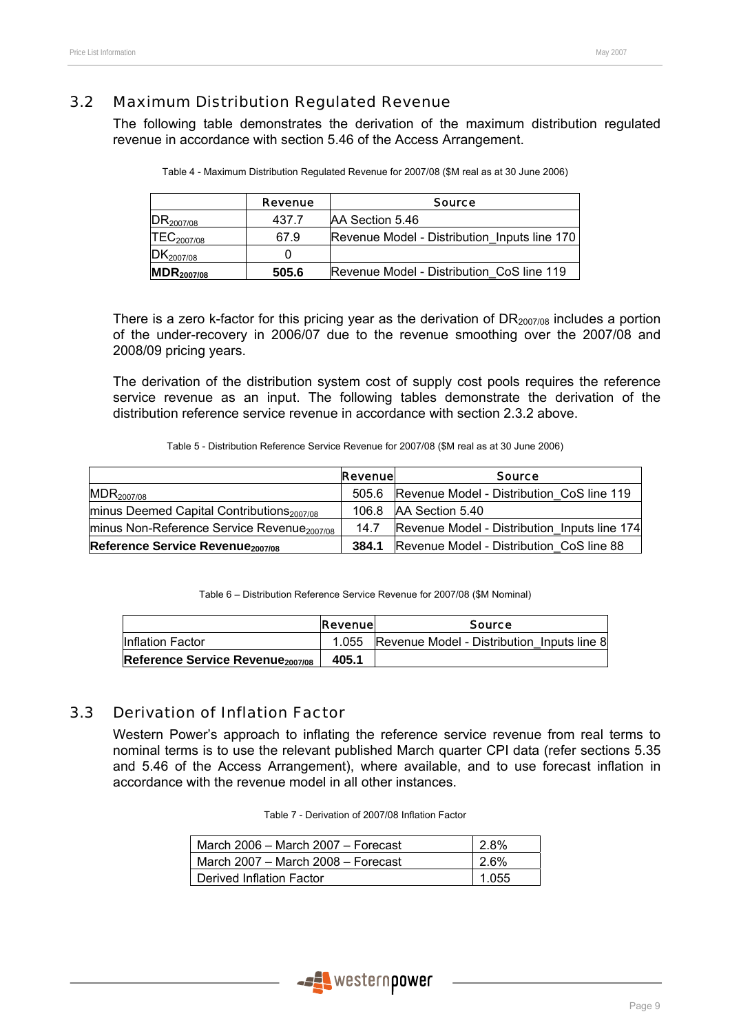## 3.2 Maximum Distribution Regulated Revenue

The following table demonstrates the derivation of the maximum distribution regulated revenue in accordance with section 5.46 of the Access Arrangement.

Table 4 - Maximum Distribution Regulated Revenue for 2007/08 ($M real as at 30 June 2006)

| | Revenue | Source |
|---|---|---|
| $DR_{2007/08}$ | 437.7 | AA Section 5.46 |
| $TEC_{2007/08}$ | 67.9 | Revenue Model - Distribution_Inputs line 170 |
| $DK_{2007/08}$ | 0 | |
| **$MDR_{2007/08}$** | **505.6** | Revenue Model - Distribution_CoS line 119 |

There is a zero k-factor for this pricing year as the derivation of $DR_{2007/08}$ includes a portion of the under-recovery in 2006/07 due to the revenue smoothing over the 2007/08 and 2008/09 pricing years.

The derivation of the distribution system cost of supply cost pools requires the reference service revenue as an input. The following tables demonstrate the derivation of the distribution reference service revenue in accordance with section 2.3.2 above.

Table 5 - Distribution Reference Service Revenue for 2007/08 ($M real as at 30 June 2006)

| | Revenue | Source |
|---|---|---|
| $MDR_{2007/08}$ | 505.6 | Revenue Model - Distribution_CoS line 119 |
| minus Deemed Capital Contributions$_{2007/08}$ | 106.8 | AA Section 5.40 |
| minus Non-Reference Service Revenue$_{2007/08}$ | 14.7 | Revenue Model - Distribution_Inputs line 174 |
| **Reference Service Revenue$_{2007/08}$** | **384.1** | Revenue Model - Distribution_CoS line 88 |

Table 6 – Distribution Reference Service Revenue for 2007/08 ($M Nominal)

| | Revenue | Source |
|---|---|---|
| Inflation Factor | 1.055 | Revenue Model - Distribution_Inputs line 8 |
| **Reference Service Revenue$_{2007/08}$** | **405.1** | |

## 3.3 Derivation of Inflation Factor

Western Power's approach to inflating the reference service revenue from real terms to nominal terms is to use the relevant published March quarter CPI data (refer sections 5.35 and 5.46 of the Access Arrangement), where available, and to use forecast inflation in accordance with the revenue model in all other instances.

Table 7 - Derivation of 2007/08 Inflation Factor

| | |
|---|---|
| March 2006 – March 2007 – Forecast | 2.8% |
| March 2007 – March 2008 – Forecast | 2.6% |
| Derived Inflation Factor | 1.055 |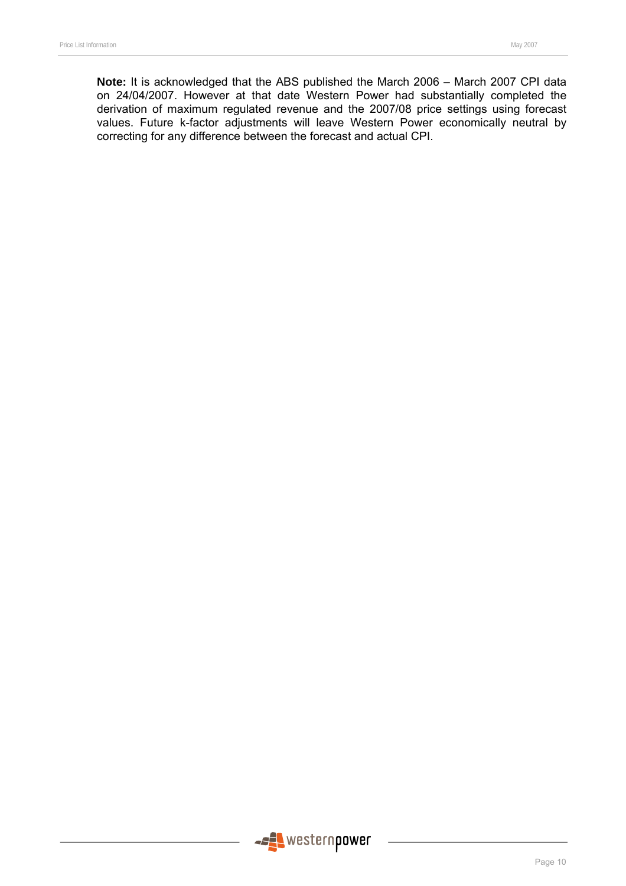**Note:** It is acknowledged that the ABS published the March 2006 – March 2007 CPI data on 24/04/2007. However at that date Western Power had substantially completed the derivation of maximum regulated revenue and the 2007/08 price settings using forecast values. Future k-factor adjustments will leave Western Power economically neutral by correcting for any difference between the forecast and actual CPI.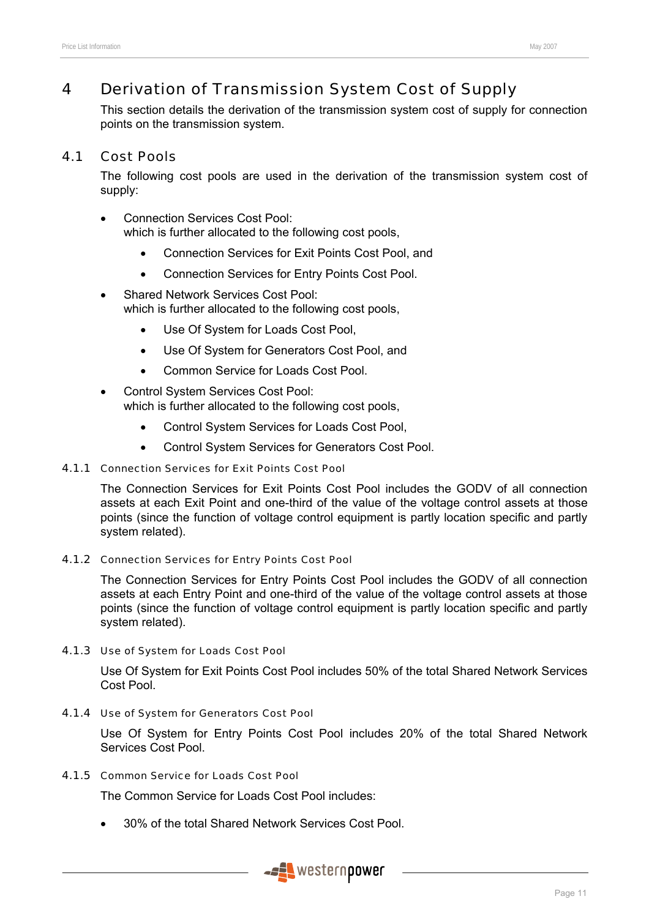# 4 Derivation of Transmission System Cost of Supply

This section details the derivation of the transmission system cost of supply for connection points on the transmission system.

## 4.1 Cost Pools

The following cost pools are used in the derivation of the transmission system cost of supply:

- Connection Services Cost Pool:
  which is further allocated to the following cost pools,
  - Connection Services for Exit Points Cost Pool, and
  - Connection Services for Entry Points Cost Pool.
- Shared Network Services Cost Pool:
  which is further allocated to the following cost pools,
  - Use Of System for Loads Cost Pool,
  - Use Of System for Generators Cost Pool, and
  - Common Service for Loads Cost Pool.
- Control System Services Cost Pool:
  which is further allocated to the following cost pools,
  - Control System Services for Loads Cost Pool,
  - Control System Services for Generators Cost Pool.

### 4.1.1 Connection Services for Exit Points Cost Pool

The Connection Services for Exit Points Cost Pool includes the GODV of all connection assets at each Exit Point and one-third of the value of the voltage control assets at those points (since the function of voltage control equipment is partly location specific and partly system related).

### 4.1.2 Connection Services for Entry Points Cost Pool

The Connection Services for Entry Points Cost Pool includes the GODV of all connection assets at each Entry Point and one-third of the value of the voltage control assets at those points (since the function of voltage control equipment is partly location specific and partly system related).

### 4.1.3 Use of System for Loads Cost Pool

Use Of System for Exit Points Cost Pool includes 50% of the total Shared Network Services Cost Pool.

### 4.1.4 Use of System for Generators Cost Pool

Use Of System for Entry Points Cost Pool includes 20% of the total Shared Network Services Cost Pool.

### 4.1.5 Common Service for Loads Cost Pool

The Common Service for Loads Cost Pool includes:

- 30% of the total Shared Network Services Cost Pool.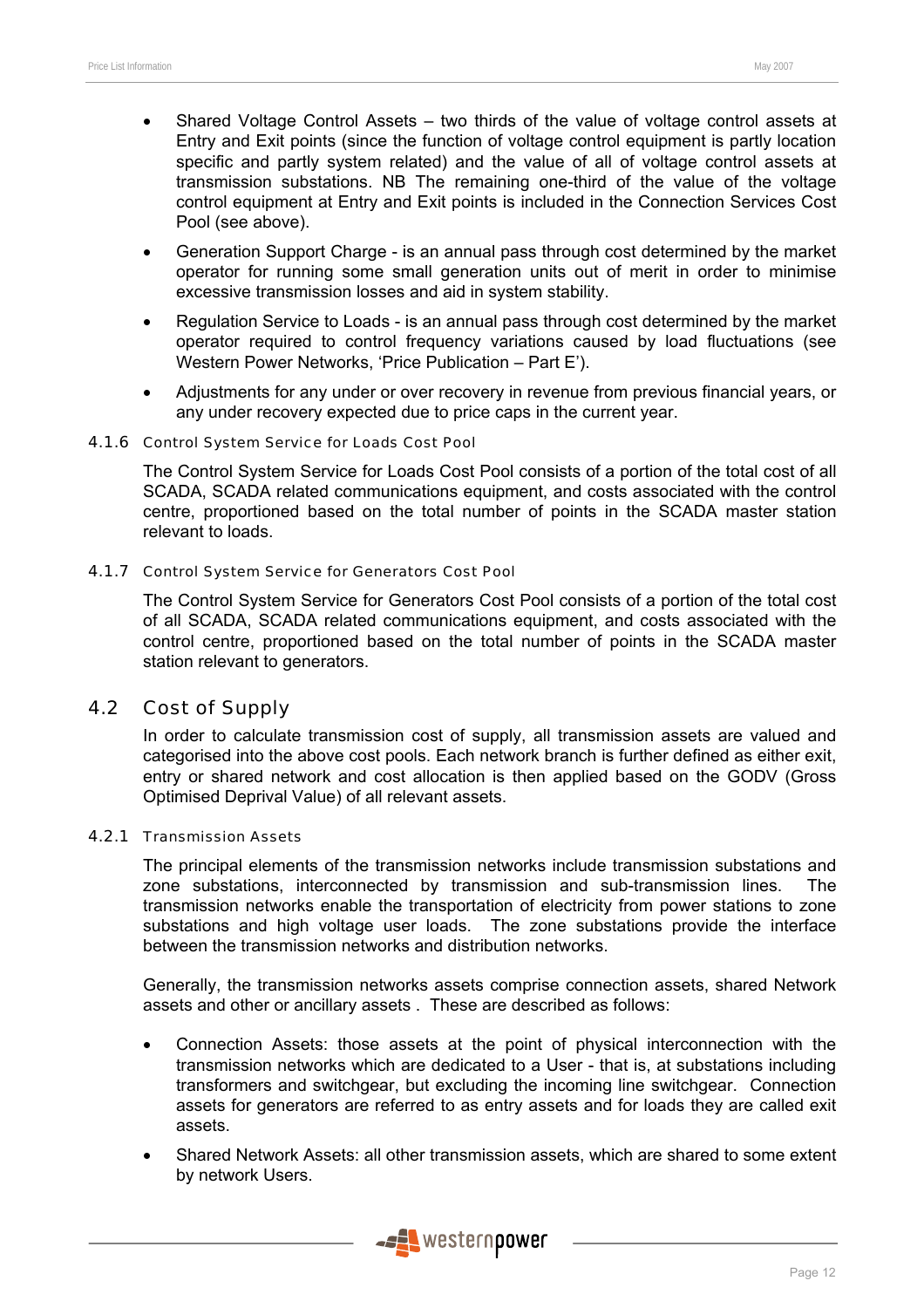- Shared Voltage Control Assets – two thirds of the value of voltage control assets at Entry and Exit points (since the function of voltage control equipment is partly location specific and partly system related) and the value of all of voltage control assets at transmission substations. NB The remaining one-third of the value of the voltage control equipment at Entry and Exit points is included in the Connection Services Cost Pool (see above).
- Generation Support Charge - is an annual pass through cost determined by the market operator for running some small generation units out of merit in order to minimise excessive transmission losses and aid in system stability.
- Regulation Service to Loads - is an annual pass through cost determined by the market operator required to control frequency variations caused by load fluctuations (see Western Power Networks, 'Price Publication – Part E').
- Adjustments for any under or over recovery in revenue from previous financial years, or any under recovery expected due to price caps in the current year.

#### 4.1.6 Control System Service for Loads Cost Pool

The Control System Service for Loads Cost Pool consists of a portion of the total cost of all SCADA, SCADA related communications equipment, and costs associated with the control centre, proportioned based on the total number of points in the SCADA master station relevant to loads.

#### 4.1.7 Control System Service for Generators Cost Pool

The Control System Service for Generators Cost Pool consists of a portion of the total cost of all SCADA, SCADA related communications equipment, and costs associated with the control centre, proportioned based on the total number of points in the SCADA master station relevant to generators.

### 4.2 Cost of Supply

In order to calculate transmission cost of supply, all transmission assets are valued and categorised into the above cost pools. Each network branch is further defined as either exit, entry or shared network and cost allocation is then applied based on the GODV (Gross Optimised Deprival Value) of all relevant assets.

#### 4.2.1 Transmission Assets

The principal elements of the transmission networks include transmission substations and zone substations, interconnected by transmission and sub-transmission lines. The transmission networks enable the transportation of electricity from power stations to zone substations and high voltage user loads. The zone substations provide the interface between the transmission networks and distribution networks.

Generally, the transmission networks assets comprise connection assets, shared Network assets and other or ancillary assets . These are described as follows:

- Connection Assets: those assets at the point of physical interconnection with the transmission networks which are dedicated to a User - that is, at substations including transformers and switchgear, but excluding the incoming line switchgear. Connection assets for generators are referred to as entry assets and for loads they are called exit assets.
- Shared Network Assets: all other transmission assets, which are shared to some extent by network Users.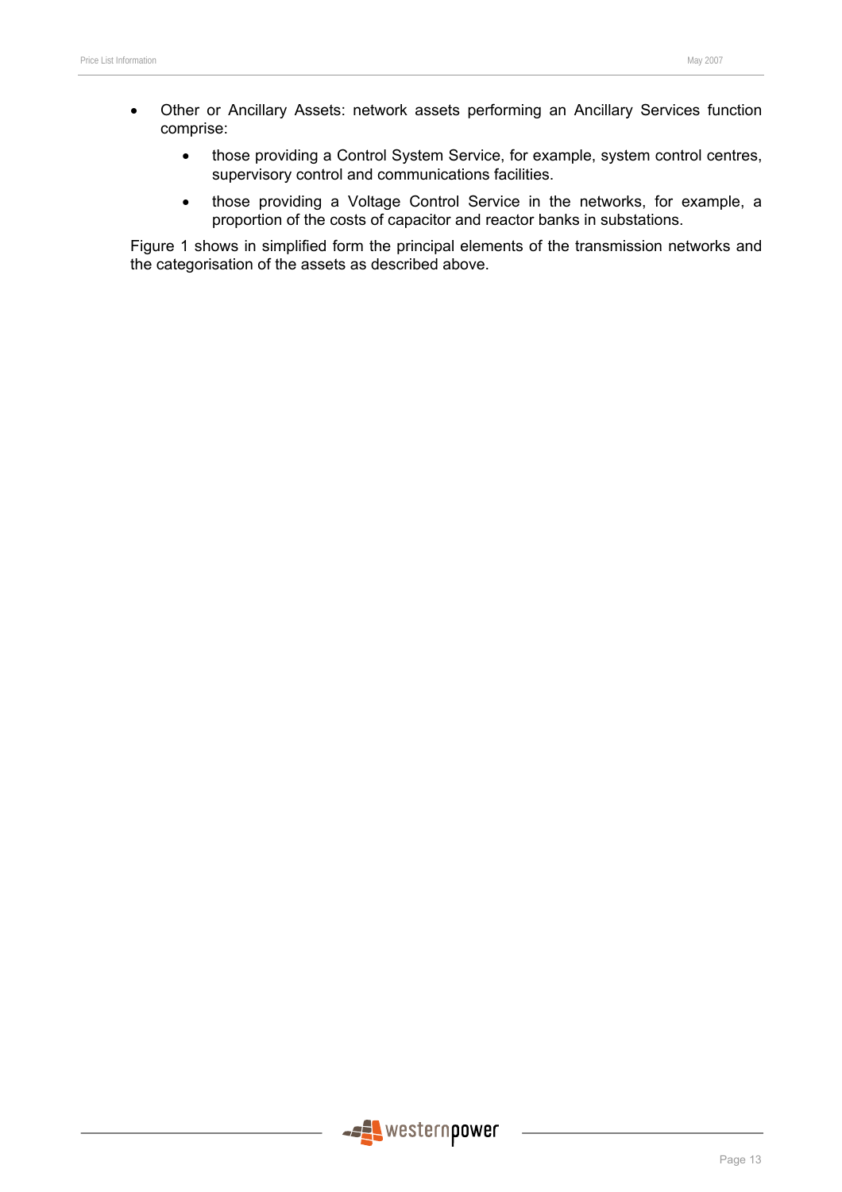- Other or Ancillary Assets: network assets performing an Ancillary Services function comprise:
  - those providing a Control System Service, for example, system control centres, supervisory control and communications facilities.
  - those providing a Voltage Control Service in the networks, for example, a proportion of the costs of capacitor and reactor banks in substations.

Figure 1 shows in simplified form the principal elements of the transmission networks and the categorisation of the assets as described above.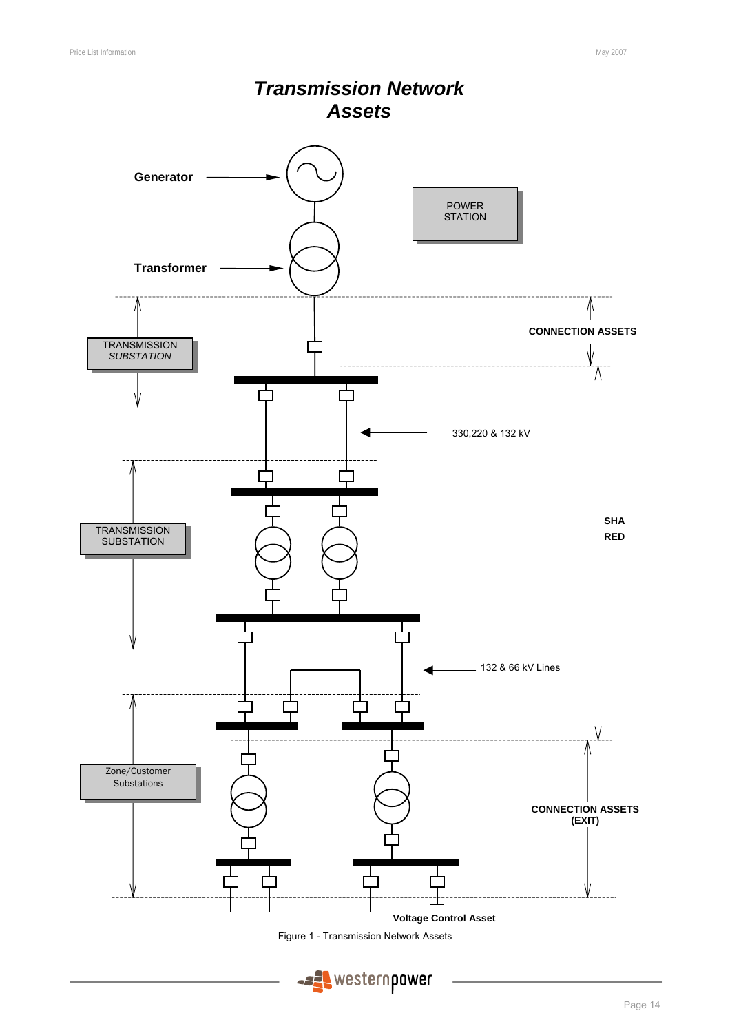# Transmission Network Assets

Generator

Transformer

POWER STATION

TRANSMISSION *SUBSTATION*

CONNECTION ASSETS

330,220 & 132 kV

TRANSMISSION SUBSTATION

SHA RED

132 & 66 kV Lines

Zone/Customer Substations

CONNECTION ASSETS (EXIT)

Voltage Control Asset

Figure 1 - Transmission Network Assets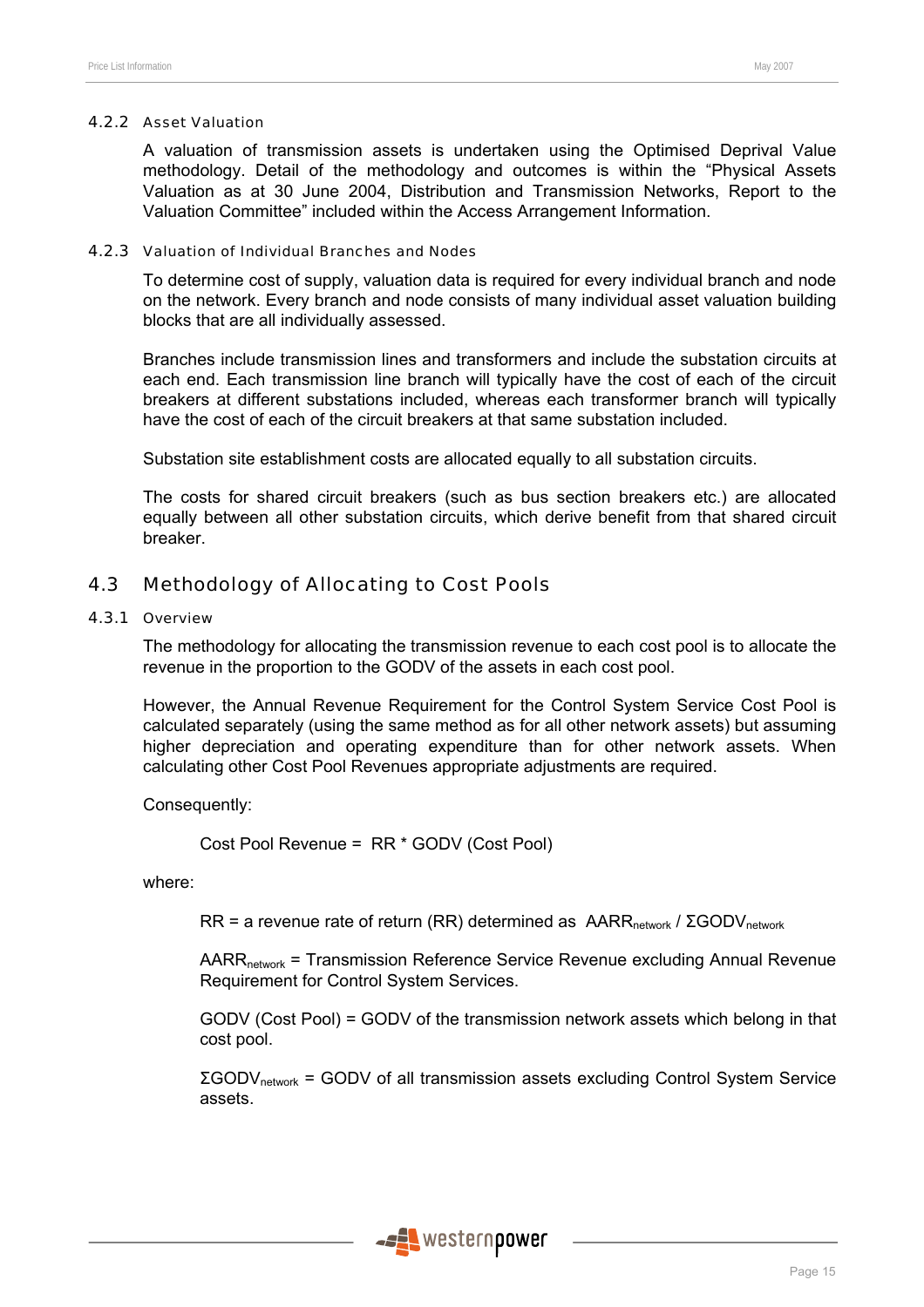### 4.2.2 Asset Valuation

A valuation of transmission assets is undertaken using the Optimised Deprival Value methodology. Detail of the methodology and outcomes is within the "Physical Assets Valuation as at 30 June 2004, Distribution and Transmission Networks, Report to the Valuation Committee" included within the Access Arrangement Information.

### 4.2.3 Valuation of Individual Branches and Nodes

To determine cost of supply, valuation data is required for every individual branch and node on the network. Every branch and node consists of many individual asset valuation building blocks that are all individually assessed.

Branches include transmission lines and transformers and include the substation circuits at each end. Each transmission line branch will typically have the cost of each of the circuit breakers at different substations included, whereas each transformer branch will typically have the cost of each of the circuit breakers at that same substation included.

Substation site establishment costs are allocated equally to all substation circuits.

The costs for shared circuit breakers (such as bus section breakers etc.) are allocated equally between all other substation circuits, which derive benefit from that shared circuit breaker.

## 4.3 Methodology of Allocating to Cost Pools

### 4.3.1 Overview

The methodology for allocating the transmission revenue to each cost pool is to allocate the revenue in the proportion to the GODV of the assets in each cost pool.

However, the Annual Revenue Requirement for the Control System Service Cost Pool is calculated separately (using the same method as for all other network assets) but assuming higher depreciation and operating expenditure than for other network assets. When calculating other Cost Pool Revenues appropriate adjustments are required.

Consequently:

Cost Pool Revenue = RR * GODV (Cost Pool)

where:

RR = a revenue rate of return (RR) determined as $AARR_{network} / \Sigma GODV_{network}$

$AARR_{network}$ = Transmission Reference Service Revenue excluding Annual Revenue Requirement for Control System Services.

GODV (Cost Pool) = GODV of the transmission network assets which belong in that cost pool.

$\Sigma GODV_{network}$ = GODV of all transmission assets excluding Control System Service assets.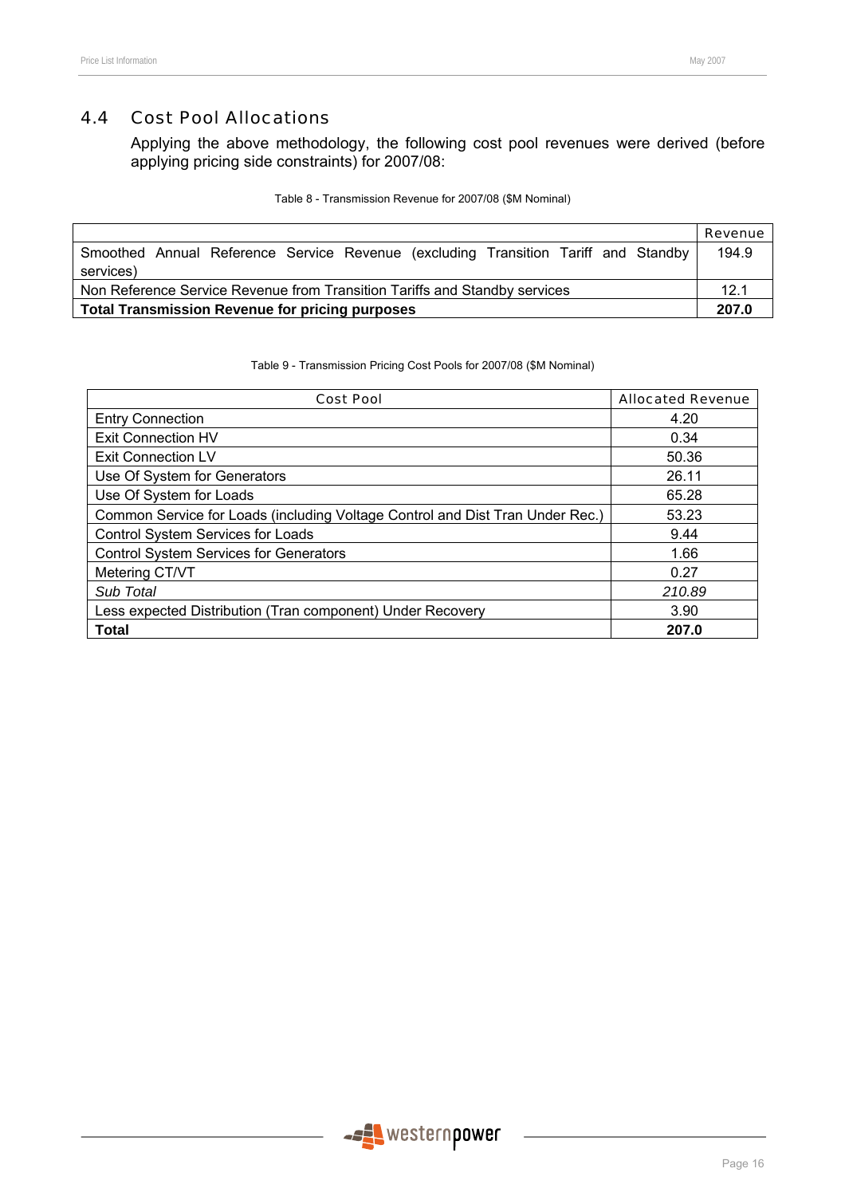## 4.4 Cost Pool Allocations

Applying the above methodology, the following cost pool revenues were derived (before applying pricing side constraints) for 2007/08:

Table 8 - Transmission Revenue for 2007/08 ($M Nominal)

| | Revenue |
|---|---|
| Smoothed Annual Reference Service Revenue (excluding Transition Tariff and Standby services) | 194.9 |
| Non Reference Service Revenue from Transition Tariffs and Standby services | 12.1 |
| **Total Transmission Revenue for pricing purposes** | **207.0** |

Table 9 - Transmission Pricing Cost Pools for 2007/08 ($M Nominal)

| Cost Pool | Allocated Revenue |
|---|---|
| Entry Connection | 4.20 |
| Exit Connection HV | 0.34 |
| Exit Connection LV | 50.36 |
| Use Of System for Generators | 26.11 |
| Use Of System for Loads | 65.28 |
| Common Service for Loads (including Voltage Control and Dist Tran Under Rec.) | 53.23 |
| Control System Services for Loads | 9.44 |
| Control System Services for Generators | 1.66 |
| Metering CT/VT | 0.27 |
| *Sub Total* | *210.89* |
| Less expected Distribution (Tran component) Under Recovery | 3.90 |
| **Total** | **207.0** |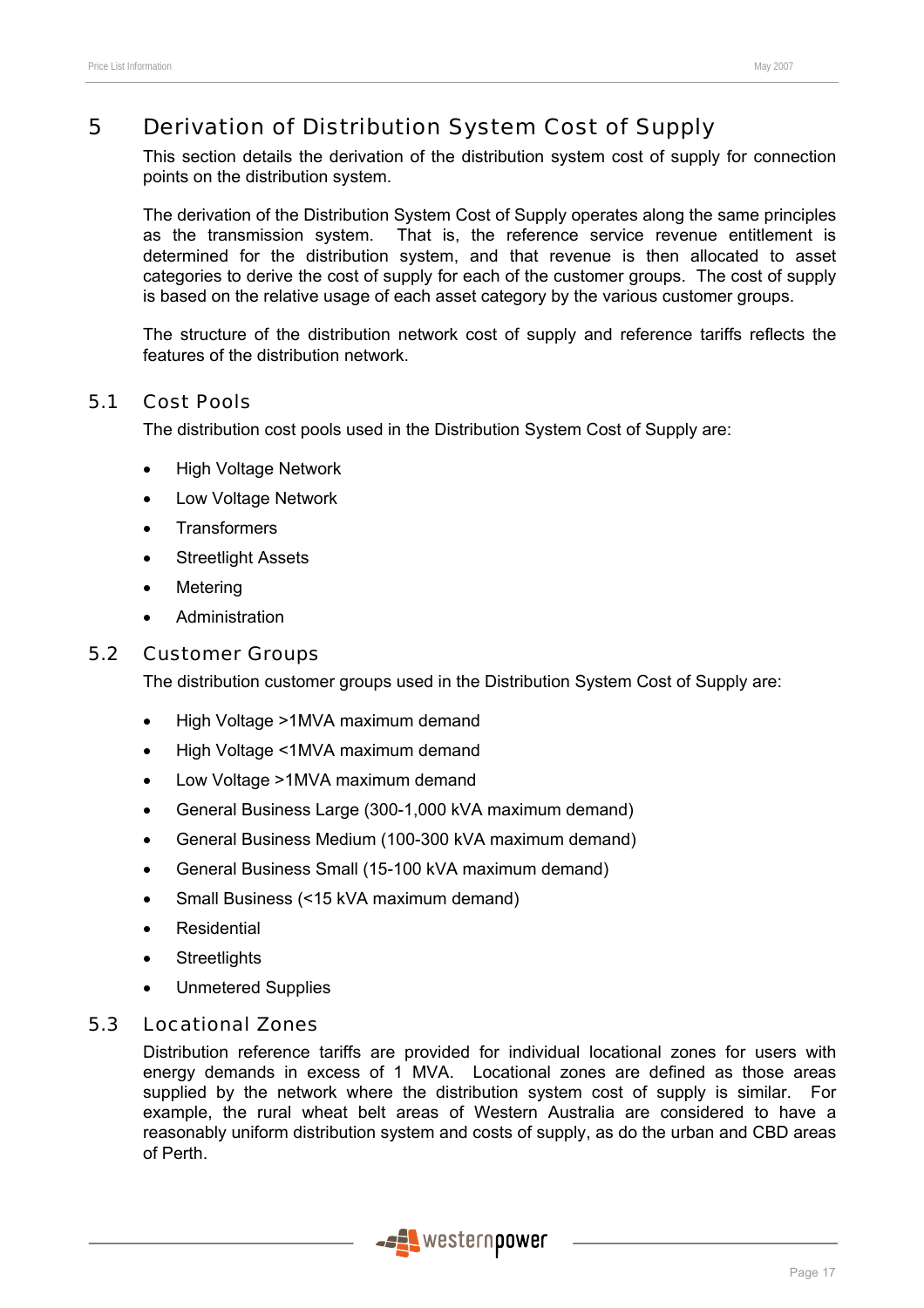# 5 Derivation of Distribution System Cost of Supply

This section details the derivation of the distribution system cost of supply for connection points on the distribution system.

The derivation of the Distribution System Cost of Supply operates along the same principles as the transmission system. That is, the reference service revenue entitlement is determined for the distribution system, and that revenue is then allocated to asset categories to derive the cost of supply for each of the customer groups. The cost of supply is based on the relative usage of each asset category by the various customer groups.

The structure of the distribution network cost of supply and reference tariffs reflects the features of the distribution network.

## 5.1 Cost Pools

The distribution cost pools used in the Distribution System Cost of Supply are:

- High Voltage Network
- Low Voltage Network
- Transformers
- Streetlight Assets
- Metering
- Administration

## 5.2 Customer Groups

The distribution customer groups used in the Distribution System Cost of Supply are:

- High Voltage >1MVA maximum demand
- High Voltage <1MVA maximum demand
- Low Voltage >1MVA maximum demand
- General Business Large (300-1,000 kVA maximum demand)
- General Business Medium (100-300 kVA maximum demand)
- General Business Small (15-100 kVA maximum demand)
- Small Business (<15 kVA maximum demand)
- Residential
- Streetlights
- Unmetered Supplies

## 5.3 Locational Zones

Distribution reference tariffs are provided for individual locational zones for users with energy demands in excess of 1 MVA. Locational zones are defined as those areas supplied by the network where the distribution system cost of supply is similar. For example, the rural wheat belt areas of Western Australia are considered to have a reasonably uniform distribution system and costs of supply, as do the urban and CBD areas of Perth.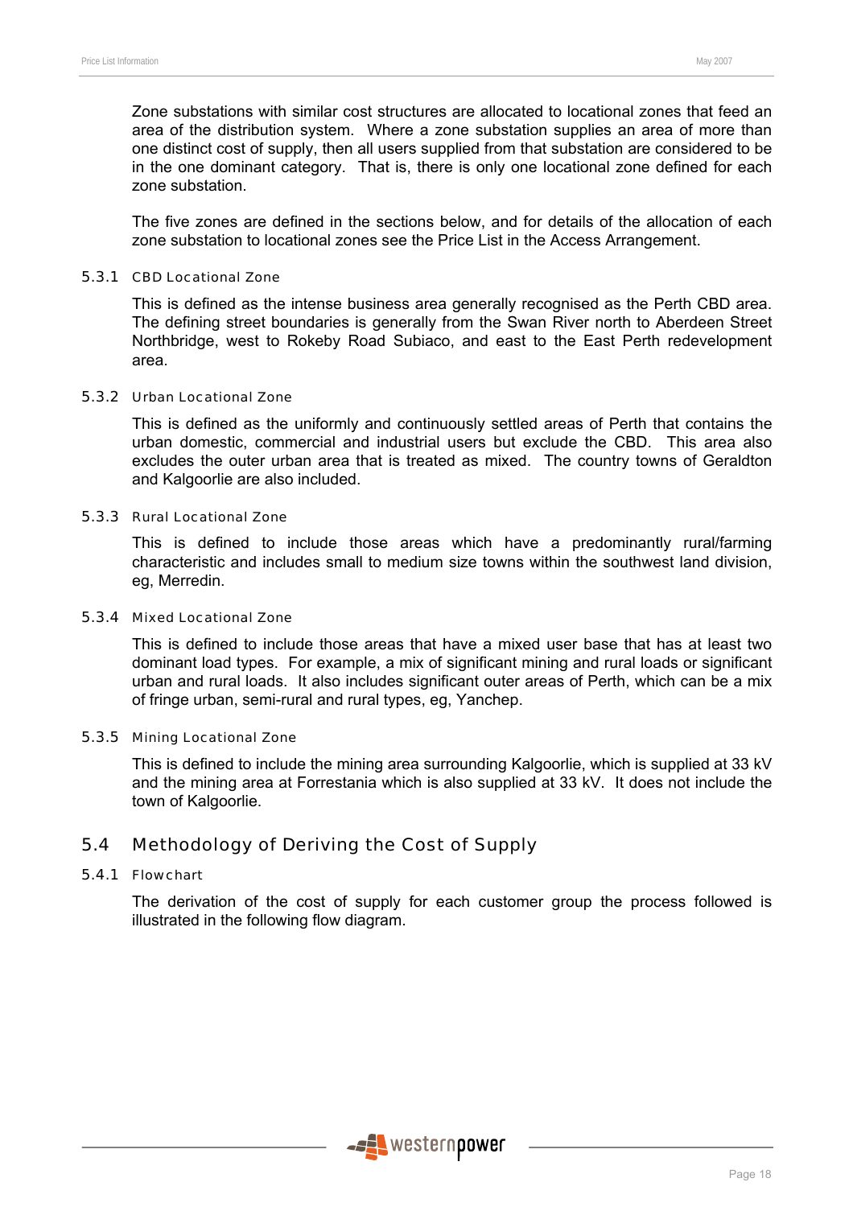Zone substations with similar cost structures are allocated to locational zones that feed an area of the distribution system. Where a zone substation supplies an area of more than one distinct cost of supply, then all users supplied from that substation are considered to be in the one dominant category. That is, there is only one locational zone defined for each zone substation.

The five zones are defined in the sections below, and for details of the allocation of each zone substation to locational zones see the Price List in the Access Arrangement.

#### 5.3.1 CBD Locational Zone

This is defined as the intense business area generally recognised as the Perth CBD area. The defining street boundaries is generally from the Swan River north to Aberdeen Street Northbridge, west to Rokeby Road Subiaco, and east to the East Perth redevelopment area.

#### 5.3.2 Urban Locational Zone

This is defined as the uniformly and continuously settled areas of Perth that contains the urban domestic, commercial and industrial users but exclude the CBD. This area also excludes the outer urban area that is treated as mixed. The country towns of Geraldton and Kalgoorlie are also included.

#### 5.3.3 Rural Locational Zone

This is defined to include those areas which have a predominantly rural/farming characteristic and includes small to medium size towns within the southwest land division, eg, Merredin.

#### 5.3.4 Mixed Locational Zone

This is defined to include those areas that have a mixed user base that has at least two dominant load types. For example, a mix of significant mining and rural loads or significant urban and rural loads. It also includes significant outer areas of Perth, which can be a mix of fringe urban, semi-rural and rural types, eg, Yanchep.

#### 5.3.5 Mining Locational Zone

This is defined to include the mining area surrounding Kalgoorlie, which is supplied at 33 kV and the mining area at Forrestania which is also supplied at 33 kV. It does not include the town of Kalgoorlie.

## 5.4 Methodology of Deriving the Cost of Supply

#### 5.4.1 Flowchart

The derivation of the cost of supply for each customer group the process followed is illustrated in the following flow diagram.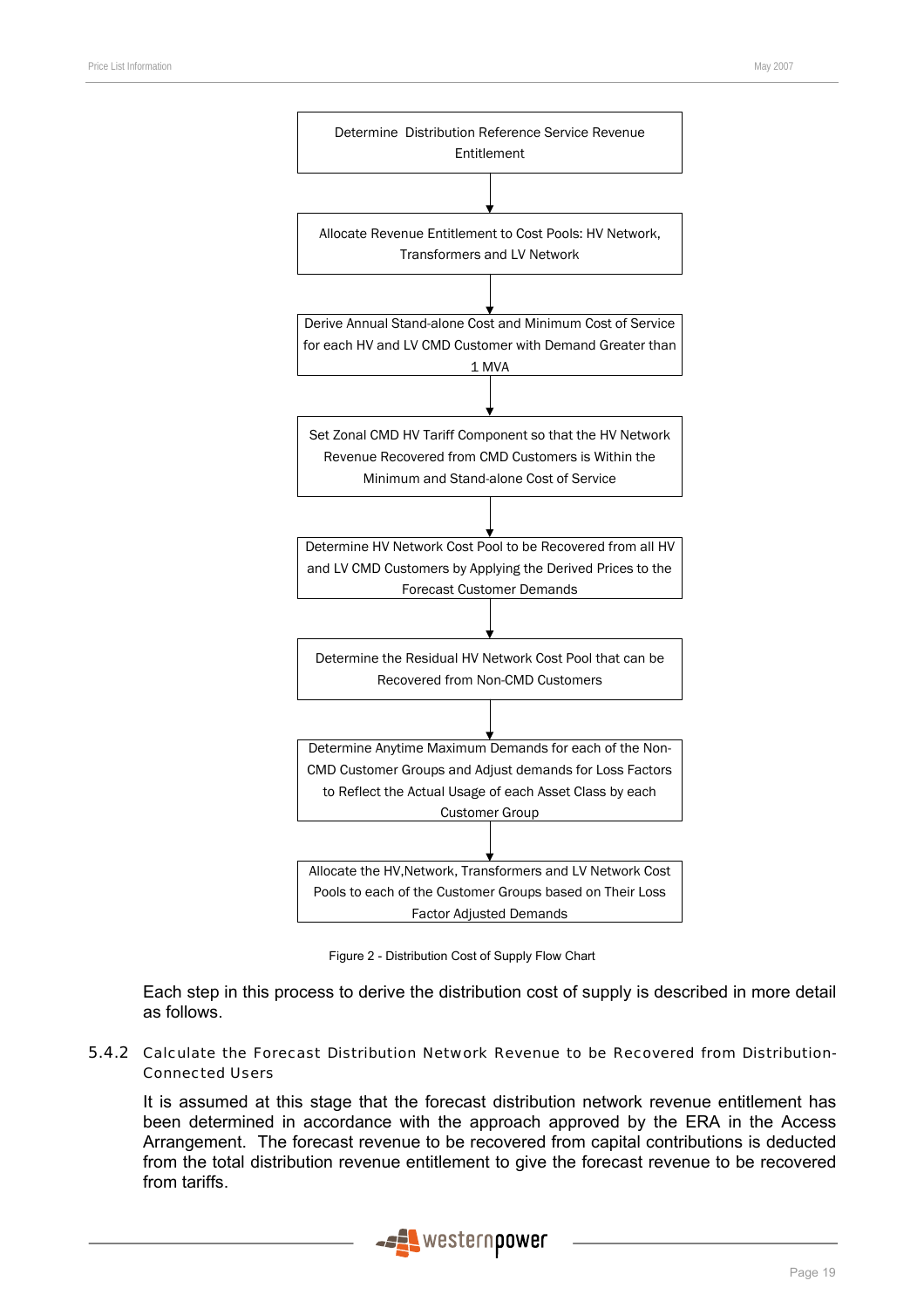Determine Distribution Reference Service Revenue Entitlement

↓

Allocate Revenue Entitlement to Cost Pools: HV Network, Transformers and LV Network

↓

Derive Annual Stand-alone Cost and Minimum Cost of Service for each HV and LV CMD Customer with Demand Greater than 1 MVA

↓

Set Zonal CMD HV Tariff Component so that the HV Network Revenue Recovered from CMD Customers is Within the Minimum and Stand-alone Cost of Service

↓

Determine HV Network Cost Pool to be Recovered from all HV and LV CMD Customers by Applying the Derived Prices to the Forecast Customer Demands

↓

Determine the Residual HV Network Cost Pool that can be Recovered from Non-CMD Customers

↓

Determine Anytime Maximum Demands for each of the Non-CMD Customer Groups and Adjust demands for Loss Factors to Reflect the Actual Usage of each Asset Class by each Customer Group

↓

Allocate the HV,Network, Transformers and LV Network Cost Pools to each of the Customer Groups based on Their Loss Factor Adjusted Demands

Figure 2 - Distribution Cost of Supply Flow Chart

Each step in this process to derive the distribution cost of supply is described in more detail as follows.

### 5.4.2 Calculate the Forecast Distribution Network Revenue to be Recovered from Distribution-Connected Users

It is assumed at this stage that the forecast distribution network revenue entitlement has been determined in accordance with the approach approved by the ERA in the Access Arrangement. The forecast revenue to be recovered from capital contributions is deducted from the total distribution revenue entitlement to give the forecast revenue to be recovered from tariffs.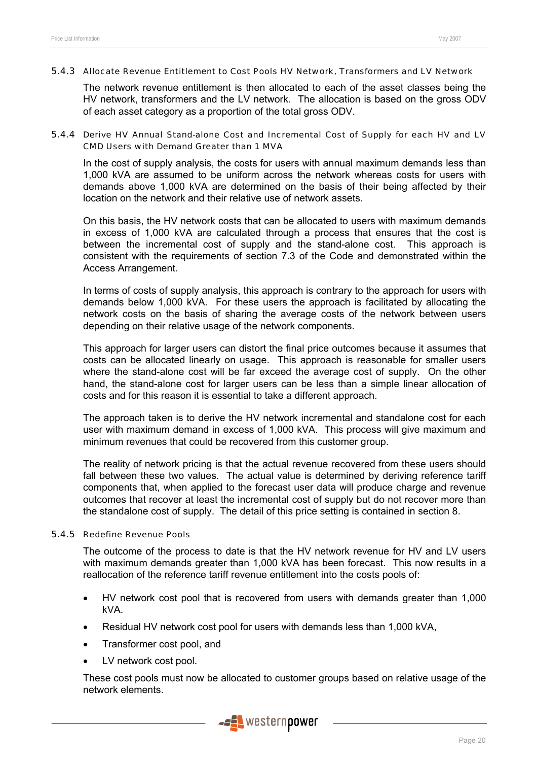### 5.4.3 Allocate Revenue Entitlement to Cost Pools HV Network, Transformers and LV Network

The network revenue entitlement is then allocated to each of the asset classes being the HV network, transformers and the LV network. The allocation is based on the gross ODV of each asset category as a proportion of the total gross ODV.

### 5.4.4 Derive HV Annual Stand-alone Cost and Incremental Cost of Supply for each HV and LV CMD Users with Demand Greater than 1 MVA

In the cost of supply analysis, the costs for users with annual maximum demands less than 1,000 kVA are assumed to be uniform across the network whereas costs for users with demands above 1,000 kVA are determined on the basis of their being affected by their location on the network and their relative use of network assets.

On this basis, the HV network costs that can be allocated to users with maximum demands in excess of 1,000 kVA are calculated through a process that ensures that the cost is between the incremental cost of supply and the stand-alone cost. This approach is consistent with the requirements of section 7.3 of the Code and demonstrated within the Access Arrangement.

In terms of costs of supply analysis, this approach is contrary to the approach for users with demands below 1,000 kVA. For these users the approach is facilitated by allocating the network costs on the basis of sharing the average costs of the network between users depending on their relative usage of the network components.

This approach for larger users can distort the final price outcomes because it assumes that costs can be allocated linearly on usage. This approach is reasonable for smaller users where the stand-alone cost will be far exceed the average cost of supply. On the other hand, the stand-alone cost for larger users can be less than a simple linear allocation of costs and for this reason it is essential to take a different approach.

The approach taken is to derive the HV network incremental and standalone cost for each user with maximum demand in excess of 1,000 kVA. This process will give maximum and minimum revenues that could be recovered from this customer group.

The reality of network pricing is that the actual revenue recovered from these users should fall between these two values. The actual value is determined by deriving reference tariff components that, when applied to the forecast user data will produce charge and revenue outcomes that recover at least the incremental cost of supply but do not recover more than the standalone cost of supply. The detail of this price setting is contained in section 8.

### 5.4.5 Redefine Revenue Pools

The outcome of the process to date is that the HV network revenue for HV and LV users with maximum demands greater than 1,000 kVA has been forecast. This now results in a reallocation of the reference tariff revenue entitlement into the costs pools of:

- HV network cost pool that is recovered from users with demands greater than 1,000 kVA.
- Residual HV network cost pool for users with demands less than 1,000 kVA,
- Transformer cost pool, and
- LV network cost pool.

These cost pools must now be allocated to customer groups based on relative usage of the network elements.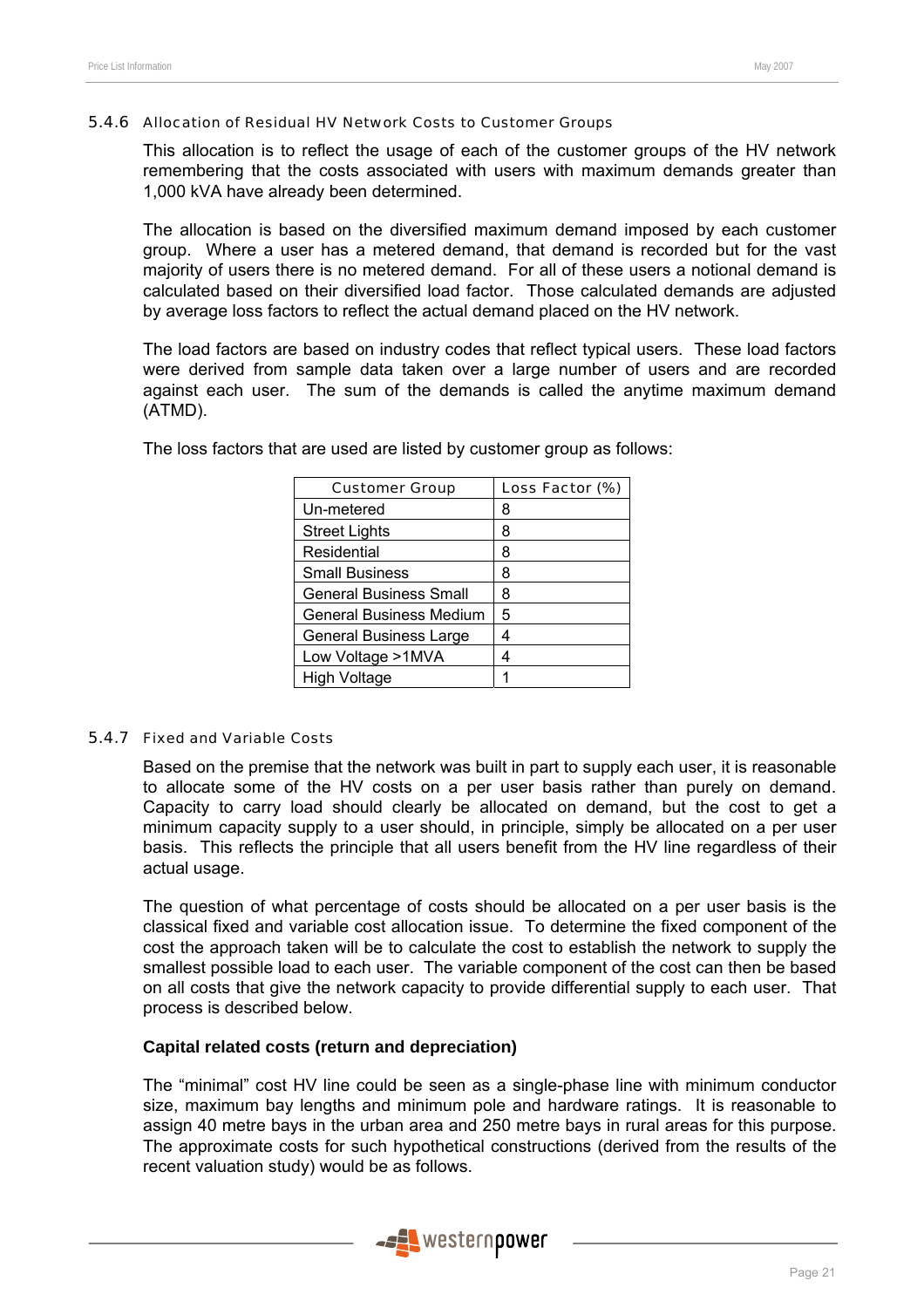### 5.4.6 Allocation of Residual HV Network Costs to Customer Groups

This allocation is to reflect the usage of each of the customer groups of the HV network remembering that the costs associated with users with maximum demands greater than 1,000 kVA have already been determined.

The allocation is based on the diversified maximum demand imposed by each customer group. Where a user has a metered demand, that demand is recorded but for the vast majority of users there is no metered demand. For all of these users a notional demand is calculated based on their diversified load factor. Those calculated demands are adjusted by average loss factors to reflect the actual demand placed on the HV network.

The load factors are based on industry codes that reflect typical users. These load factors were derived from sample data taken over a large number of users and are recorded against each user. The sum of the demands is called the anytime maximum demand (ATMD).

The loss factors that are used are listed by customer group as follows:

| Customer Group | Loss Factor (%) |
|---|---|
| Un-metered | 8 |
| Street Lights | 8 |
| Residential | 8 |
| Small Business | 8 |
| General Business Small | 8 |
| General Business Medium | 5 |
| General Business Large | 4 |
| Low Voltage >1MVA | 4 |
| High Voltage | 1 |

### 5.4.7 Fixed and Variable Costs

Based on the premise that the network was built in part to supply each user, it is reasonable to allocate some of the HV costs on a per user basis rather than purely on demand. Capacity to carry load should clearly be allocated on demand, but the cost to get a minimum capacity supply to a user should, in principle, simply be allocated on a per user basis. This reflects the principle that all users benefit from the HV line regardless of their actual usage.

The question of what percentage of costs should be allocated on a per user basis is the classical fixed and variable cost allocation issue. To determine the fixed component of the cost the approach taken will be to calculate the cost to establish the network to supply the smallest possible load to each user. The variable component of the cost can then be based on all costs that give the network capacity to provide differential supply to each user. That process is described below.

**Capital related costs (return and depreciation)**

The "minimal" cost HV line could be seen as a single-phase line with minimum conductor size, maximum bay lengths and minimum pole and hardware ratings. It is reasonable to assign 40 metre bays in the urban area and 250 metre bays in rural areas for this purpose. The approximate costs for such hypothetical constructions (derived from the results of the recent valuation study) would be as follows.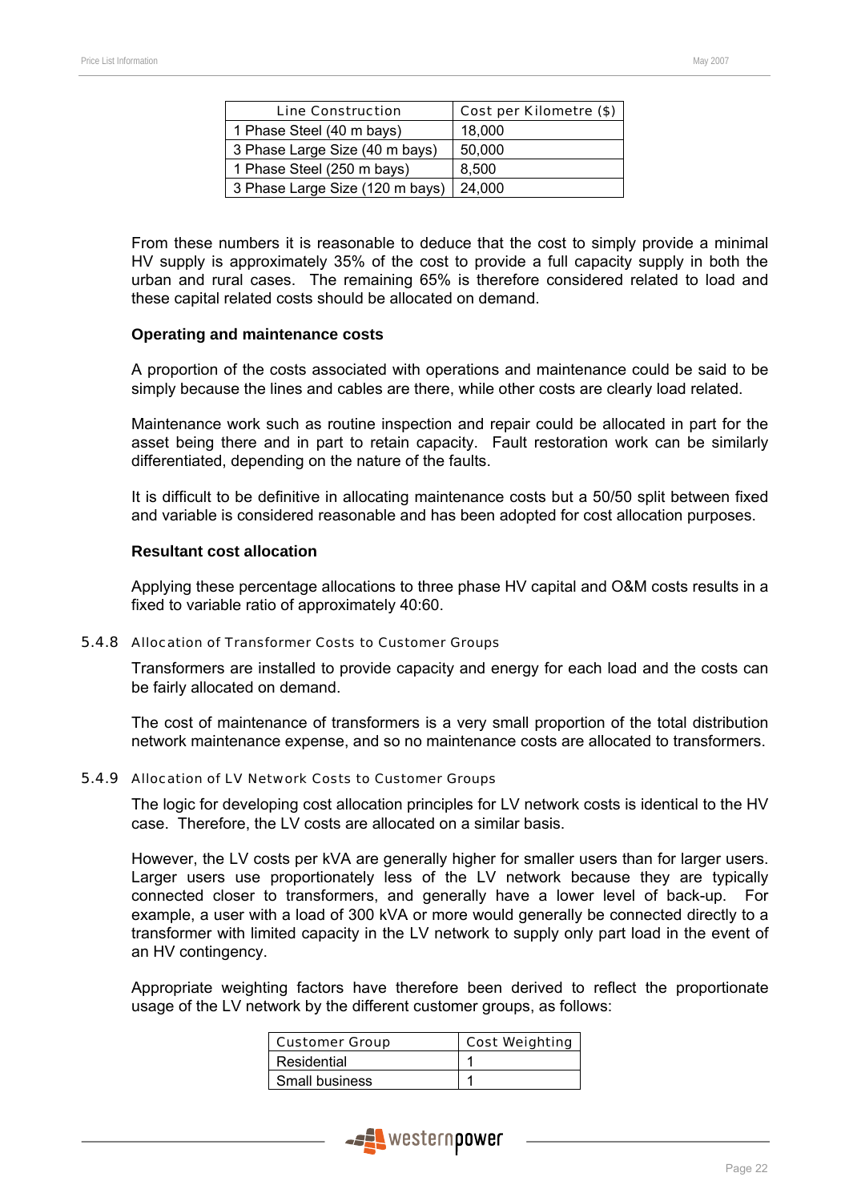| Line Construction | Cost per Kilometre ($) |
|---|---|
| 1 Phase Steel (40 m bays) | 18,000 |
| 3 Phase Large Size (40 m bays) | 50,000 |
| 1 Phase Steel (250 m bays) | 8,500 |
| 3 Phase Large Size (120 m bays) | 24,000 |

From these numbers it is reasonable to deduce that the cost to simply provide a minimal HV supply is approximately 35% of the cost to provide a full capacity supply in both the urban and rural cases. The remaining 65% is therefore considered related to load and these capital related costs should be allocated on demand.

**Operating and maintenance costs**

A proportion of the costs associated with operations and maintenance could be said to be simply because the lines and cables are there, while other costs are clearly load related.

Maintenance work such as routine inspection and repair could be allocated in part for the asset being there and in part to retain capacity. Fault restoration work can be similarly differentiated, depending on the nature of the faults.

It is difficult to be definitive in allocating maintenance costs but a 50/50 split between fixed and variable is considered reasonable and has been adopted for cost allocation purposes.

**Resultant cost allocation**

Applying these percentage allocations to three phase HV capital and O&M costs results in a fixed to variable ratio of approximately 40:60.

#### 5.4.8 Allocation of Transformer Costs to Customer Groups

Transformers are installed to provide capacity and energy for each load and the costs can be fairly allocated on demand.

The cost of maintenance of transformers is a very small proportion of the total distribution network maintenance expense, and so no maintenance costs are allocated to transformers.

#### 5.4.9 Allocation of LV Network Costs to Customer Groups

The logic for developing cost allocation principles for LV network costs is identical to the HV case. Therefore, the LV costs are allocated on a similar basis.

However, the LV costs per kVA are generally higher for smaller users than for larger users. Larger users use proportionately less of the LV network because they are typically connected closer to transformers, and generally have a lower level of back-up. For example, a user with a load of 300 kVA or more would generally be connected directly to a transformer with limited capacity in the LV network to supply only part load in the event of an HV contingency.

Appropriate weighting factors have therefore been derived to reflect the proportionate usage of the LV network by the different customer groups, as follows:

| Customer Group | Cost Weighting |
|---|---|
| Residential | 1 |
| Small business | 1 |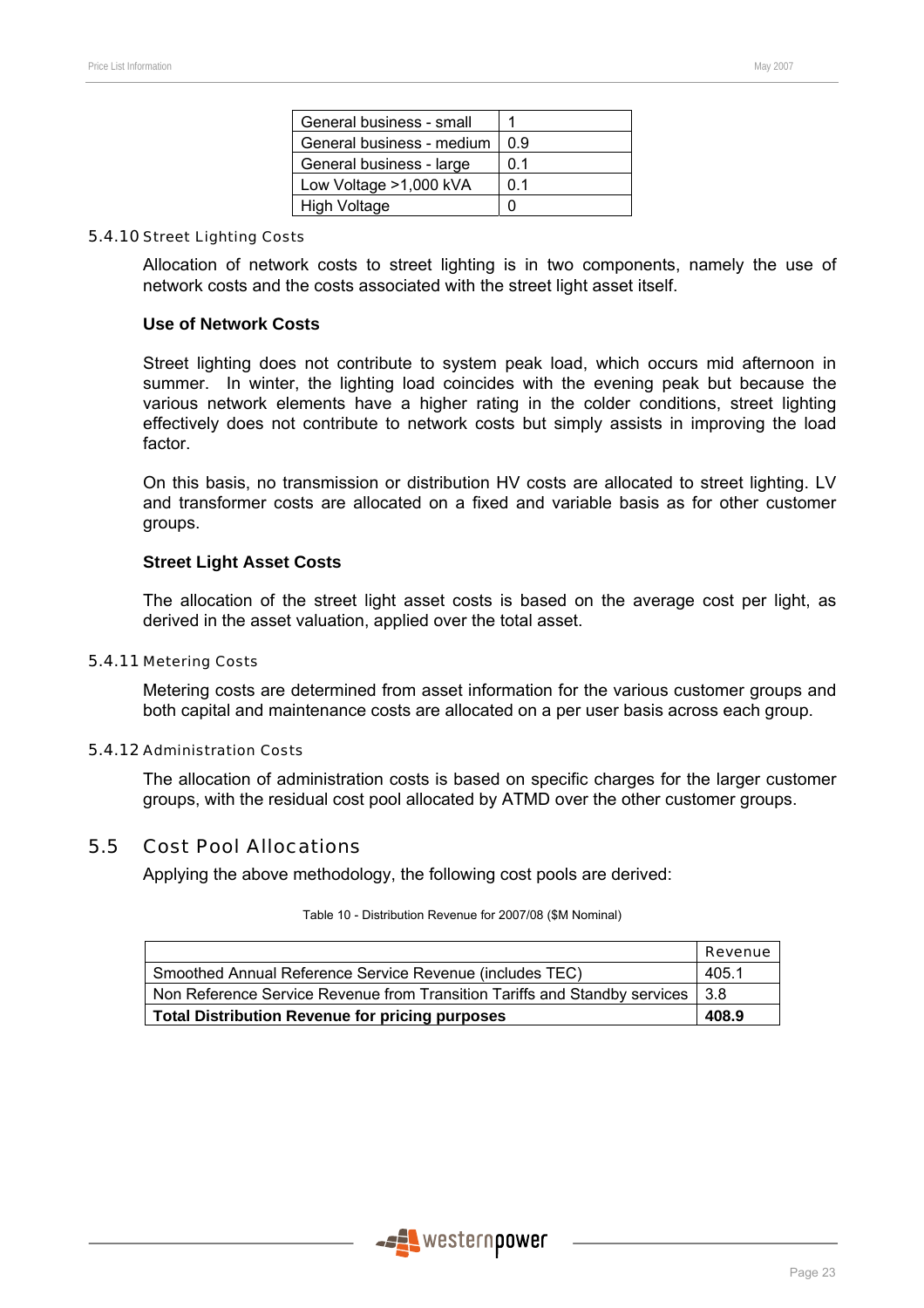| General business - small | 1 |
|---|---|
| General business - medium | 0.9 |
| General business - large | 0.1 |
| Low Voltage >1,000 kVA | 0.1 |
| High Voltage | 0 |

#### 5.4.10 Street Lighting Costs

Allocation of network costs to street lighting is in two components, namely the use of network costs and the costs associated with the street light asset itself.

**Use of Network Costs**

Street lighting does not contribute to system peak load, which occurs mid afternoon in summer. In winter, the lighting load coincides with the evening peak but because the various network elements have a higher rating in the colder conditions, street lighting effectively does not contribute to network costs but simply assists in improving the load factor.

On this basis, no transmission or distribution HV costs are allocated to street lighting. LV and transformer costs are allocated on a fixed and variable basis as for other customer groups.

**Street Light Asset Costs**

The allocation of the street light asset costs is based on the average cost per light, as derived in the asset valuation, applied over the total asset.

#### 5.4.11 Metering Costs

Metering costs are determined from asset information for the various customer groups and both capital and maintenance costs are allocated on a per user basis across each group.

#### 5.4.12 Administration Costs

The allocation of administration costs is based on specific charges for the larger customer groups, with the residual cost pool allocated by ATMD over the other customer groups.

## 5.5 Cost Pool Allocations

Applying the above methodology, the following cost pools are derived:

Table 10 - Distribution Revenue for 2007/08 ($M Nominal)

| | Revenue |
|---|---|
| Smoothed Annual Reference Service Revenue (includes TEC) | 405.1 |
| Non Reference Service Revenue from Transition Tariffs and Standby services | 3.8 |
| **Total Distribution Revenue for pricing purposes** | **408.9** |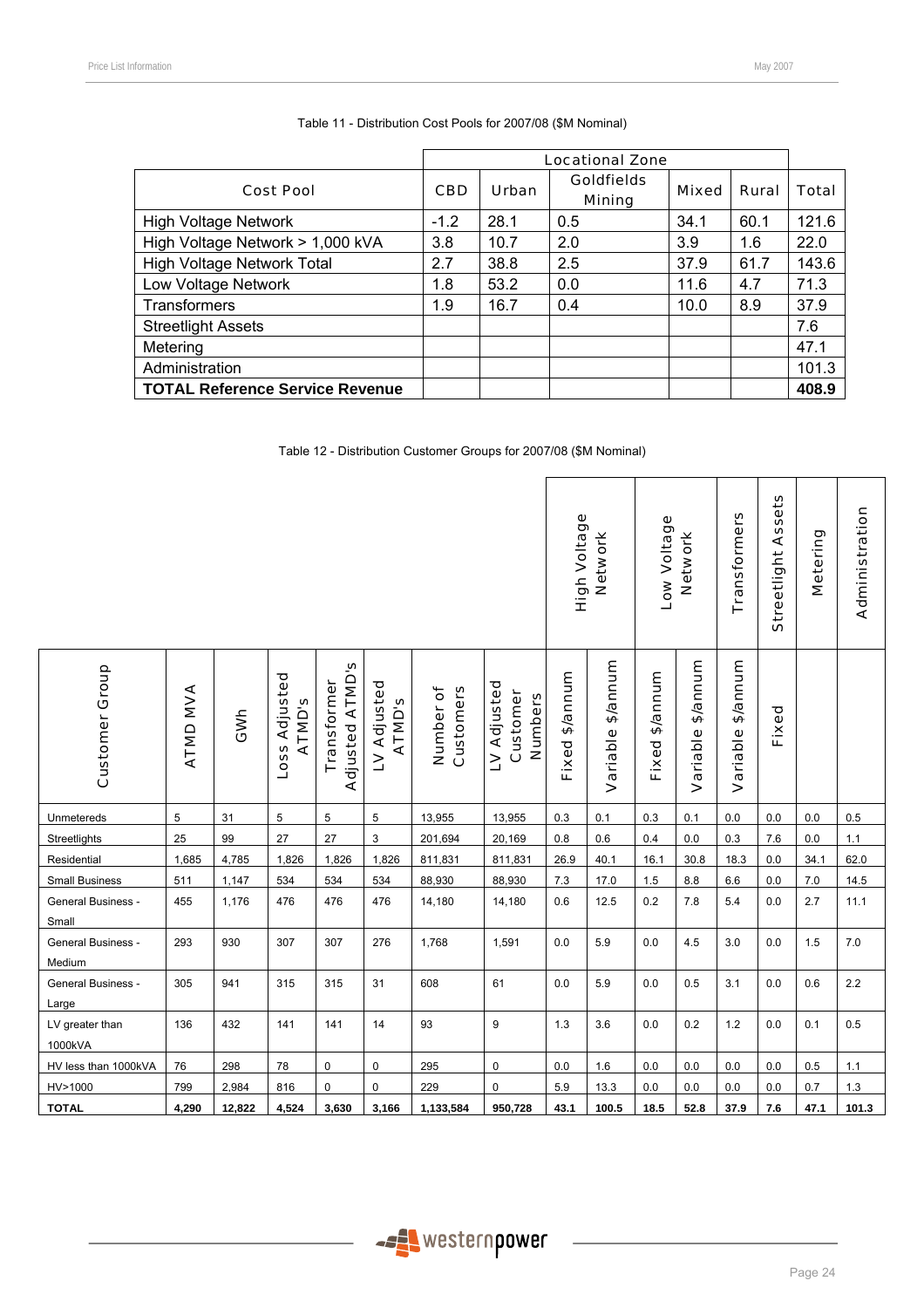Table 11 - Distribution Cost Pools for 2007/08 ($M Nominal)

| Cost Pool | Locational Zone | | | | | Total |
|---|---|---|---|---|---|---|
| | CBD | Urban | Goldfields Mining | Mixed | Rural | |
| High Voltage Network | -1.2 | 28.1 | 0.5 | 34.1 | 60.1 | 121.6 |
| High Voltage Network > 1,000 kVA | 3.8 | 10.7 | 2.0 | 3.9 | 1.6 | 22.0 |
| High Voltage Network Total | 2.7 | 38.8 | 2.5 | 37.9 | 61.7 | 143.6 |
| Low Voltage Network | 1.8 | 53.2 | 0.0 | 11.6 | 4.7 | 71.3 |
| Transformers | 1.9 | 16.7 | 0.4 | 10.0 | 8.9 | 37.9 |
| Streetlight Assets | | | | | | 7.6 |
| Metering | | | | | | 47.1 |
| Administration | | | | | | 101.3 |
| **TOTAL Reference Service Revenue** | | | | | | **408.9** |

Table 12 - Distribution Customer Groups for 2007/08 ($M Nominal)

| Customer Group | ATMD MVA | GWh | Loss Adjusted ATMD's | Transformer Adjusted ATMD's | LV Adjusted ATMD's | Number of Customers | LV Adjusted Customer Numbers | High Voltage Network | | Low Voltage Network | | Transformers | Streetlight Assets | Metering | Administration |
|---|---|---|---|---|---|---|---|---|---|---|---|---|---|---|---|
| | | | | | | | | Fixed $/annum | Variable $/annum | Fixed $/annum | Variable $/annum | Variable $/annum | Fixed | | |
| Unmetereds | 5 | 31 | 5 | 5 | 5 | 13,955 | 13,955 | 0.3 | 0.1 | 0.3 | 0.1 | 0.0 | 0.0 | 0.0 | 0.5 |
| Streetlights | 25 | 99 | 27 | 27 | 3 | 201,694 | 20,169 | 0.8 | 0.6 | 0.4 | 0.0 | 0.3 | 7.6 | 0.0 | 1.1 |
| Residential | 1,685 | 4,785 | 1,826 | 1,826 | 1,826 | 811,831 | 811,831 | 26.9 | 40.1 | 16.1 | 30.8 | 18.3 | 0.0 | 34.1 | 62.0 |
| Small Business | 511 | 1,147 | 534 | 534 | 534 | 88,930 | 88,930 | 7.3 | 17.0 | 1.5 | 8.8 | 6.6 | 0.0 | 7.0 | 14.5 |
| General Business - Small | 455 | 1,176 | 476 | 476 | 476 | 14,180 | 14,180 | 0.6 | 12.5 | 0.2 | 7.8 | 5.4 | 0.0 | 2.7 | 11.1 |
| General Business - Medium | 293 | 930 | 307 | 307 | 276 | 1,768 | 1,591 | 0.0 | 5.9 | 0.0 | 4.5 | 3.0 | 0.0 | 1.5 | 7.0 |
| General Business - Large | 305 | 941 | 315 | 315 | 31 | 608 | 61 | 0.0 | 5.9 | 0.0 | 0.5 | 3.1 | 0.0 | 0.6 | 2.2 |
| LV greater than 1000kVA | 136 | 432 | 141 | 141 | 14 | 93 | 9 | 1.3 | 3.6 | 0.0 | 0.2 | 1.2 | 0.0 | 0.1 | 0.5 |
| HV less than 1000kVA | 76 | 298 | 78 | 0 | 0 | 295 | 0 | 0.0 | 1.6 | 0.0 | 0.0 | 0.0 | 0.0 | 0.5 | 1.1 |
| HV>1000 | 799 | 2,984 | 816 | 0 | 0 | 229 | 0 | 5.9 | 13.3 | 0.0 | 0.0 | 0.0 | 0.0 | 0.7 | 1.3 |
| **TOTAL** | **4,290** | **12,822** | **4,524** | **3,630** | **3,166** | **1,133,584** | **950,728** | **43.1** | **100.5** | **18.5** | **52.8** | **37.9** | **7.6** | **47.1** | **101.3** |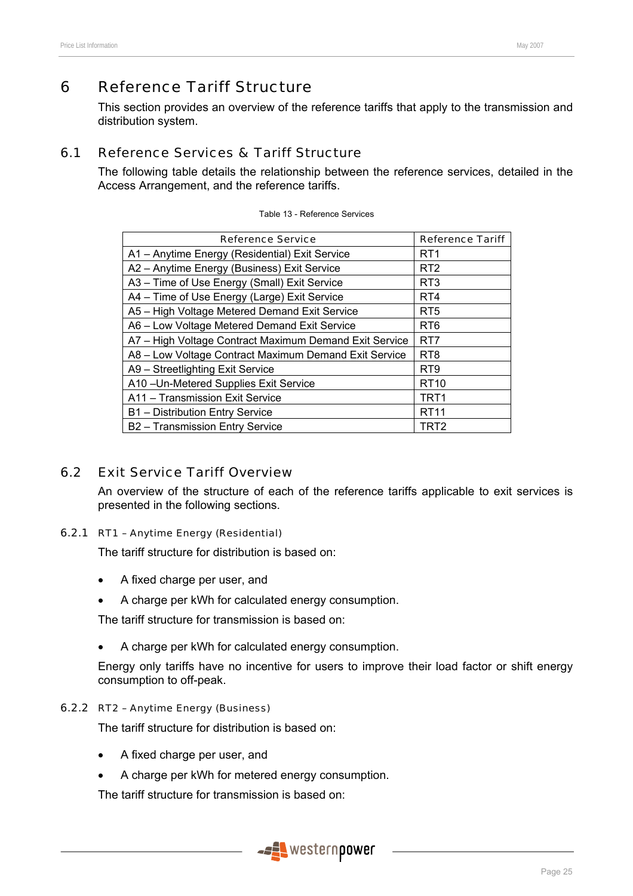# 6 Reference Tariff Structure

This section provides an overview of the reference tariffs that apply to the transmission and distribution system.

## 6.1 Reference Services & Tariff Structure

The following table details the relationship between the reference services, detailed in the Access Arrangement, and the reference tariffs.

Table 13 - Reference Services

| Reference Service | Reference Tariff |
|---|---|
| A1 – Anytime Energy (Residential) Exit Service | RT1 |
| A2 – Anytime Energy (Business) Exit Service | RT2 |
| A3 – Time of Use Energy (Small) Exit Service | RT3 |
| A4 – Time of Use Energy (Large) Exit Service | RT4 |
| A5 – High Voltage Metered Demand Exit Service | RT5 |
| A6 – Low Voltage Metered Demand Exit Service | RT6 |
| A7 – High Voltage Contract Maximum Demand Exit Service | RT7 |
| A8 – Low Voltage Contract Maximum Demand Exit Service | RT8 |
| A9 – Streetlighting Exit Service | RT9 |
| A10 –Un-Metered Supplies Exit Service | RT10 |
| A11 – Transmission Exit Service | TRT1 |
| B1 – Distribution Entry Service | RT11 |
| B2 – Transmission Entry Service | TRT2 |

## 6.2 Exit Service Tariff Overview

An overview of the structure of each of the reference tariffs applicable to exit services is presented in the following sections.

### 6.2.1 RT1 – Anytime Energy (Residential)

The tariff structure for distribution is based on:

- A fixed charge per user, and
- A charge per kWh for calculated energy consumption.

The tariff structure for transmission is based on:

- A charge per kWh for calculated energy consumption.

Energy only tariffs have no incentive for users to improve their load factor or shift energy consumption to off-peak.

### 6.2.2 RT2 – Anytime Energy (Business)

The tariff structure for distribution is based on:

- A fixed charge per user, and
- A charge per kWh for metered energy consumption.

The tariff structure for transmission is based on: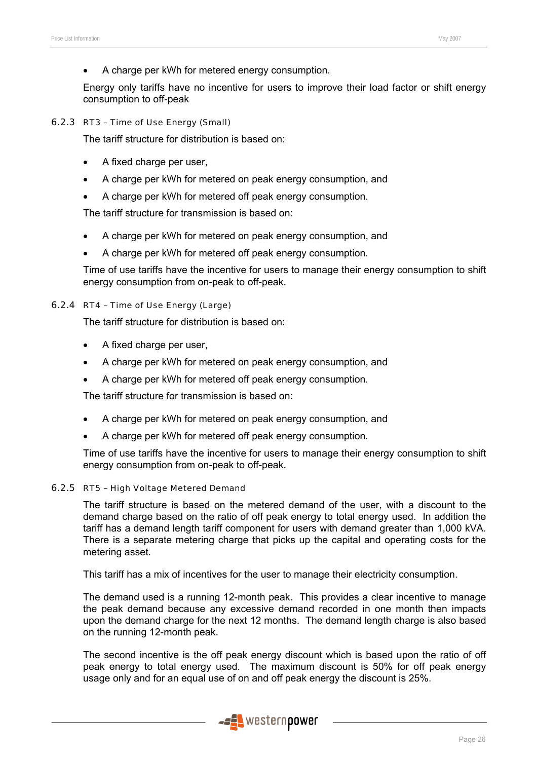- A charge per kWh for metered energy consumption.

Energy only tariffs have no incentive for users to improve their load factor or shift energy consumption to off-peak

### 6.2.3 RT3 – Time of Use Energy (Small)

The tariff structure for distribution is based on:

- A fixed charge per user,
- A charge per kWh for metered on peak energy consumption, and
- A charge per kWh for metered off peak energy consumption.

The tariff structure for transmission is based on:

- A charge per kWh for metered on peak energy consumption, and
- A charge per kWh for metered off peak energy consumption.

Time of use tariffs have the incentive for users to manage their energy consumption to shift energy consumption from on-peak to off-peak.

### 6.2.4 RT4 – Time of Use Energy (Large)

The tariff structure for distribution is based on:

- A fixed charge per user,
- A charge per kWh for metered on peak energy consumption, and
- A charge per kWh for metered off peak energy consumption.

The tariff structure for transmission is based on:

- A charge per kWh for metered on peak energy consumption, and
- A charge per kWh for metered off peak energy consumption.

Time of use tariffs have the incentive for users to manage their energy consumption to shift energy consumption from on-peak to off-peak.

### 6.2.5 RT5 – High Voltage Metered Demand

The tariff structure is based on the metered demand of the user, with a discount to the demand charge based on the ratio of off peak energy to total energy used. In addition the tariff has a demand length tariff component for users with demand greater than 1,000 kVA. There is a separate metering charge that picks up the capital and operating costs for the metering asset.

This tariff has a mix of incentives for the user to manage their electricity consumption.

The demand used is a running 12-month peak. This provides a clear incentive to manage the peak demand because any excessive demand recorded in one month then impacts upon the demand charge for the next 12 months. The demand length charge is also based on the running 12-month peak.

The second incentive is the off peak energy discount which is based upon the ratio of off peak energy to total energy used. The maximum discount is 50% for off peak energy usage only and for an equal use of on and off peak energy the discount is 25%.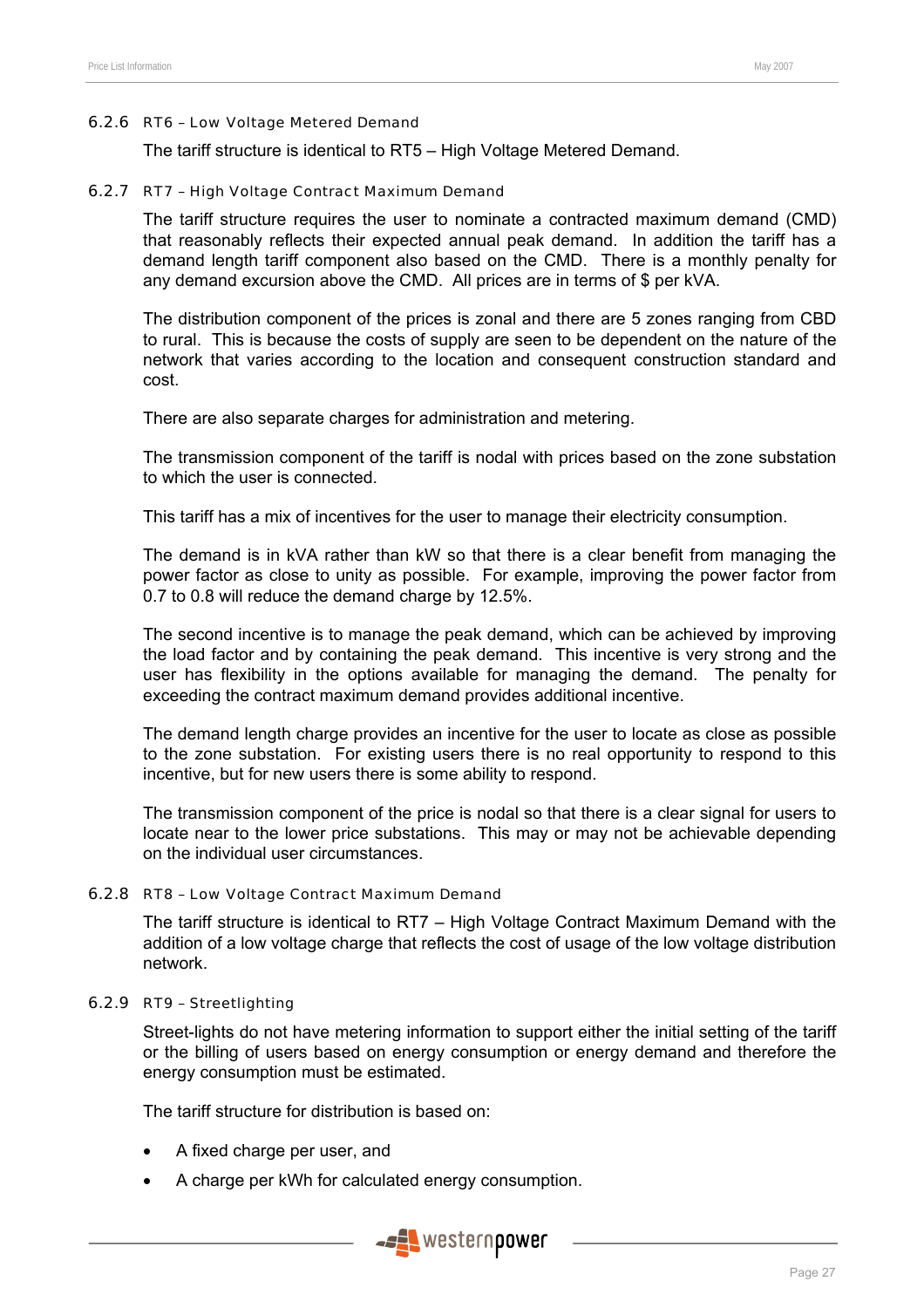#### 6.2.6 RT6 – Low Voltage Metered Demand

The tariff structure is identical to RT5 – High Voltage Metered Demand.

#### 6.2.7 RT7 – High Voltage Contract Maximum Demand

The tariff structure requires the user to nominate a contracted maximum demand (CMD) that reasonably reflects their expected annual peak demand. In addition the tariff has a demand length tariff component also based on the CMD. There is a monthly penalty for any demand excursion above the CMD. All prices are in terms of $ per kVA.

The distribution component of the prices is zonal and there are 5 zones ranging from CBD to rural. This is because the costs of supply are seen to be dependent on the nature of the network that varies according to the location and consequent construction standard and cost.

There are also separate charges for administration and metering.

The transmission component of the tariff is nodal with prices based on the zone substation to which the user is connected.

This tariff has a mix of incentives for the user to manage their electricity consumption.

The demand is in kVA rather than kW so that there is a clear benefit from managing the power factor as close to unity as possible. For example, improving the power factor from 0.7 to 0.8 will reduce the demand charge by 12.5%.

The second incentive is to manage the peak demand, which can be achieved by improving the load factor and by containing the peak demand. This incentive is very strong and the user has flexibility in the options available for managing the demand. The penalty for exceeding the contract maximum demand provides additional incentive.

The demand length charge provides an incentive for the user to locate as close as possible to the zone substation. For existing users there is no real opportunity to respond to this incentive, but for new users there is some ability to respond.

The transmission component of the price is nodal so that there is a clear signal for users to locate near to the lower price substations. This may or may not be achievable depending on the individual user circumstances.

#### 6.2.8 RT8 – Low Voltage Contract Maximum Demand

The tariff structure is identical to RT7 – High Voltage Contract Maximum Demand with the addition of a low voltage charge that reflects the cost of usage of the low voltage distribution network.

#### 6.2.9 RT9 – Streetlighting

Street-lights do not have metering information to support either the initial setting of the tariff or the billing of users based on energy consumption or energy demand and therefore the energy consumption must be estimated.

The tariff structure for distribution is based on:

- A fixed charge per user, and
- A charge per kWh for calculated energy consumption.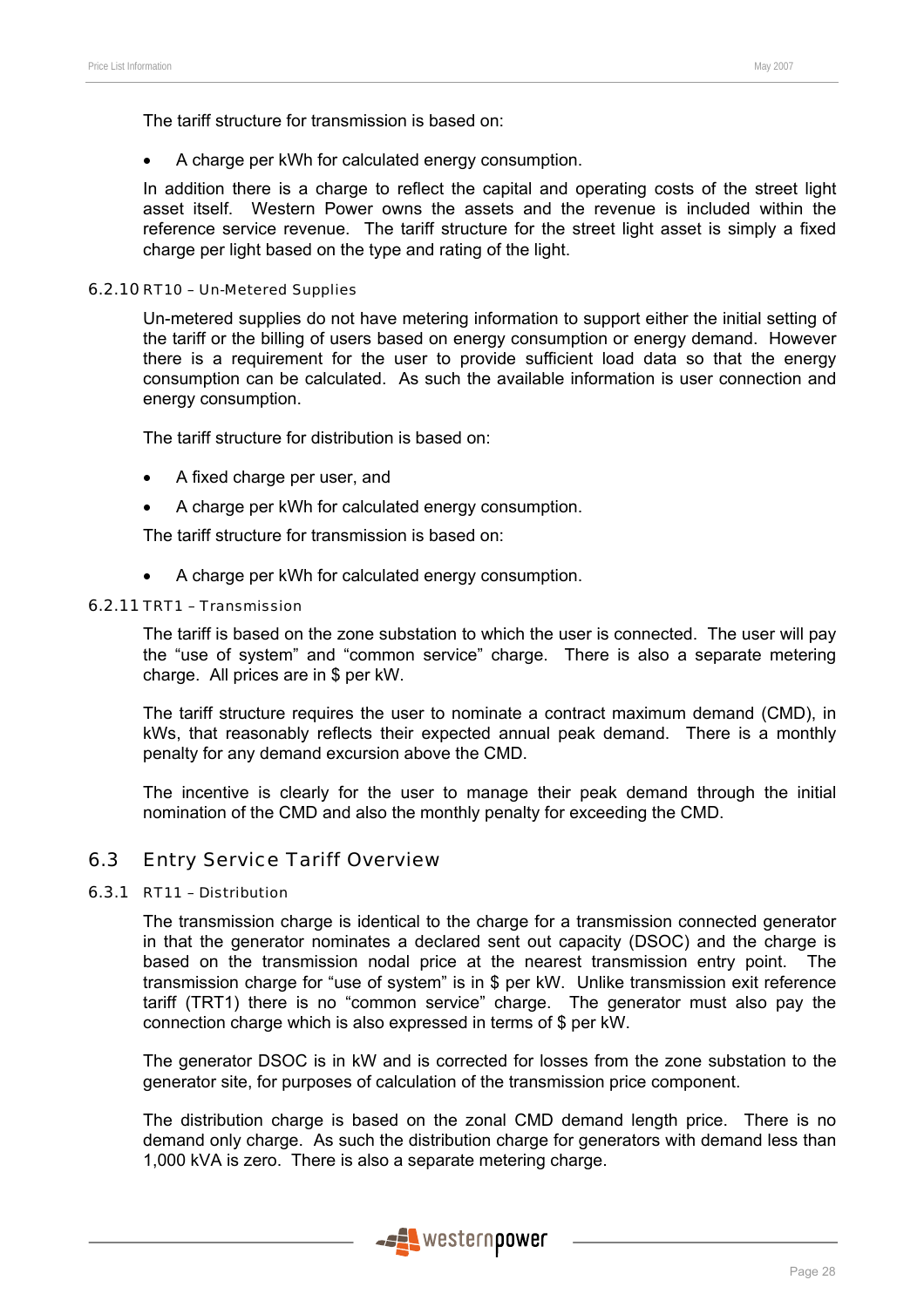The tariff structure for transmission is based on:

- A charge per kWh for calculated energy consumption.

In addition there is a charge to reflect the capital and operating costs of the street light asset itself. Western Power owns the assets and the revenue is included within the reference service revenue. The tariff structure for the street light asset is simply a fixed charge per light based on the type and rating of the light.

#### 6.2.10 RT10 – Un-Metered Supplies

Un-metered supplies do not have metering information to support either the initial setting of the tariff or the billing of users based on energy consumption or energy demand. However there is a requirement for the user to provide sufficient load data so that the energy consumption can be calculated. As such the available information is user connection and energy consumption.

The tariff structure for distribution is based on:

- A fixed charge per user, and
- A charge per kWh for calculated energy consumption.

The tariff structure for transmission is based on:

- A charge per kWh for calculated energy consumption.

#### 6.2.11 TRT1 – Transmission

The tariff is based on the zone substation to which the user is connected. The user will pay the “use of system” and “common service” charge. There is also a separate metering charge. All prices are in $ per kW.

The tariff structure requires the user to nominate a contract maximum demand (CMD), in kWs, that reasonably reflects their expected annual peak demand. There is a monthly penalty for any demand excursion above the CMD.

The incentive is clearly for the user to manage their peak demand through the initial nomination of the CMD and also the monthly penalty for exceeding the CMD.

### 6.3 Entry Service Tariff Overview

#### 6.3.1 RT11 – Distribution

The transmission charge is identical to the charge for a transmission connected generator in that the generator nominates a declared sent out capacity (DSOC) and the charge is based on the transmission nodal price at the nearest transmission entry point. The transmission charge for “use of system” is in $ per kW. Unlike transmission exit reference tariff (TRT1) there is no “common service” charge. The generator must also pay the connection charge which is also expressed in terms of $ per kW.

The generator DSOC is in kW and is corrected for losses from the zone substation to the generator site, for purposes of calculation of the transmission price component.

The distribution charge is based on the zonal CMD demand length price. There is no demand only charge. As such the distribution charge for generators with demand less than 1,000 kVA is zero. There is also a separate metering charge.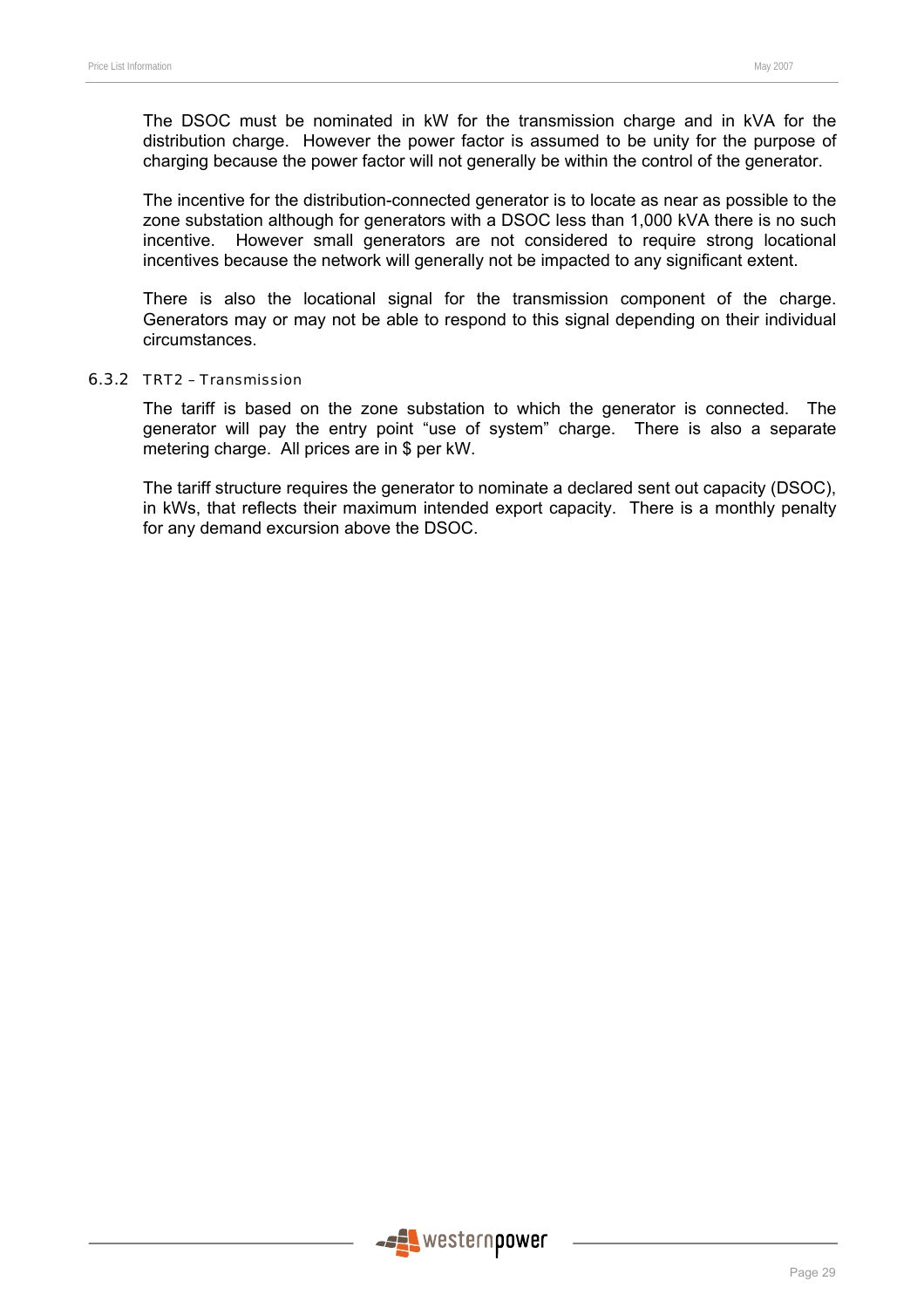The DSOC must be nominated in kW for the transmission charge and in kVA for the distribution charge. However the power factor is assumed to be unity for the purpose of charging because the power factor will not generally be within the control of the generator.

The incentive for the distribution-connected generator is to locate as near as possible to the zone substation although for generators with a DSOC less than 1,000 kVA there is no such incentive. However small generators are not considered to require strong locational incentives because the network will generally not be impacted to any significant extent.

There is also the locational signal for the transmission component of the charge. Generators may or may not be able to respond to this signal depending on their individual circumstances.

### 6.3.2 TRT2 – Transmission

The tariff is based on the zone substation to which the generator is connected. The generator will pay the entry point "use of system" charge. There is also a separate metering charge. All prices are in $ per kW.

The tariff structure requires the generator to nominate a declared sent out capacity (DSOC), in kWs, that reflects their maximum intended export capacity. There is a monthly penalty for any demand excursion above the DSOC.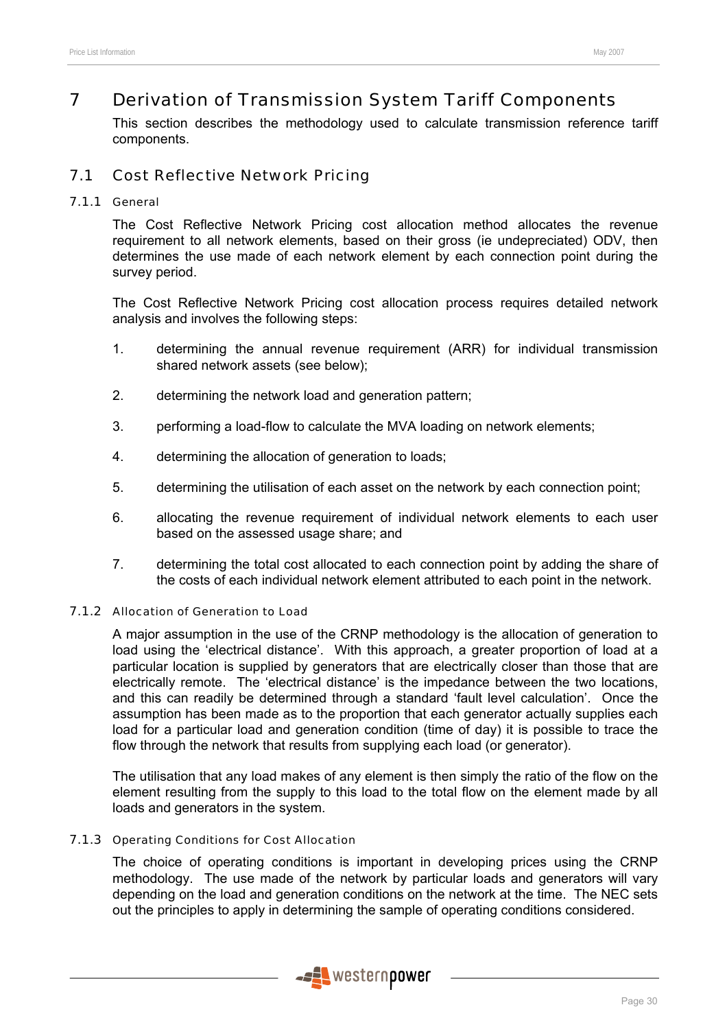# 7 Derivation of Transmission System Tariff Components

This section describes the methodology used to calculate transmission reference tariff components.

## 7.1 Cost Reflective Network Pricing

### 7.1.1 General

The Cost Reflective Network Pricing cost allocation method allocates the revenue requirement to all network elements, based on their gross (ie undepreciated) ODV, then determines the use made of each network element by each connection point during the survey period.

The Cost Reflective Network Pricing cost allocation process requires detailed network analysis and involves the following steps:

1. determining the annual revenue requirement (ARR) for individual transmission shared network assets (see below);
2. determining the network load and generation pattern;
3. performing a load-flow to calculate the MVA loading on network elements;
4. determining the allocation of generation to loads;
5. determining the utilisation of each asset on the network by each connection point;
6. allocating the revenue requirement of individual network elements to each user based on the assessed usage share; and
7. determining the total cost allocated to each connection point by adding the share of the costs of each individual network element attributed to each point in the network.

### 7.1.2 Allocation of Generation to Load

A major assumption in the use of the CRNP methodology is the allocation of generation to load using the 'electrical distance'. With this approach, a greater proportion of load at a particular location is supplied by generators that are electrically closer than those that are electrically remote. The 'electrical distance' is the impedance between the two locations, and this can readily be determined through a standard 'fault level calculation'. Once the assumption has been made as to the proportion that each generator actually supplies each load for a particular load and generation condition (time of day) it is possible to trace the flow through the network that results from supplying each load (or generator).

The utilisation that any load makes of any element is then simply the ratio of the flow on the element resulting from the supply to this load to the total flow on the element made by all loads and generators in the system.

### 7.1.3 Operating Conditions for Cost Allocation

The choice of operating conditions is important in developing prices using the CRNP methodology. The use made of the network by particular loads and generators will vary depending on the load and generation conditions on the network at the time. The NEC sets out the principles to apply in determining the sample of operating conditions considered.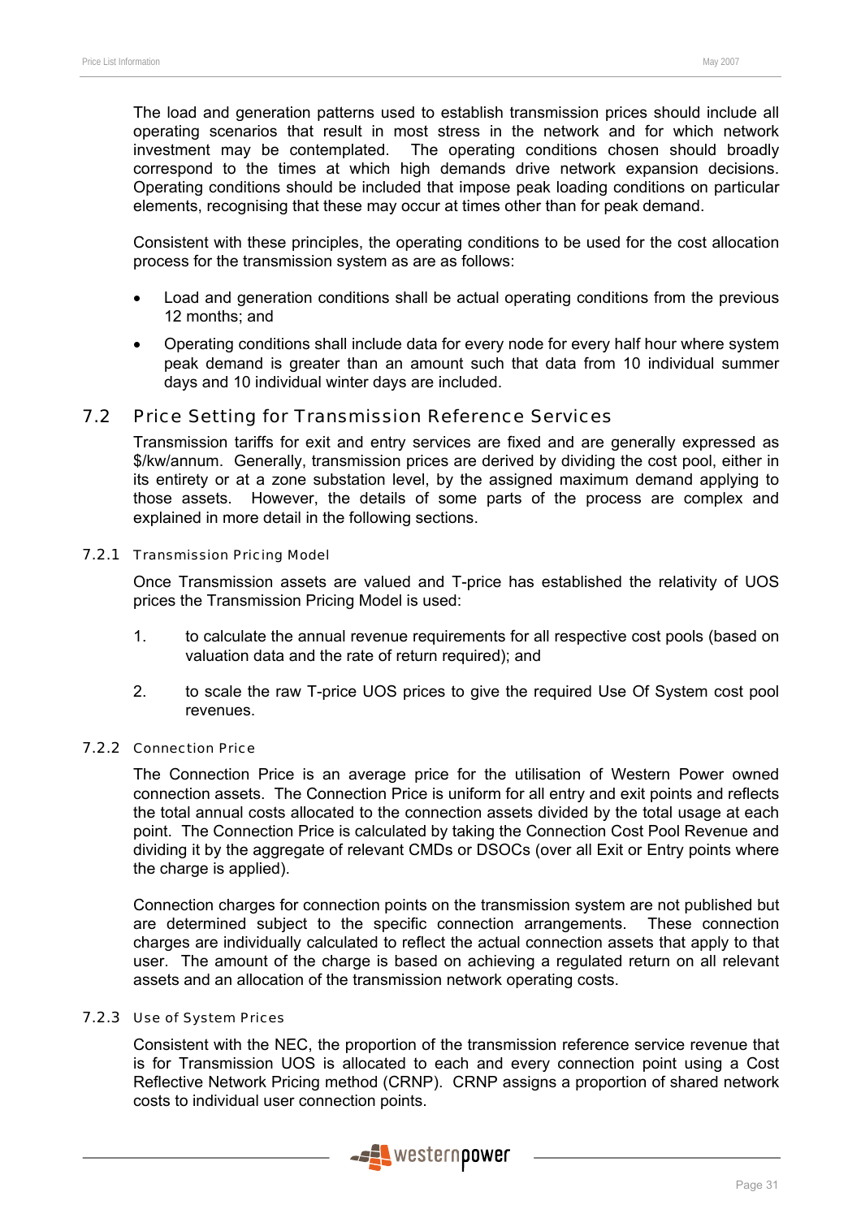The load and generation patterns used to establish transmission prices should include all operating scenarios that result in most stress in the network and for which network investment may be contemplated. The operating conditions chosen should broadly correspond to the times at which high demands drive network expansion decisions. Operating conditions should be included that impose peak loading conditions on particular elements, recognising that these may occur at times other than for peak demand.

Consistent with these principles, the operating conditions to be used for the cost allocation process for the transmission system as are as follows:

- Load and generation conditions shall be actual operating conditions from the previous 12 months; and
- Operating conditions shall include data for every node for every half hour where system peak demand is greater than an amount such that data from 10 individual summer days and 10 individual winter days are included.

## 7.2 Price Setting for Transmission Reference Services

Transmission tariffs for exit and entry services are fixed and are generally expressed as $/kw/annum. Generally, transmission prices are derived by dividing the cost pool, either in its entirety or at a zone substation level, by the assigned maximum demand applying to those assets. However, the details of some parts of the process are complex and explained in more detail in the following sections.

### 7.2.1 Transmission Pricing Model

Once Transmission assets are valued and T-price has established the relativity of UOS prices the Transmission Pricing Model is used:

1. to calculate the annual revenue requirements for all respective cost pools (based on valuation data and the rate of return required); and
2. to scale the raw T-price UOS prices to give the required Use Of System cost pool revenues.

### 7.2.2 Connection Price

The Connection Price is an average price for the utilisation of Western Power owned connection assets. The Connection Price is uniform for all entry and exit points and reflects the total annual costs allocated to the connection assets divided by the total usage at each point. The Connection Price is calculated by taking the Connection Cost Pool Revenue and dividing it by the aggregate of relevant CMDs or DSOCs (over all Exit or Entry points where the charge is applied).

Connection charges for connection points on the transmission system are not published but are determined subject to the specific connection arrangements. These connection charges are individually calculated to reflect the actual connection assets that apply to that user. The amount of the charge is based on achieving a regulated return on all relevant assets and an allocation of the transmission network operating costs.

### 7.2.3 Use of System Prices

Consistent with the NEC, the proportion of the transmission reference service revenue that is for Transmission UOS is allocated to each and every connection point using a Cost Reflective Network Pricing method (CRNP). CRNP assigns a proportion of shared network costs to individual user connection points.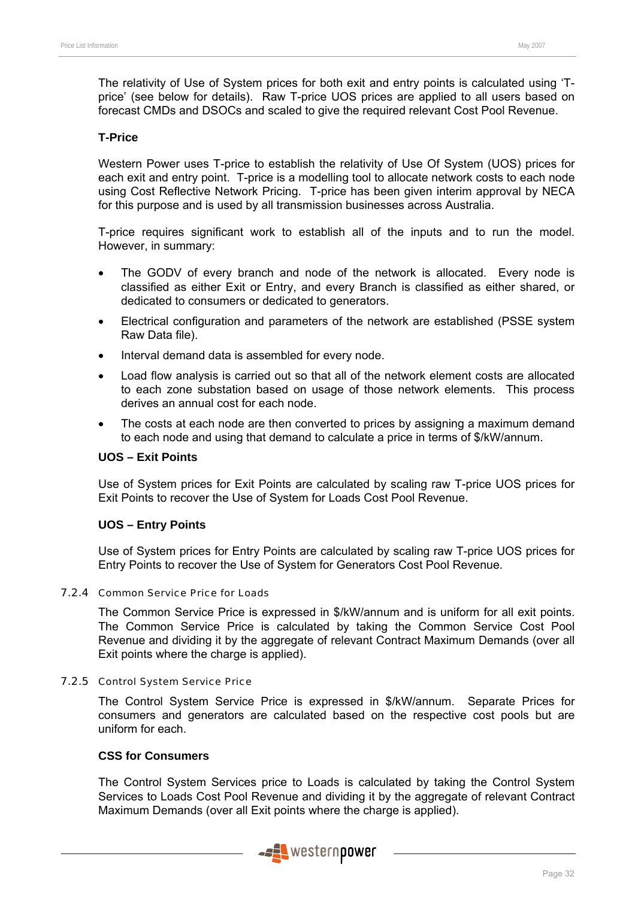The relativity of Use of System prices for both exit and entry points is calculated using 'T-price' (see below for details). Raw T-price UOS prices are applied to all users based on forecast CMDs and DSOCs and scaled to give the required relevant Cost Pool Revenue.

**T-Price**

Western Power uses T-price to establish the relativity of Use Of System (UOS) prices for each exit and entry point. T-price is a modelling tool to allocate network costs to each node using Cost Reflective Network Pricing. T-price has been given interim approval by NECA for this purpose and is used by all transmission businesses across Australia.

T-price requires significant work to establish all of the inputs and to run the model. However, in summary:

- The GODV of every branch and node of the network is allocated. Every node is classified as either Exit or Entry, and every Branch is classified as either shared, or dedicated to consumers or dedicated to generators.
- Electrical configuration and parameters of the network are established (PSSE system Raw Data file).
- Interval demand data is assembled for every node.
- Load flow analysis is carried out so that all of the network element costs are allocated to each zone substation based on usage of those network elements. This process derives an annual cost for each node.
- The costs at each node are then converted to prices by assigning a maximum demand to each node and using that demand to calculate a price in terms of $/kW/annum.

**UOS – Exit Points**

Use of System prices for Exit Points are calculated by scaling raw T-price UOS prices for Exit Points to recover the Use of System for Loads Cost Pool Revenue.

**UOS – Entry Points**

Use of System prices for Entry Points are calculated by scaling raw T-price UOS prices for Entry Points to recover the Use of System for Generators Cost Pool Revenue.

### 7.2.4 Common Service Price for Loads

The Common Service Price is expressed in $/kW/annum and is uniform for all exit points. The Common Service Price is calculated by taking the Common Service Cost Pool Revenue and dividing it by the aggregate of relevant Contract Maximum Demands (over all Exit points where the charge is applied).

### 7.2.5 Control System Service Price

The Control System Service Price is expressed in $/kW/annum. Separate Prices for consumers and generators are calculated based on the respective cost pools but are uniform for each.

**CSS for Consumers**

The Control System Services price to Loads is calculated by taking the Control System Services to Loads Cost Pool Revenue and dividing it by the aggregate of relevant Contract Maximum Demands (over all Exit points where the charge is applied).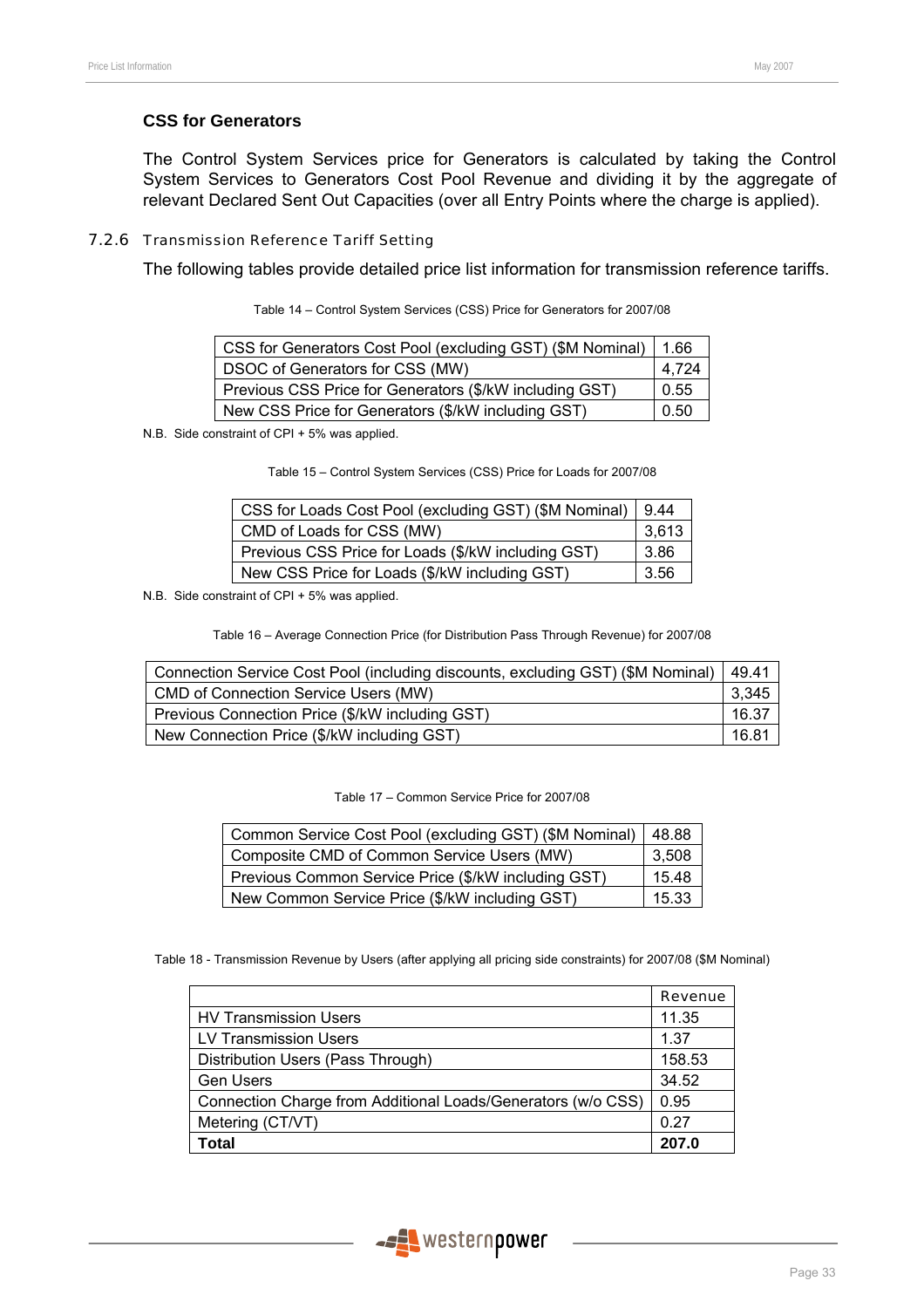### CSS for Generators

The Control System Services price for Generators is calculated by taking the Control System Services to Generators Cost Pool Revenue and dividing it by the aggregate of relevant Declared Sent Out Capacities (over all Entry Points where the charge is applied).

### 7.2.6 Transmission Reference Tariff Setting

The following tables provide detailed price list information for transmission reference tariffs.

Table 14 – Control System Services (CSS) Price for Generators for 2007/08

| | |
|---|---|
| CSS for Generators Cost Pool (excluding GST) ($M Nominal) | 1.66 |
| DSOC of Generators for CSS (MW) | 4,724 |
| Previous CSS Price for Generators ($/kW including GST) | 0.55 |
| New CSS Price for Generators ($/kW including GST) | 0.50 |

N.B. Side constraint of CPI + 5% was applied.

Table 15 – Control System Services (CSS) Price for Loads for 2007/08

| | |
|---|---|
| CSS for Loads Cost Pool (excluding GST) ($M Nominal) | 9.44 |
| CMD of Loads for CSS (MW) | 3,613 |
| Previous CSS Price for Loads ($/kW including GST) | 3.86 |
| New CSS Price for Loads ($/kW including GST) | 3.56 |

N.B. Side constraint of CPI + 5% was applied.

Table 16 – Average Connection Price (for Distribution Pass Through Revenue) for 2007/08

| | |
|---|---|
| Connection Service Cost Pool (including discounts, excluding GST) ($M Nominal) | 49.41 |
| CMD of Connection Service Users (MW) | 3,345 |
| Previous Connection Price ($/kW including GST) | 16.37 |
| New Connection Price ($/kW including GST) | 16.81 |

Table 17 – Common Service Price for 2007/08

| | |
|---|---|
| Common Service Cost Pool (excluding GST) ($M Nominal) | 48.88 |
| Composite CMD of Common Service Users (MW) | 3,508 |
| Previous Common Service Price ($/kW including GST) | 15.48 |
| New Common Service Price ($/kW including GST) | 15.33 |

Table 18 - Transmission Revenue by Users (after applying all pricing side constraints) for 2007/08 ($M Nominal)

| | Revenue |
|---|---|
| HV Transmission Users | 11.35 |
| LV Transmission Users | 1.37 |
| Distribution Users (Pass Through) | 158.53 |
| Gen Users | 34.52 |
| Connection Charge from Additional Loads/Generators (w/o CSS) | 0.95 |
| Metering (CT/VT) | 0.27 |
| **Total** | **207.0** |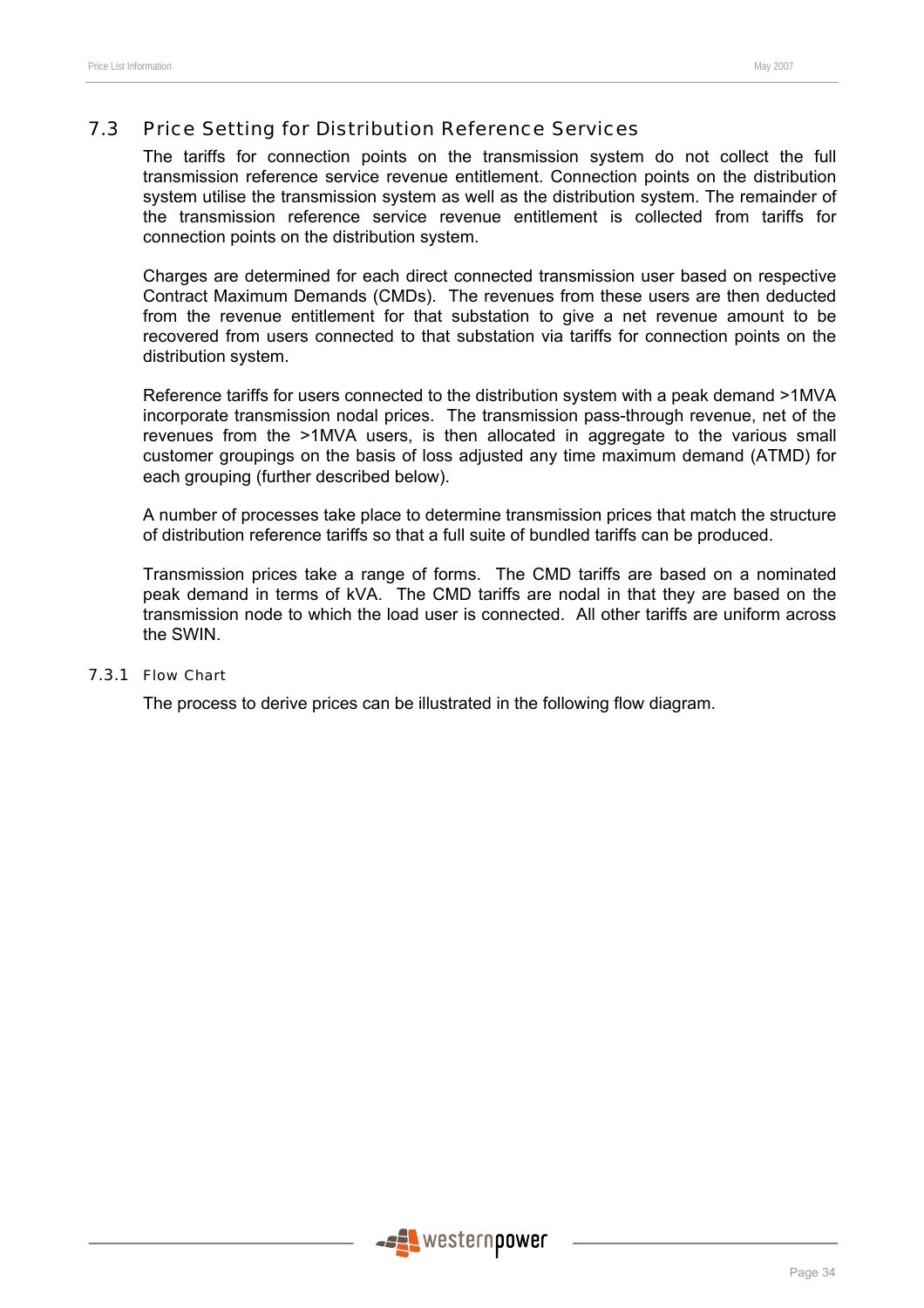## 7.3 Price Setting for Distribution Reference Services

The tariffs for connection points on the transmission system do not collect the full transmission reference service revenue entitlement. Connection points on the distribution system utilise the transmission system as well as the distribution system. The remainder of the transmission reference service revenue entitlement is collected from tariffs for connection points on the distribution system.

Charges are determined for each direct connected transmission user based on respective Contract Maximum Demands (CMDs). The revenues from these users are then deducted from the revenue entitlement for that substation to give a net revenue amount to be recovered from users connected to that substation via tariffs for connection points on the distribution system.

Reference tariffs for users connected to the distribution system with a peak demand >1MVA incorporate transmission nodal prices. The transmission pass-through revenue, net of the revenues from the >1MVA users, is then allocated in aggregate to the various small customer groupings on the basis of loss adjusted any time maximum demand (ATMD) for each grouping (further described below).

A number of processes take place to determine transmission prices that match the structure of distribution reference tariffs so that a full suite of bundled tariffs can be produced.

Transmission prices take a range of forms. The CMD tariffs are based on a nominated peak demand in terms of kVA. The CMD tariffs are nodal in that they are based on the transmission node to which the load user is connected. All other tariffs are uniform across the SWIN.

### 7.3.1 Flow Chart

The process to derive prices can be illustrated in the following flow diagram.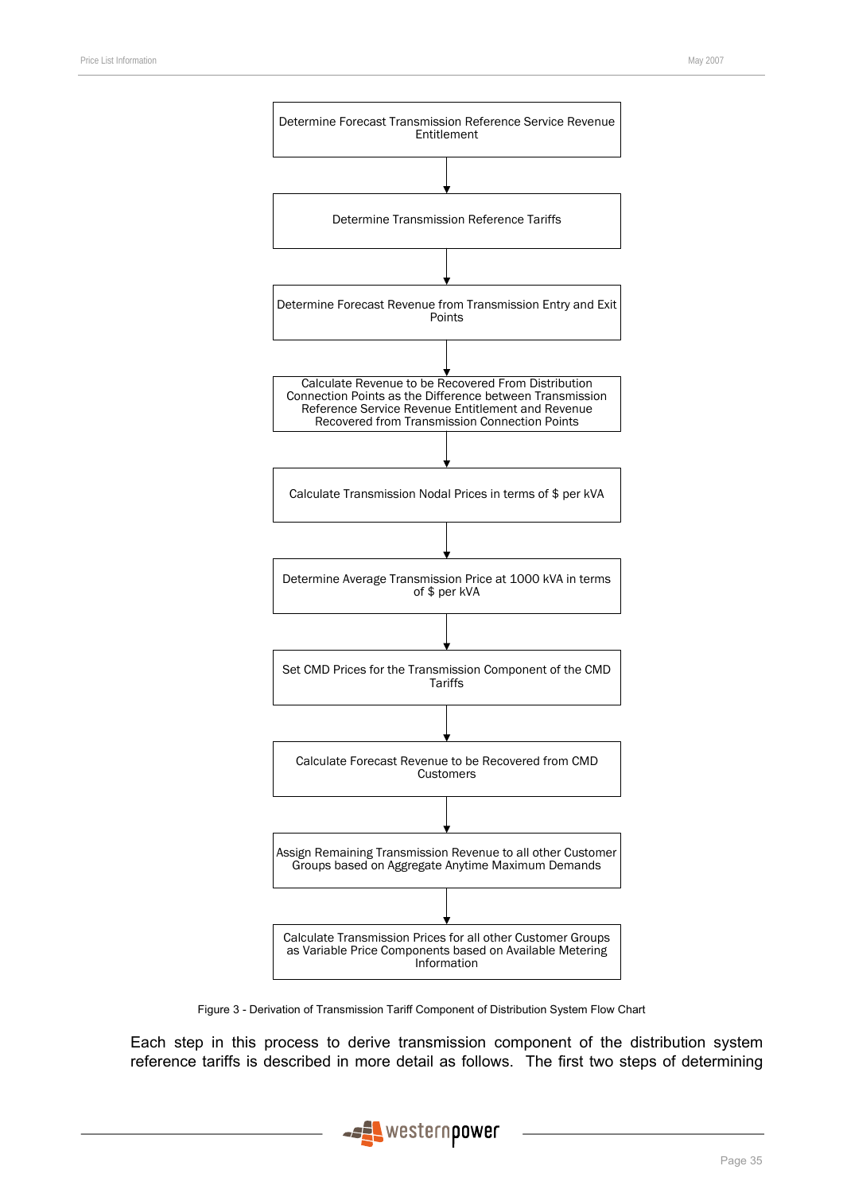Determine Forecast Transmission Reference Service Revenue Entitlement

↓

Determine Transmission Reference Tariffs

↓

Determine Forecast Revenue from Transmission Entry and Exit Points

↓

Calculate Revenue to be Recovered From Distribution Connection Points as the Difference between Transmission Reference Service Revenue Entitlement and Revenue Recovered from Transmission Connection Points

↓

Calculate Transmission Nodal Prices in terms of $ per kVA

↓

Determine Average Transmission Price at 1000 kVA in terms of $ per kVA

↓

Set CMD Prices for the Transmission Component of the CMD Tariffs

↓

Calculate Forecast Revenue to be Recovered from CMD Customers

↓

Assign Remaining Transmission Revenue to all other Customer Groups based on Aggregate Anytime Maximum Demands

↓

Calculate Transmission Prices for all other Customer Groups as Variable Price Components based on Available Metering Information

Figure 3 - Derivation of Transmission Tariff Component of Distribution System Flow Chart

Each step in this process to derive transmission component of the distribution system reference tariffs is described in more detail as follows. The first two steps of determining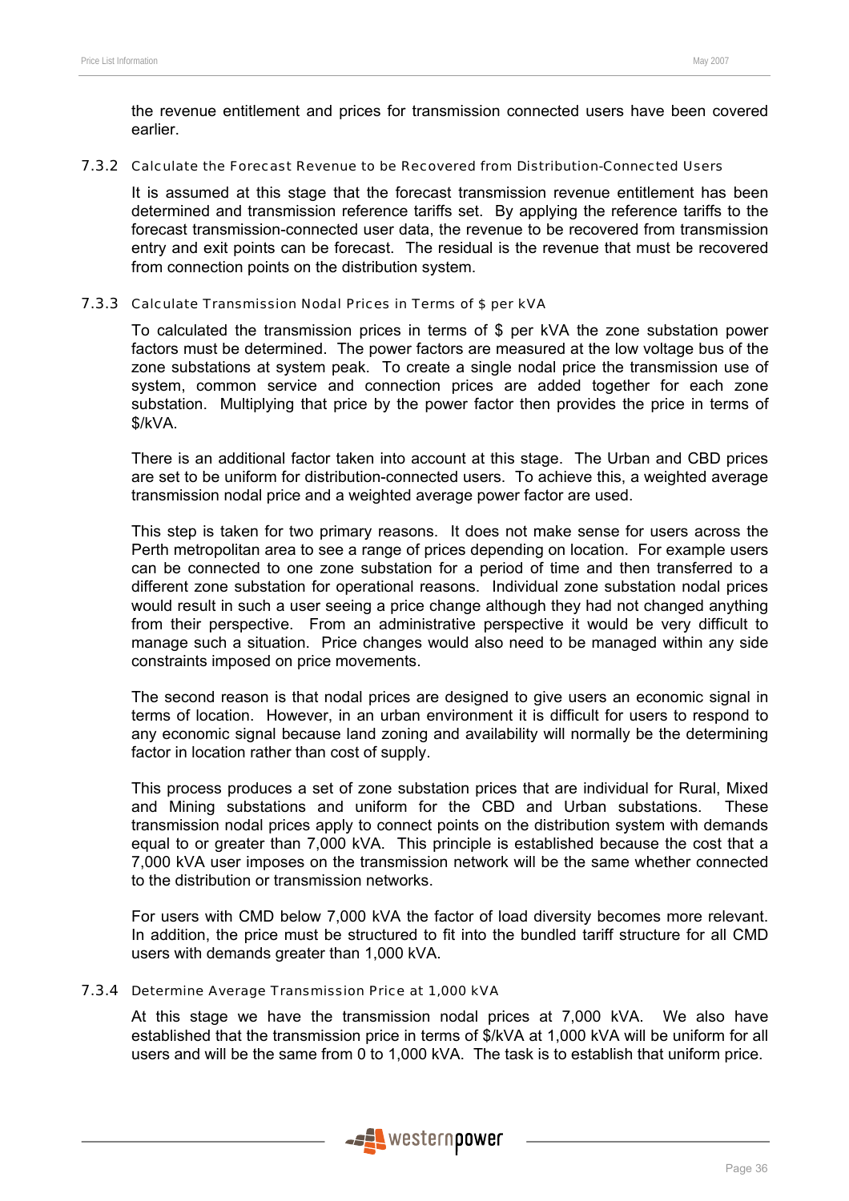the revenue entitlement and prices for transmission connected users have been covered earlier.

### 7.3.2 Calculate the Forecast Revenue to be Recovered from Distribution-Connected Users

It is assumed at this stage that the forecast transmission revenue entitlement has been determined and transmission reference tariffs set. By applying the reference tariffs to the forecast transmission-connected user data, the revenue to be recovered from transmission entry and exit points can be forecast. The residual is the revenue that must be recovered from connection points on the distribution system.

### 7.3.3 Calculate Transmission Nodal Prices in Terms of $ per kVA

To calculated the transmission prices in terms of $ per kVA the zone substation power factors must be determined. The power factors are measured at the low voltage bus of the zone substations at system peak. To create a single nodal price the transmission use of system, common service and connection prices are added together for each zone substation. Multiplying that price by the power factor then provides the price in terms of $/kVA.

There is an additional factor taken into account at this stage. The Urban and CBD prices are set to be uniform for distribution-connected users. To achieve this, a weighted average transmission nodal price and a weighted average power factor are used.

This step is taken for two primary reasons. It does not make sense for users across the Perth metropolitan area to see a range of prices depending on location. For example users can be connected to one zone substation for a period of time and then transferred to a different zone substation for operational reasons. Individual zone substation nodal prices would result in such a user seeing a price change although they had not changed anything from their perspective. From an administrative perspective it would be very difficult to manage such a situation. Price changes would also need to be managed within any side constraints imposed on price movements.

The second reason is that nodal prices are designed to give users an economic signal in terms of location. However, in an urban environment it is difficult for users to respond to any economic signal because land zoning and availability will normally be the determining factor in location rather than cost of supply.

This process produces a set of zone substation prices that are individual for Rural, Mixed and Mining substations and uniform for the CBD and Urban substations. These transmission nodal prices apply to connect points on the distribution system with demands equal to or greater than 7,000 kVA. This principle is established because the cost that a 7,000 kVA user imposes on the transmission network will be the same whether connected to the distribution or transmission networks.

For users with CMD below 7,000 kVA the factor of load diversity becomes more relevant. In addition, the price must be structured to fit into the bundled tariff structure for all CMD users with demands greater than 1,000 kVA.

### 7.3.4 Determine Average Transmission Price at 1,000 kVA

At this stage we have the transmission nodal prices at 7,000 kVA. We also have established that the transmission price in terms of $/kVA at 1,000 kVA will be uniform for all users and will be the same from 0 to 1,000 kVA. The task is to establish that uniform price.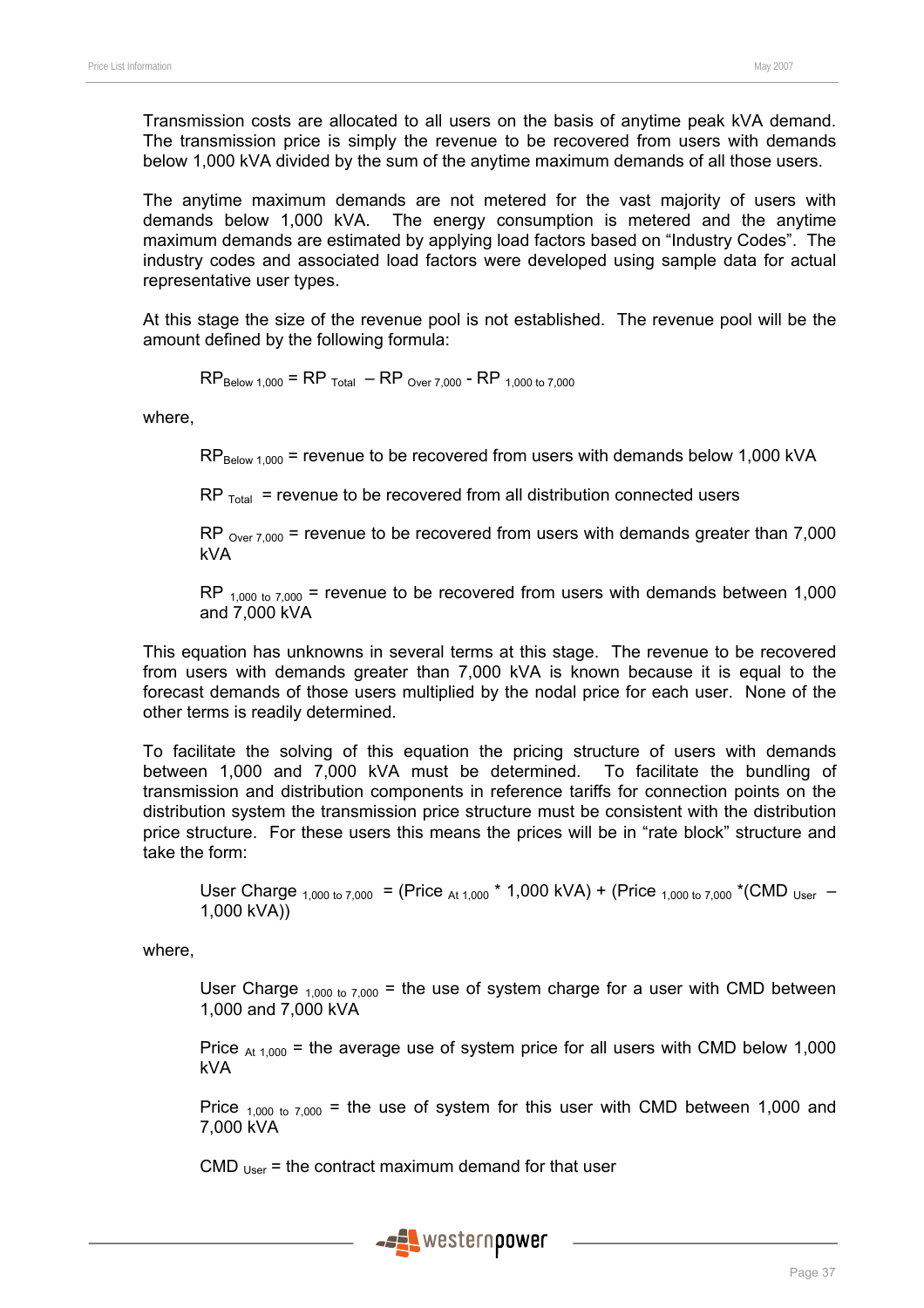Transmission costs are allocated to all users on the basis of anytime peak kVA demand. The transmission price is simply the revenue to be recovered from users with demands below 1,000 kVA divided by the sum of the anytime maximum demands of all those users.

The anytime maximum demands are not metered for the vast majority of users with demands below 1,000 kVA. The energy consumption is metered and the anytime maximum demands are estimated by applying load factors based on "Industry Codes". The industry codes and associated load factors were developed using sample data for actual representative user types.

At this stage the size of the revenue pool is not established. The revenue pool will be the amount defined by the following formula:

$$RP_{Below\ 1{,}000} = RP_{Total} - RP_{Over\ 7{,}000} - RP_{1{,}000\ to\ 7{,}000}$$

where,

$RP_{Below\ 1{,}000}$ = revenue to be recovered from users with demands below 1,000 kVA

$RP_{Total}$ = revenue to be recovered from all distribution connected users

$RP_{Over\ 7{,}000}$ = revenue to be recovered from users with demands greater than 7,000 kVA

$RP_{1{,}000\ to\ 7{,}000}$ = revenue to be recovered from users with demands between 1,000 and 7,000 kVA

This equation has unknowns in several terms at this stage. The revenue to be recovered from users with demands greater than 7,000 kVA is known because it is equal to the forecast demands of those users multiplied by the nodal price for each user. None of the other terms is readily determined.

To facilitate the solving of this equation the pricing structure of users with demands between 1,000 and 7,000 kVA must be determined. To facilitate the bundling of transmission and distribution components in reference tariffs for connection points on the distribution system the transmission price structure must be consistent with the distribution price structure. For these users this means the prices will be in "rate block" structure and take the form:

$$User\ Charge_{1{,}000\ to\ 7{,}000} = (Price_{At\ 1{,}000} * 1{,}000\ kVA) + (Price_{1{,}000\ to\ 7{,}000} * (CMD_{User} - 1{,}000\ kVA))$$

where,

$User\ Charge_{1{,}000\ to\ 7{,}000}$ = the use of system charge for a user with CMD between 1,000 and 7,000 kVA

$Price_{At\ 1{,}000}$ = the average use of system price for all users with CMD below 1,000 kVA

$Price_{1{,}000\ to\ 7{,}000}$ = the use of system for this user with CMD between 1,000 and 7,000 kVA

$CMD_{User}$ = the contract maximum demand for that user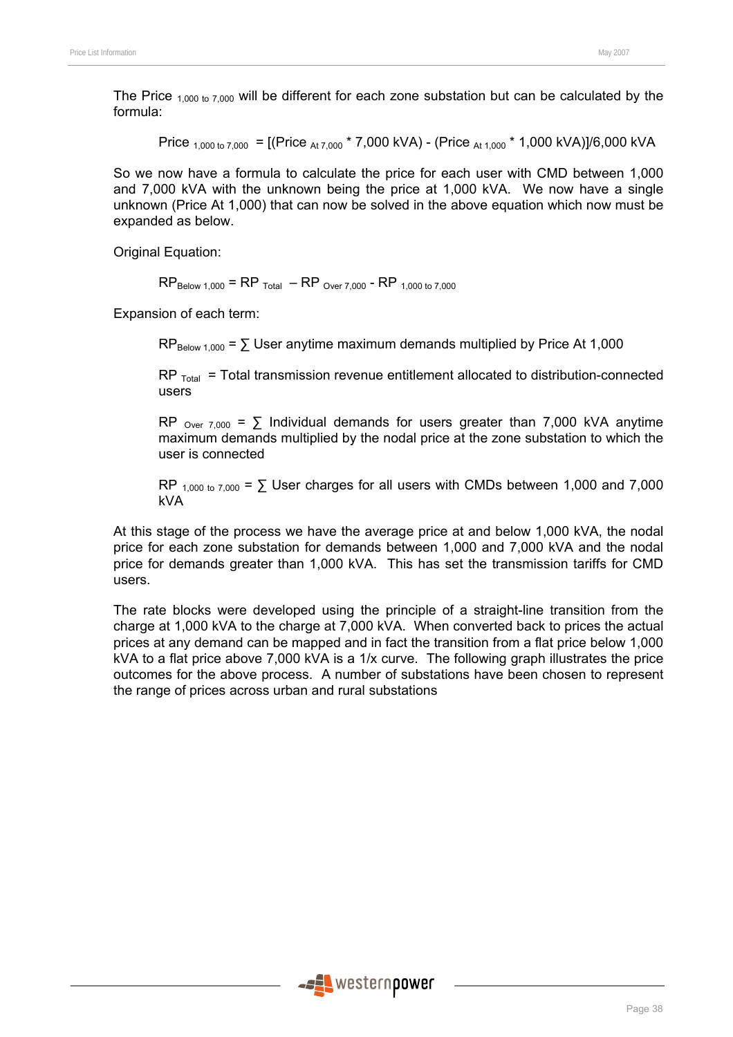The Price $_{1,000 \text{ to } 7,000}$ will be different for each zone substation but can be calculated by the formula:

$$\text{Price}_{1,000 \text{ to } 7,000} = [(\text{Price}_{\text{At } 7,000} * 7,000 \text{ kVA}) - (\text{Price}_{\text{At } 1,000} * 1,000 \text{ kVA})]/6,000 \text{ kVA}$$

So we now have a formula to calculate the price for each user with CMD between 1,000 and 7,000 kVA with the unknown being the price at 1,000 kVA. We now have a single unknown (Price At 1,000) that can now be solved in the above equation which now must be expanded as below.

Original Equation:

$$RP_{\text{Below } 1,000} = RP_{\text{Total}} - RP_{\text{Over } 7,000} - RP_{1,000 \text{ to } 7,000}$$

Expansion of each term:

$RP_{\text{Below } 1,000}$ = ∑ User anytime maximum demands multiplied by Price At 1,000

$RP_{\text{Total}}$ = Total transmission revenue entitlement allocated to distribution-connected users

$RP_{\text{Over } 7,000}$ = ∑ Individual demands for users greater than 7,000 kVA anytime maximum demands multiplied by the nodal price at the zone substation to which the user is connected

$RP_{1,000 \text{ to } 7,000}$ = ∑ User charges for all users with CMDs between 1,000 and 7,000 kVA

At this stage of the process we have the average price at and below 1,000 kVA, the nodal price for each zone substation for demands between 1,000 and 7,000 kVA and the nodal price for demands greater than 1,000 kVA. This has set the transmission tariffs for CMD users.

The rate blocks were developed using the principle of a straight-line transition from the charge at 1,000 kVA to the charge at 7,000 kVA. When converted back to prices the actual prices at any demand can be mapped and in fact the transition from a flat price below 1,000 kVA to a flat price above 7,000 kVA is a 1/x curve. The following graph illustrates the price outcomes for the above process. A number of substations have been chosen to represent the range of prices across urban and rural substations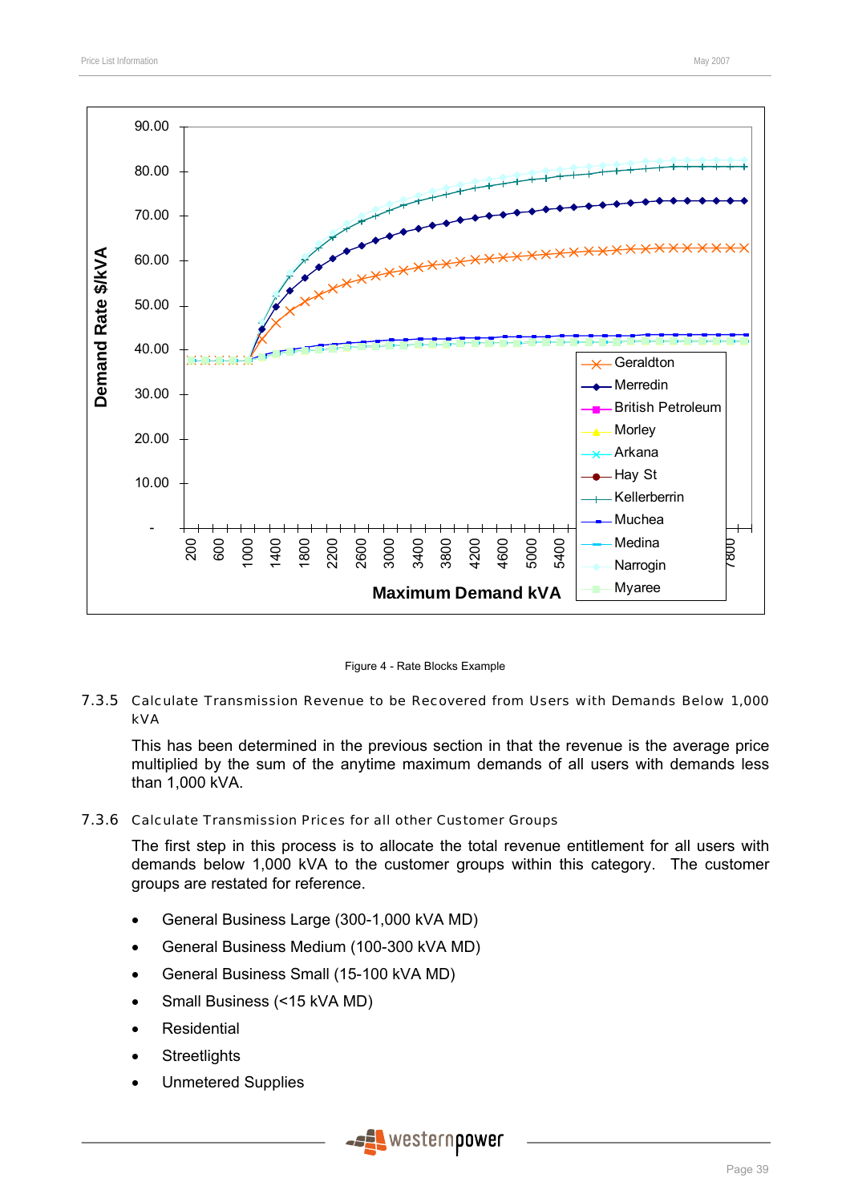Figure 4 - Rate Blocks Example

### 7.3.5 Calculate Transmission Revenue to be Recovered from Users with Demands Below 1,000 kVA

This has been determined in the previous section in that the revenue is the average price multiplied by the sum of the anytime maximum demands of all users with demands less than 1,000 kVA.

### 7.3.6 Calculate Transmission Prices for all other Customer Groups

The first step in this process is to allocate the total revenue entitlement for all users with demands below 1,000 kVA to the customer groups within this category. The customer groups are restated for reference.

- General Business Large (300-1,000 kVA MD)
- General Business Medium (100-300 kVA MD)
- General Business Small (15-100 kVA MD)
- Small Business (<15 kVA MD)
- Residential
- Streetlights
- Unmetered Supplies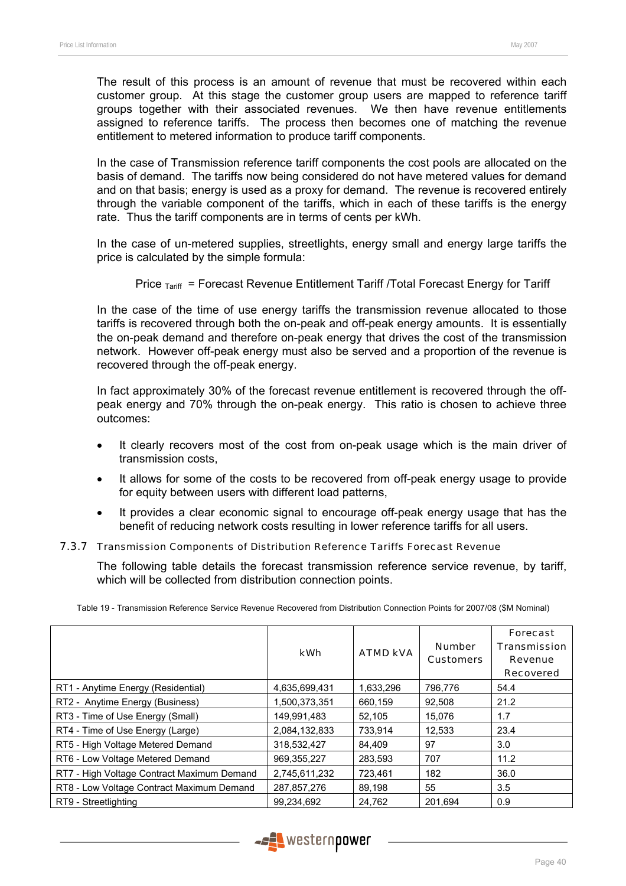The result of this process is an amount of revenue that must be recovered within each customer group. At this stage the customer group users are mapped to reference tariff groups together with their associated revenues. We then have revenue entitlements assigned to reference tariffs. The process then becomes one of matching the revenue entitlement to metered information to produce tariff components.

In the case of Transmission reference tariff components the cost pools are allocated on the basis of demand. The tariffs now being considered do not have metered values for demand and on that basis; energy is used as a proxy for demand. The revenue is recovered entirely through the variable component of the tariffs, which in each of these tariffs is the energy rate. Thus the tariff components are in terms of cents per kWh.

In the case of un-metered supplies, streetlights, energy small and energy large tariffs the price is calculated by the simple formula:

$$\text{Price}_{\text{Tariff}} = \text{Forecast Revenue Entitlement Tariff / Total Forecast Energy for Tariff}$$

In the case of the time of use energy tariffs the transmission revenue allocated to those tariffs is recovered through both the on-peak and off-peak energy amounts. It is essentially the on-peak demand and therefore on-peak energy that drives the cost of the transmission network. However off-peak energy must also be served and a proportion of the revenue is recovered through the off-peak energy.

In fact approximately 30% of the forecast revenue entitlement is recovered through the off-peak energy and 70% through the on-peak energy. This ratio is chosen to achieve three outcomes:

- It clearly recovers most of the cost from on-peak usage which is the main driver of transmission costs,
- It allows for some of the costs to be recovered from off-peak energy usage to provide for equity between users with different load patterns,
- It provides a clear economic signal to encourage off-peak energy usage that has the benefit of reducing network costs resulting in lower reference tariffs for all users.

### 7.3.7 Transmission Components of Distribution Reference Tariffs Forecast Revenue

The following table details the forecast transmission reference service revenue, by tariff, which will be collected from distribution connection points.

Table 19 - Transmission Reference Service Revenue Recovered from Distribution Connection Points for 2007/08 ($M Nominal)

| | kWh | ATMD kVA | Number Customers | Forecast Transmission Revenue Recovered |
|---|---|---|---|---|
| RT1 - Anytime Energy (Residential) | 4,635,699,431 | 1,633,296 | 796,776 | 54.4 |
| RT2 - Anytime Energy (Business) | 1,500,373,351 | 660,159 | 92,508 | 21.2 |
| RT3 - Time of Use Energy (Small) | 149,991,483 | 52,105 | 15,076 | 1.7 |
| RT4 - Time of Use Energy (Large) | 2,084,132,833 | 733,914 | 12,533 | 23.4 |
| RT5 - High Voltage Metered Demand | 318,532,427 | 84,409 | 97 | 3.0 |
| RT6 - Low Voltage Metered Demand | 969,355,227 | 283,593 | 707 | 11.2 |
| RT7 - High Voltage Contract Maximum Demand | 2,745,611,232 | 723,461 | 182 | 36.0 |
| RT8 - Low Voltage Contract Maximum Demand | 287,857,276 | 89,198 | 55 | 3.5 |
| RT9 - Streetlighting | 99,234,692 | 24,762 | 201,694 | 0.9 |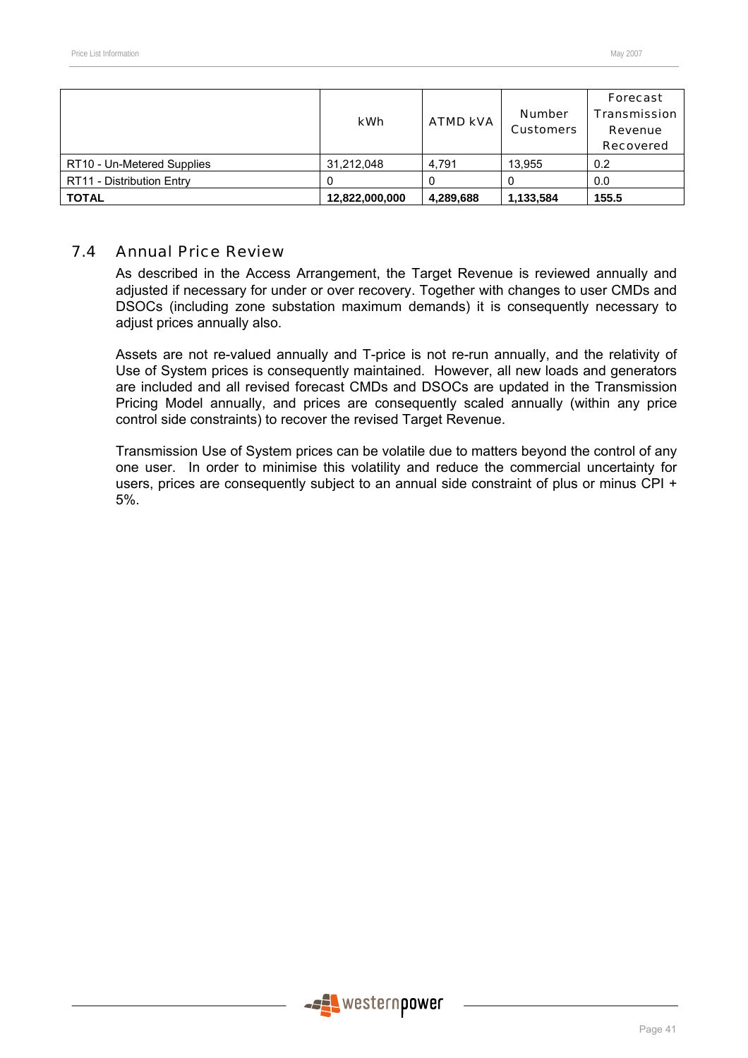|  | kWh | ATMD kVA | Number Customers | Forecast Transmission Revenue Recovered |
|---|---|---|---|---|
| RT10 - Un-Metered Supplies | 31,212,048 | 4,791 | 13,955 | 0.2 |
| RT11 - Distribution Entry | 0 | 0 | 0 | 0.0 |
| **TOTAL** | **12,822,000,000** | **4,289,688** | **1,133,584** | **155.5** |

## 7.4 Annual Price Review

As described in the Access Arrangement, the Target Revenue is reviewed annually and adjusted if necessary for under or over recovery. Together with changes to user CMDs and DSOCs (including zone substation maximum demands) it is consequently necessary to adjust prices annually also.

Assets are not re-valued annually and T-price is not re-run annually, and the relativity of Use of System prices is consequently maintained. However, all new loads and generators are included and all revised forecast CMDs and DSOCs are updated in the Transmission Pricing Model annually, and prices are consequently scaled annually (within any price control side constraints) to recover the revised Target Revenue.

Transmission Use of System prices can be volatile due to matters beyond the control of any one user. In order to minimise this volatility and reduce the commercial uncertainty for users, prices are consequently subject to an annual side constraint of plus or minus CPI + 5%.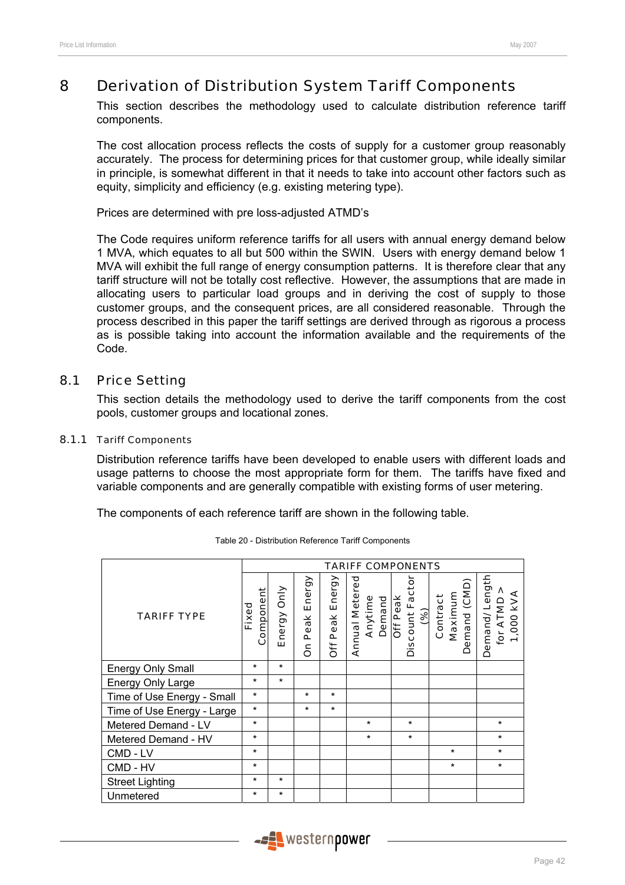# 8 Derivation of Distribution System Tariff Components

This section describes the methodology used to calculate distribution reference tariff components.

The cost allocation process reflects the costs of supply for a customer group reasonably accurately. The process for determining prices for that customer group, while ideally similar in principle, is somewhat different in that it needs to take into account other factors such as equity, simplicity and efficiency (e.g. existing metering type).

Prices are determined with pre loss-adjusted ATMD's

The Code requires uniform reference tariffs for all users with annual energy demand below 1 MVA, which equates to all but 500 within the SWIN. Users with energy demand below 1 MVA will exhibit the full range of energy consumption patterns. It is therefore clear that any tariff structure will not be totally cost reflective. However, the assumptions that are made in allocating users to particular load groups and in deriving the cost of supply to those customer groups, and the consequent prices, are all considered reasonable. Through the process described in this paper the tariff settings are derived through as rigorous a process as is possible taking into account the information available and the requirements of the Code.

## 8.1 Price Setting

This section details the methodology used to derive the tariff components from the cost pools, customer groups and locational zones.

### 8.1.1 Tariff Components

Distribution reference tariffs have been developed to enable users with different loads and usage patterns to choose the most appropriate form for them. The tariffs have fixed and variable components and are generally compatible with existing forms of user metering.

The components of each reference tariff are shown in the following table.

Table 20 - Distribution Reference Tariff Components

| TARIFF TYPE | TARIFF COMPONENTS | | | | | | | |
|---|---|---|---|---|---|---|---|---|
| | Fixed Component | Energy Only | On Peak Energy | Off Peak Energy | Annual Metered Anytime Demand | Off Peak Discount Factor (%) | Contract Maximum Demand (CMD) | Demand/Length for ATMD > 1,000 kVA |
| Energy Only Small | * | * | | | | | | |
| Energy Only Large | * | * | | | | | | |
| Time of Use Energy - Small | * | | * | * | | | | |
| Time of Use Energy - Large | * | | * | * | | | | |
| Metered Demand - LV | * | | | | * | * | | * |
| Metered Demand - HV | * | | | | * | * | | * |
| CMD - LV | * | | | | | | * | * |
| CMD - HV | * | | | | | | * | * |
| Street Lighting | * | * | | | | | | |
| Unmetered | * | * | | | | | | |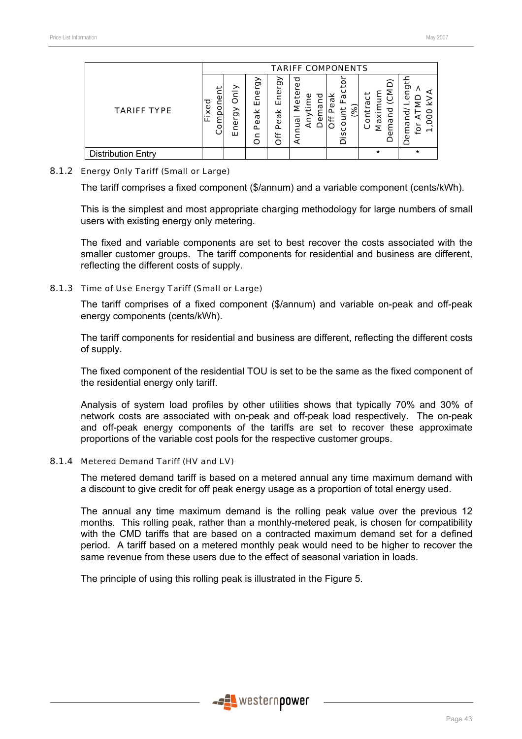| TARIFF TYPE | TARIFF COMPONENTS | | | | | | | |
|---|---|---|---|---|---|---|---|---|
| | Fixed Component | Energy Only | On Peak Energy | Off Peak Energy | Annual Metered Anytime Demand | Off Peak Discount Factor (%) | Contract Maximum Demand (CMD) | Demand/ Length for ATMD > 1,000 kVA |
| Distribution Entry | | | | | | | * | * |

### 8.1.2 Energy Only Tariff (Small or Large)

The tariff comprises a fixed component ($/annum) and a variable component (cents/kWh).

This is the simplest and most appropriate charging methodology for large numbers of small users with existing energy only metering.

The fixed and variable components are set to best recover the costs associated with the smaller customer groups. The tariff components for residential and business are different, reflecting the different costs of supply.

### 8.1.3 Time of Use Energy Tariff (Small or Large)

The tariff comprises of a fixed component ($/annum) and variable on-peak and off-peak energy components (cents/kWh).

The tariff components for residential and business are different, reflecting the different costs of supply.

The fixed component of the residential TOU is set to be the same as the fixed component of the residential energy only tariff.

Analysis of system load profiles by other utilities shows that typically 70% and 30% of network costs are associated with on-peak and off-peak load respectively. The on-peak and off-peak energy components of the tariffs are set to recover these approximate proportions of the variable cost pools for the respective customer groups.

### 8.1.4 Metered Demand Tariff (HV and LV)

The metered demand tariff is based on a metered annual any time maximum demand with a discount to give credit for off peak energy usage as a proportion of total energy used.

The annual any time maximum demand is the rolling peak value over the previous 12 months. This rolling peak, rather than a monthly-metered peak, is chosen for compatibility with the CMD tariffs that are based on a contracted maximum demand set for a defined period. A tariff based on a metered monthly peak would need to be higher to recover the same revenue from these users due to the effect of seasonal variation in loads.

The principle of using this rolling peak is illustrated in the Figure 5.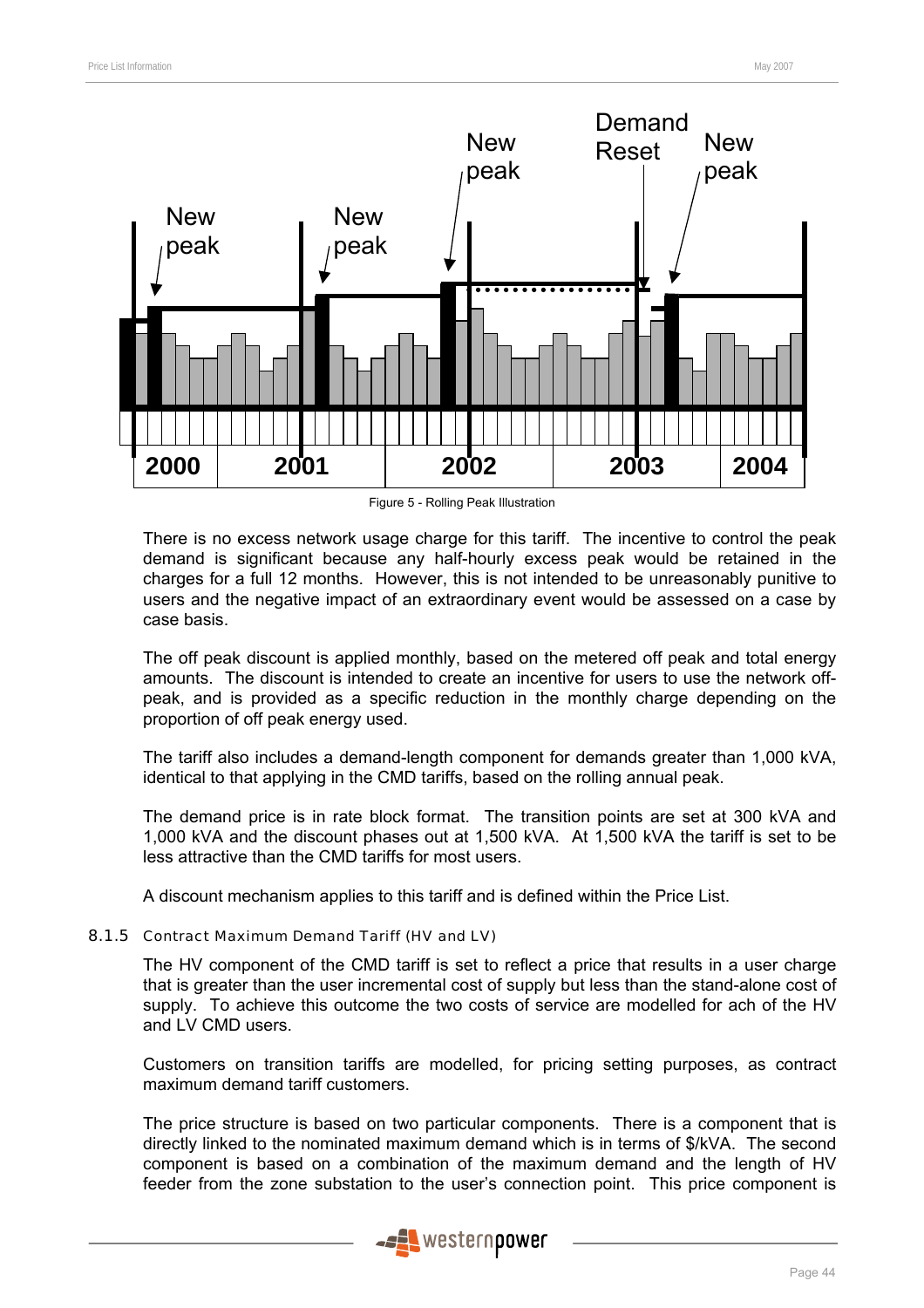Figure 5 - Rolling Peak Illustration

There is no excess network usage charge for this tariff. The incentive to control the peak demand is significant because any half-hourly excess peak would be retained in the charges for a full 12 months. However, this is not intended to be unreasonably punitive to users and the negative impact of an extraordinary event would be assessed on a case by case basis.

The off peak discount is applied monthly, based on the metered off peak and total energy amounts. The discount is intended to create an incentive for users to use the network off-peak, and is provided as a specific reduction in the monthly charge depending on the proportion of off peak energy used.

The tariff also includes a demand-length component for demands greater than 1,000 kVA, identical to that applying in the CMD tariffs, based on the rolling annual peak.

The demand price is in rate block format. The transition points are set at 300 kVA and 1,000 kVA and the discount phases out at 1,500 kVA. At 1,500 kVA the tariff is set to be less attractive than the CMD tariffs for most users.

A discount mechanism applies to this tariff and is defined within the Price List.

#### 8.1.5 Contract Maximum Demand Tariff (HV and LV)

The HV component of the CMD tariff is set to reflect a price that results in a user charge that is greater than the user incremental cost of supply but less than the stand-alone cost of supply. To achieve this outcome the two costs of service are modelled for ach of the HV and LV CMD users.

Customers on transition tariffs are modelled, for pricing setting purposes, as contract maximum demand tariff customers.

The price structure is based on two particular components. There is a component that is directly linked to the nominated maximum demand which is in terms of \$/kVA. The second component is based on a combination of the maximum demand and the length of HV feeder from the zone substation to the user's connection point. This price component is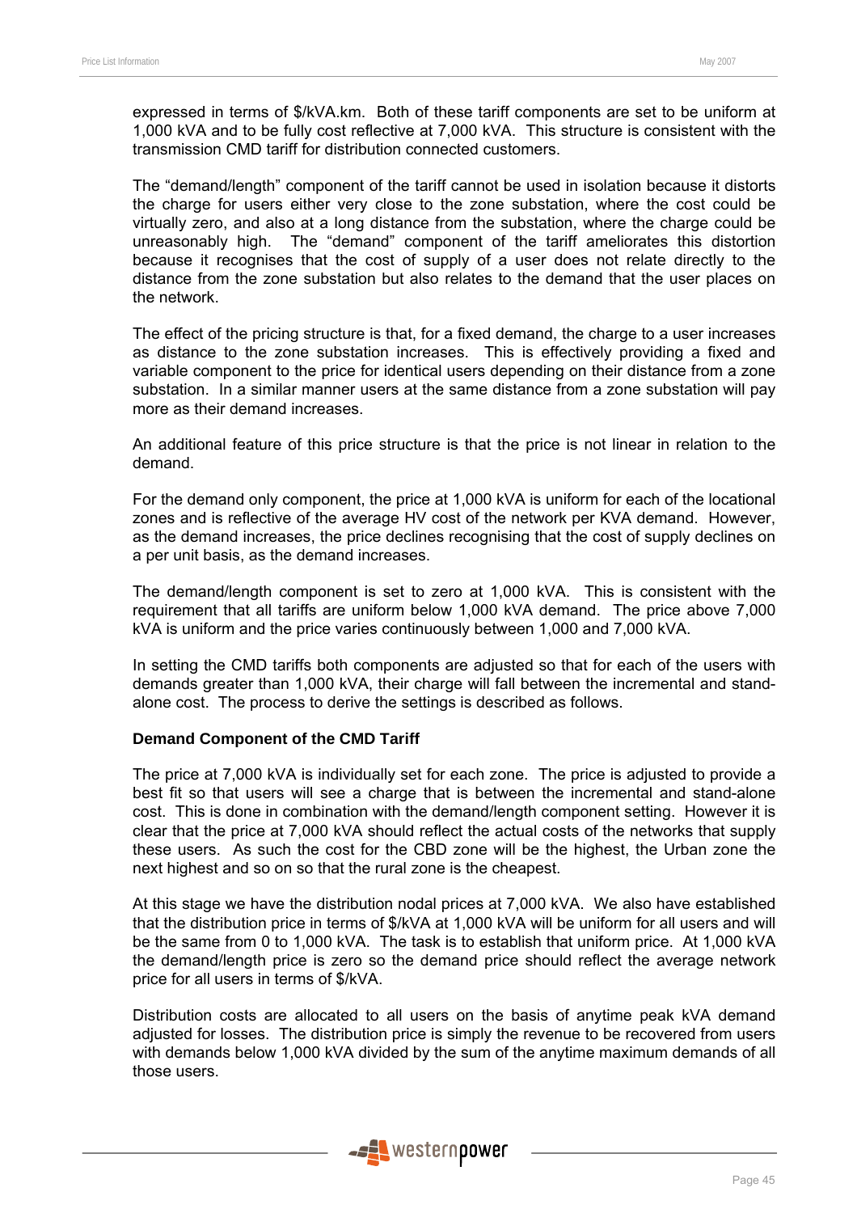expressed in terms of \$/kVA.km. Both of these tariff components are set to be uniform at 1,000 kVA and to be fully cost reflective at 7,000 kVA. This structure is consistent with the transmission CMD tariff for distribution connected customers.

The "demand/length" component of the tariff cannot be used in isolation because it distorts the charge for users either very close to the zone substation, where the cost could be virtually zero, and also at a long distance from the substation, where the charge could be unreasonably high. The "demand" component of the tariff ameliorates this distortion because it recognises that the cost of supply of a user does not relate directly to the distance from the zone substation but also relates to the demand that the user places on the network.

The effect of the pricing structure is that, for a fixed demand, the charge to a user increases as distance to the zone substation increases. This is effectively providing a fixed and variable component to the price for identical users depending on their distance from a zone substation. In a similar manner users at the same distance from a zone substation will pay more as their demand increases.

An additional feature of this price structure is that the price is not linear in relation to the demand.

For the demand only component, the price at 1,000 kVA is uniform for each of the locational zones and is reflective of the average HV cost of the network per KVA demand. However, as the demand increases, the price declines recognising that the cost of supply declines on a per unit basis, as the demand increases.

The demand/length component is set to zero at 1,000 kVA. This is consistent with the requirement that all tariffs are uniform below 1,000 kVA demand. The price above 7,000 kVA is uniform and the price varies continuously between 1,000 and 7,000 kVA.

In setting the CMD tariffs both components are adjusted so that for each of the users with demands greater than 1,000 kVA, their charge will fall between the incremental and stand-alone cost. The process to derive the settings is described as follows.

**Demand Component of the CMD Tariff**

The price at 7,000 kVA is individually set for each zone. The price is adjusted to provide a best fit so that users will see a charge that is between the incremental and stand-alone cost. This is done in combination with the demand/length component setting. However it is clear that the price at 7,000 kVA should reflect the actual costs of the networks that supply these users. As such the cost for the CBD zone will be the highest, the Urban zone the next highest and so on so that the rural zone is the cheapest.

At this stage we have the distribution nodal prices at 7,000 kVA. We also have established that the distribution price in terms of \$/kVA at 1,000 kVA will be uniform for all users and will be the same from 0 to 1,000 kVA. The task is to establish that uniform price. At 1,000 kVA the demand/length price is zero so the demand price should reflect the average network price for all users in terms of \$/kVA.

Distribution costs are allocated to all users on the basis of anytime peak kVA demand adjusted for losses. The distribution price is simply the revenue to be recovered from users with demands below 1,000 kVA divided by the sum of the anytime maximum demands of all those users.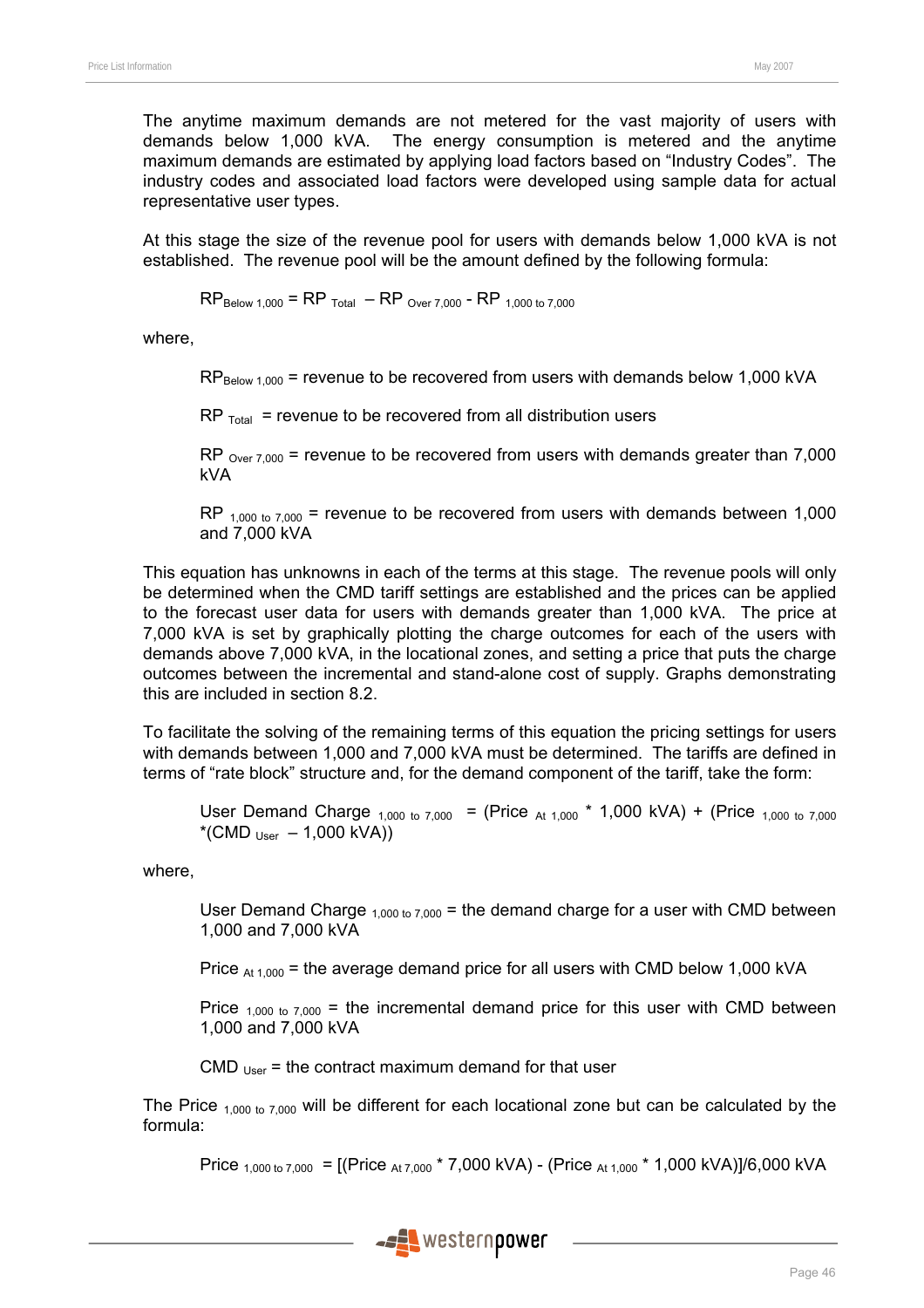The anytime maximum demands are not metered for the vast majority of users with demands below 1,000 kVA. The energy consumption is metered and the anytime maximum demands are estimated by applying load factors based on “Industry Codes”. The industry codes and associated load factors were developed using sample data for actual representative user types.

At this stage the size of the revenue pool for users with demands below 1,000 kVA is not established. The revenue pool will be the amount defined by the following formula:

$$RP_{Below\ 1,000} = RP_{Total} - RP_{Over\ 7,000} - RP_{1,000\ to\ 7,000}$$

where,

$RP_{Below\ 1,000}$ = revenue to be recovered from users with demands below 1,000 kVA

$RP_{Total}$ = revenue to be recovered from all distribution users

$RP_{Over\ 7,000}$ = revenue to be recovered from users with demands greater than 7,000 kVA

$RP_{1,000\ to\ 7,000}$ = revenue to be recovered from users with demands between 1,000 and 7,000 kVA

This equation has unknowns in each of the terms at this stage. The revenue pools will only be determined when the CMD tariff settings are established and the prices can be applied to the forecast user data for users with demands greater than 1,000 kVA. The price at 7,000 kVA is set by graphically plotting the charge outcomes for each of the users with demands above 7,000 kVA, in the locational zones, and setting a price that puts the charge outcomes between the incremental and stand-alone cost of supply. Graphs demonstrating this are included in section 8.2.

To facilitate the solving of the remaining terms of this equation the pricing settings for users with demands between 1,000 and 7,000 kVA must be determined. The tariffs are defined in terms of “rate block” structure and, for the demand component of the tariff, take the form:

$$\text{User Demand Charge}_{1,000\ to\ 7,000} = (\text{Price}_{At\ 1,000} * 1,000\ \text{kVA}) + (\text{Price}_{1,000\ to\ 7,000} * (\text{CMD}_{User} - 1,000\ \text{kVA}))$$

where,

$\text{User Demand Charge}_{1,000\ to\ 7,000}$ = the demand charge for a user with CMD between 1,000 and 7,000 kVA

$\text{Price}_{At\ 1,000}$ = the average demand price for all users with CMD below 1,000 kVA

$\text{Price}_{1,000\ to\ 7,000}$ = the incremental demand price for this user with CMD between 1,000 and 7,000 kVA

$\text{CMD}_{User}$ = the contract maximum demand for that user

The $\text{Price}_{1,000\ to\ 7,000}$ will be different for each locational zone but can be calculated by the formula:

$$\text{Price}_{1,000\ to\ 7,000} = [(\text{Price}_{At\ 7,000} * 7,000\ \text{kVA}) - (\text{Price}_{At\ 1,000} * 1,000\ \text{kVA})]/6,000\ \text{kVA}$$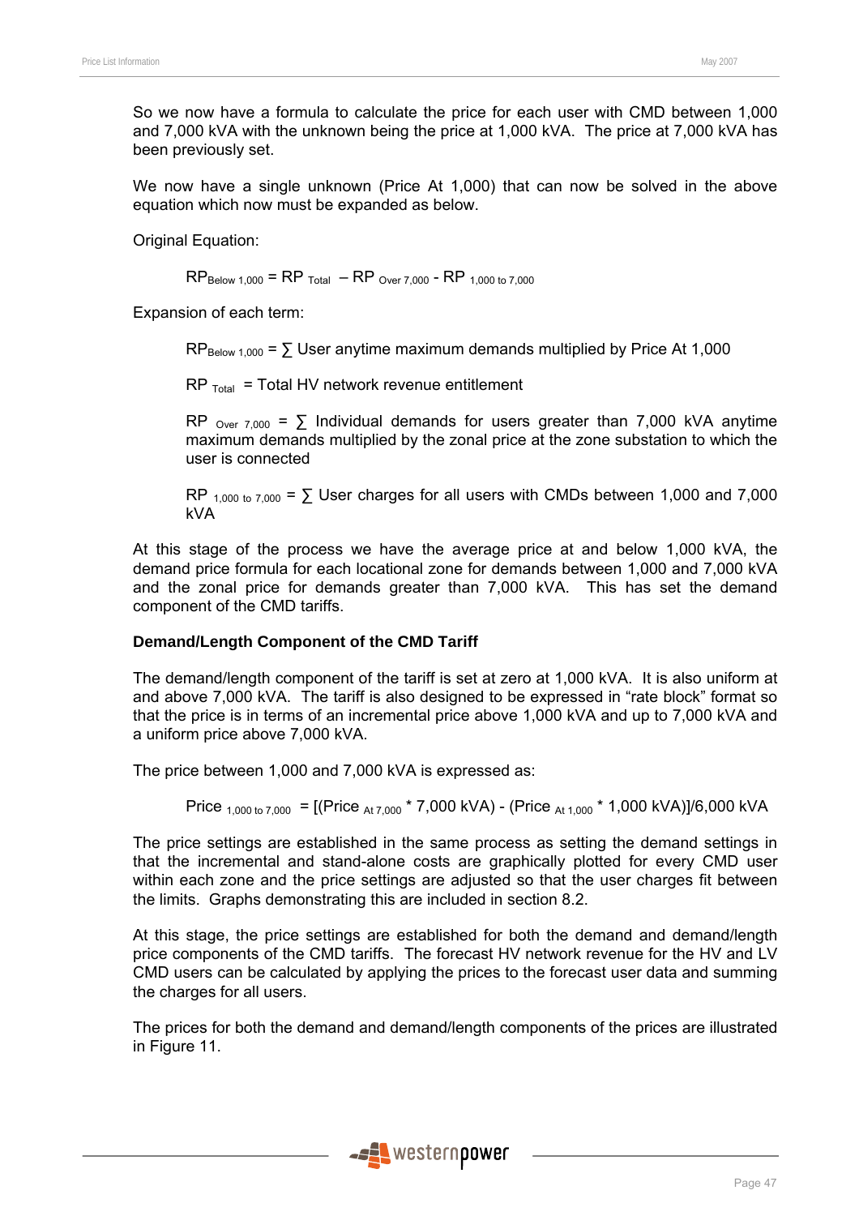So we now have a formula to calculate the price for each user with CMD between 1,000 and 7,000 kVA with the unknown being the price at 1,000 kVA. The price at 7,000 kVA has been previously set.

We now have a single unknown (Price At 1,000) that can now be solved in the above equation which now must be expanded as below.

Original Equation:

$$RP_{Below\ 1,000} = RP_{Total} - RP_{Over\ 7,000} - RP_{1,000\ to\ 7,000}$$

Expansion of each term:

$RP_{Below\ 1,000}$ = ∑ User anytime maximum demands multiplied by Price At 1,000

$RP_{Total}$ = Total HV network revenue entitlement

$RP_{Over\ 7,000}$ = ∑ Individual demands for users greater than 7,000 kVA anytime maximum demands multiplied by the zonal price at the zone substation to which the user is connected

$RP_{1,000\ to\ 7,000}$ = ∑ User charges for all users with CMDs between 1,000 and 7,000 kVA

At this stage of the process we have the average price at and below 1,000 kVA, the demand price formula for each locational zone for demands between 1,000 and 7,000 kVA and the zonal price for demands greater than 7,000 kVA. This has set the demand component of the CMD tariffs.

**Demand/Length Component of the CMD Tariff**

The demand/length component of the tariff is set at zero at 1,000 kVA. It is also uniform at and above 7,000 kVA. The tariff is also designed to be expressed in "rate block" format so that the price is in terms of an incremental price above 1,000 kVA and up to 7,000 kVA and a uniform price above 7,000 kVA.

The price between 1,000 and 7,000 kVA is expressed as:

$$Price_{1,000\ to\ 7,000} = [(Price_{At\ 7,000} * 7,000\ kVA) - (Price_{At\ 1,000} * 1,000\ kVA)]/6,000\ kVA$$

The price settings are established in the same process as setting the demand settings in that the incremental and stand-alone costs are graphically plotted for every CMD user within each zone and the price settings are adjusted so that the user charges fit between the limits. Graphs demonstrating this are included in section 8.2.

At this stage, the price settings are established for both the demand and demand/length price components of the CMD tariffs. The forecast HV network revenue for the HV and LV CMD users can be calculated by applying the prices to the forecast user data and summing the charges for all users.

The prices for both the demand and demand/length components of the prices are illustrated in Figure 11.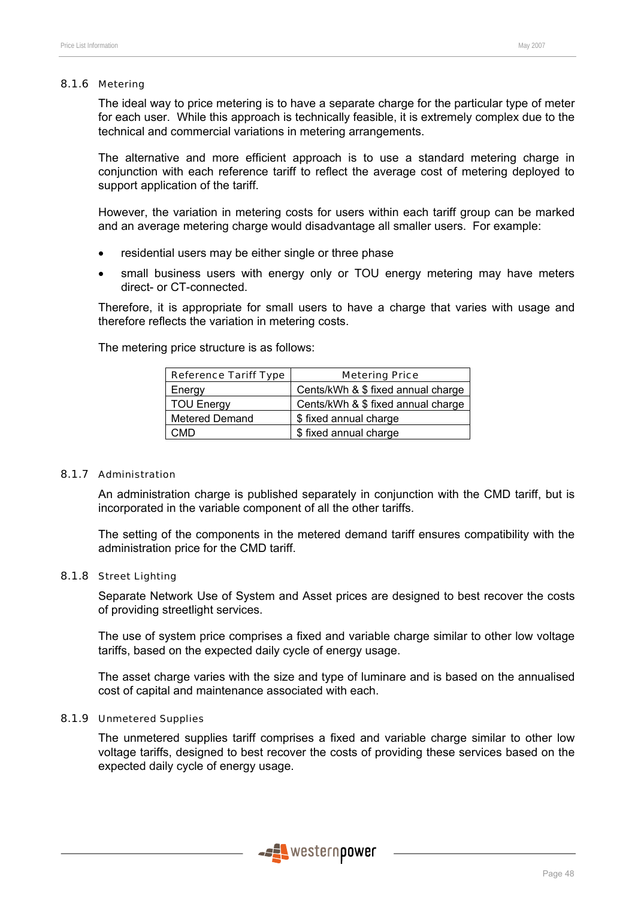### 8.1.6 Metering

The ideal way to price metering is to have a separate charge for the particular type of meter for each user. While this approach is technically feasible, it is extremely complex due to the technical and commercial variations in metering arrangements.

The alternative and more efficient approach is to use a standard metering charge in conjunction with each reference tariff to reflect the average cost of metering deployed to support application of the tariff.

However, the variation in metering costs for users within each tariff group can be marked and an average metering charge would disadvantage all smaller users. For example:

- residential users may be either single or three phase
- small business users with energy only or TOU energy metering may have meters direct- or CT-connected.

Therefore, it is appropriate for small users to have a charge that varies with usage and therefore reflects the variation in metering costs.

The metering price structure is as follows:

| Reference Tariff Type | Metering Price |
|---|---|
| Energy | Cents/kWh & $ fixed annual charge |
| TOU Energy | Cents/kWh & $ fixed annual charge |
| Metered Demand | $ fixed annual charge |
| CMD | $ fixed annual charge |

### 8.1.7 Administration

An administration charge is published separately in conjunction with the CMD tariff, but is incorporated in the variable component of all the other tariffs.

The setting of the components in the metered demand tariff ensures compatibility with the administration price for the CMD tariff.

### 8.1.8 Street Lighting

Separate Network Use of System and Asset prices are designed to best recover the costs of providing streetlight services.

The use of system price comprises a fixed and variable charge similar to other low voltage tariffs, based on the expected daily cycle of energy usage.

The asset charge varies with the size and type of luminare and is based on the annualised cost of capital and maintenance associated with each.

### 8.1.9 Unmetered Supplies

The unmetered supplies tariff comprises a fixed and variable charge similar to other low voltage tariffs, designed to best recover the costs of providing these services based on the expected daily cycle of energy usage.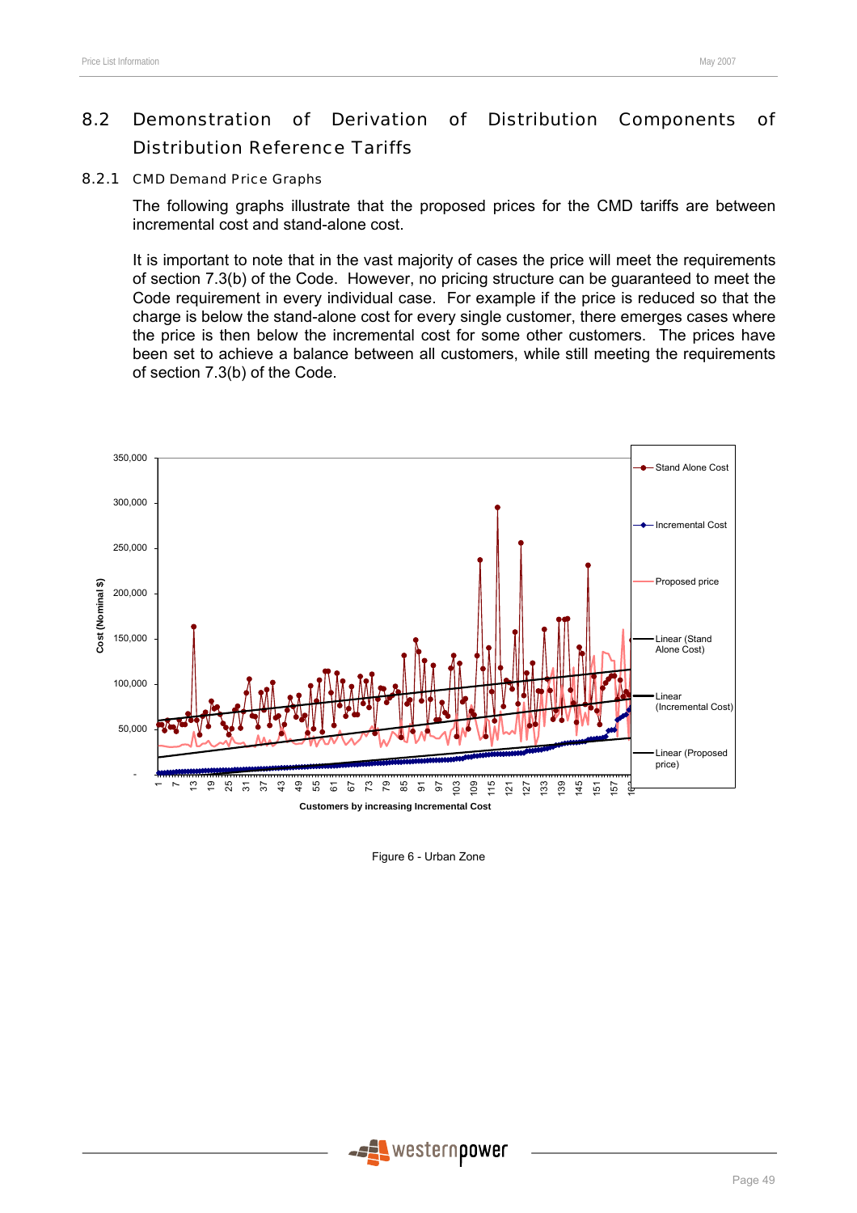## 8.2 Demonstration of Derivation of Distribution Components of Distribution Reference Tariffs

### 8.2.1 CMD Demand Price Graphs

The following graphs illustrate that the proposed prices for the CMD tariffs are between incremental cost and stand-alone cost.

It is important to note that in the vast majority of cases the price will meet the requirements of section 7.3(b) of the Code. However, no pricing structure can be guaranteed to meet the Code requirement in every individual case. For example if the price is reduced so that the charge is below the stand-alone cost for every single customer, there emerges cases where the price is then below the incremental cost for some other customers. The prices have been set to achieve a balance between all customers, while still meeting the requirements of section 7.3(b) of the Code.

Figure 6 - Urban Zone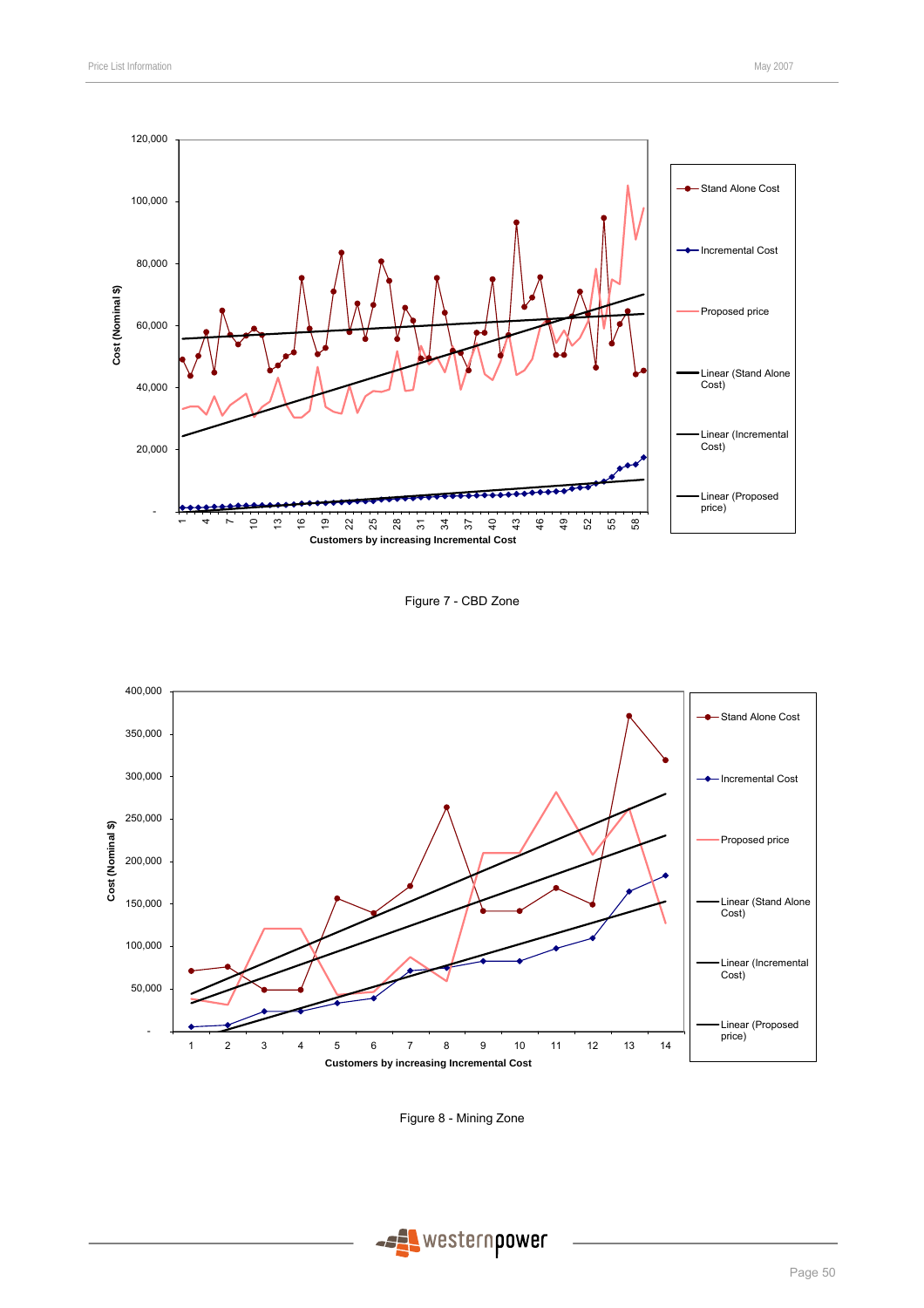Figure 7 - CBD Zone

Figure 8 - Mining Zone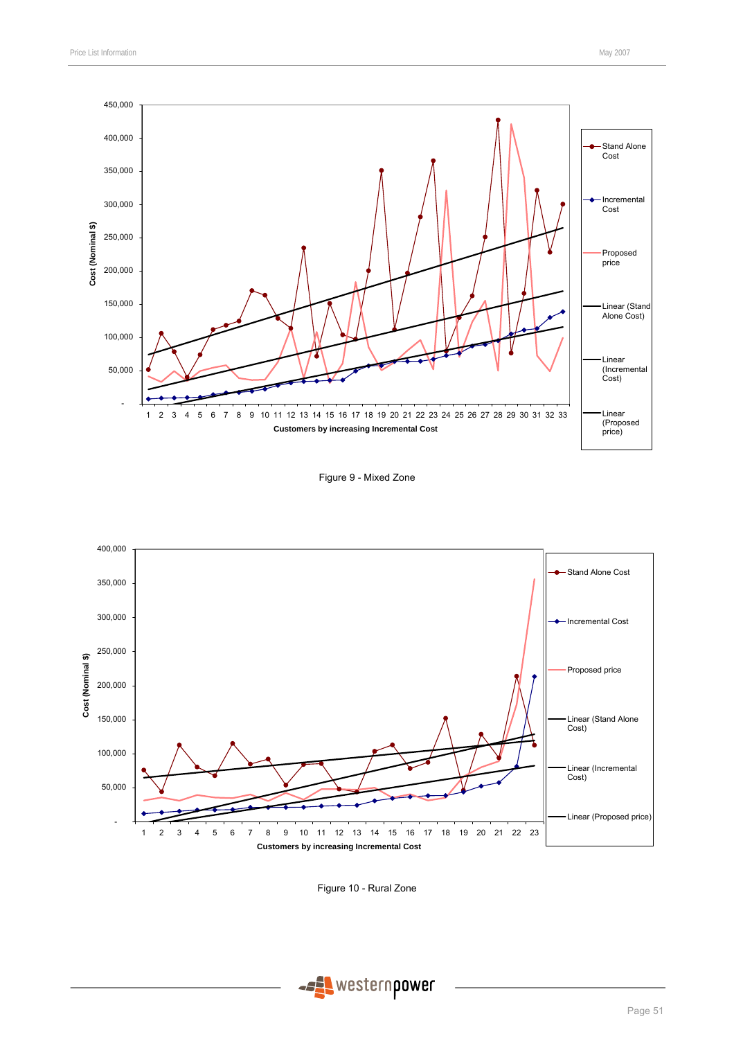Figure 9 - Mixed Zone

Figure 10 - Rural Zone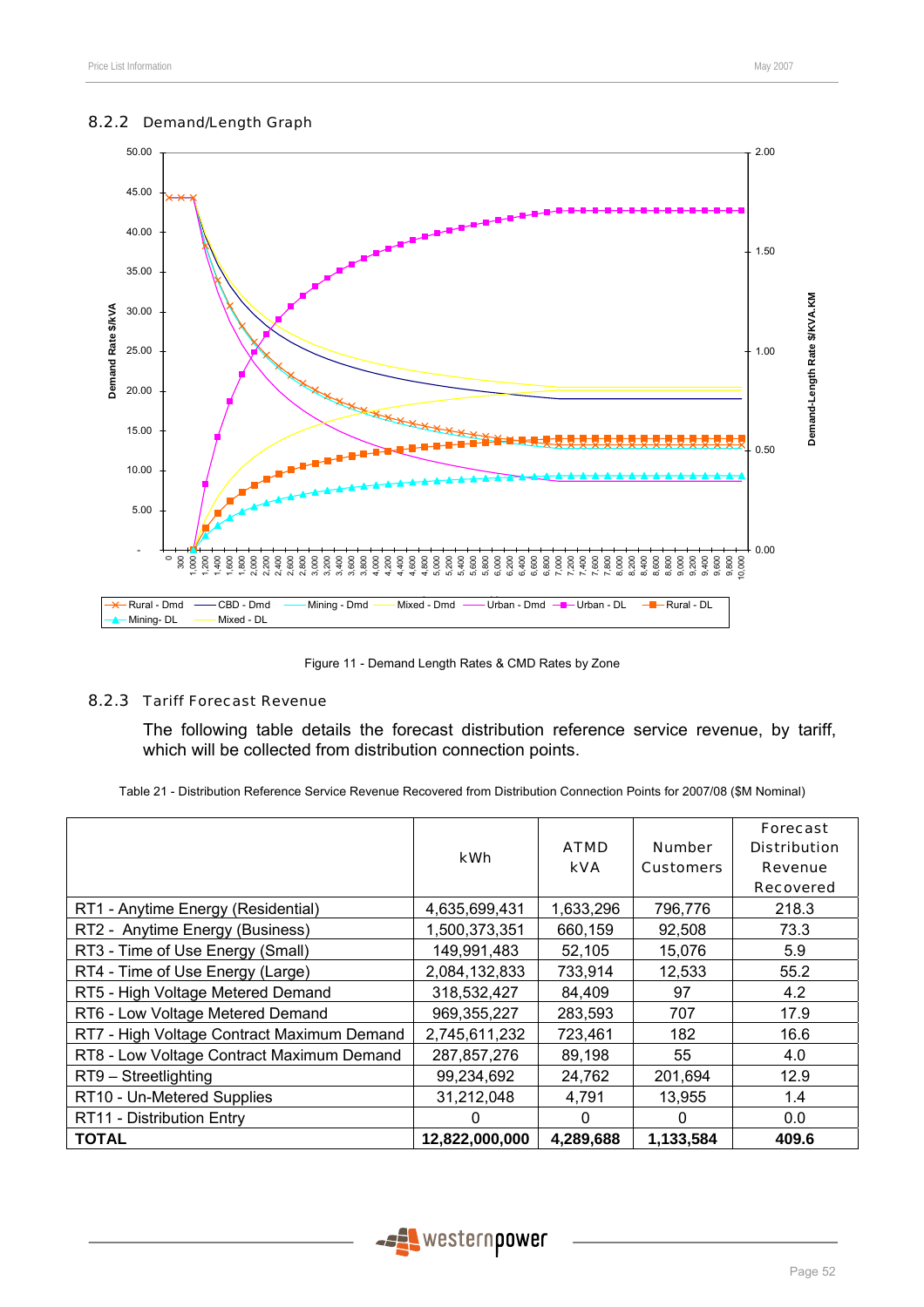### 8.2.2 Demand/Length Graph

Figure 11 - Demand Length Rates & CMD Rates by Zone

### 8.2.3 Tariff Forecast Revenue

The following table details the forecast distribution reference service revenue, by tariff, which will be collected from distribution connection points.

Table 21 - Distribution Reference Service Revenue Recovered from Distribution Connection Points for 2007/08 ($M Nominal)

| | kWh | ATMD kVA | Number Customers | Forecast Distribution Revenue Recovered |
|---|---|---|---|---|
| RT1 - Anytime Energy (Residential) | 4,635,699,431 | 1,633,296 | 796,776 | 218.3 |
| RT2 - Anytime Energy (Business) | 1,500,373,351 | 660,159 | 92,508 | 73.3 |
| RT3 - Time of Use Energy (Small) | 149,991,483 | 52,105 | 15,076 | 5.9 |
| RT4 - Time of Use Energy (Large) | 2,084,132,833 | 733,914 | 12,533 | 55.2 |
| RT5 - High Voltage Metered Demand | 318,532,427 | 84,409 | 97 | 4.2 |
| RT6 - Low Voltage Metered Demand | 969,355,227 | 283,593 | 707 | 17.9 |
| RT7 - High Voltage Contract Maximum Demand | 2,745,611,232 | 723,461 | 182 | 16.6 |
| RT8 - Low Voltage Contract Maximum Demand | 287,857,276 | 89,198 | 55 | 4.0 |
| RT9 – Streetlighting | 99,234,692 | 24,762 | 201,694 | 12.9 |
| RT10 - Un-Metered Supplies | 31,212,048 | 4,791 | 13,955 | 1.4 |
| RT11 - Distribution Entry | 0 | 0 | 0 | 0.0 |
| **TOTAL** | **12,822,000,000** | **4,289,688** | **1,133,584** | **409.6** |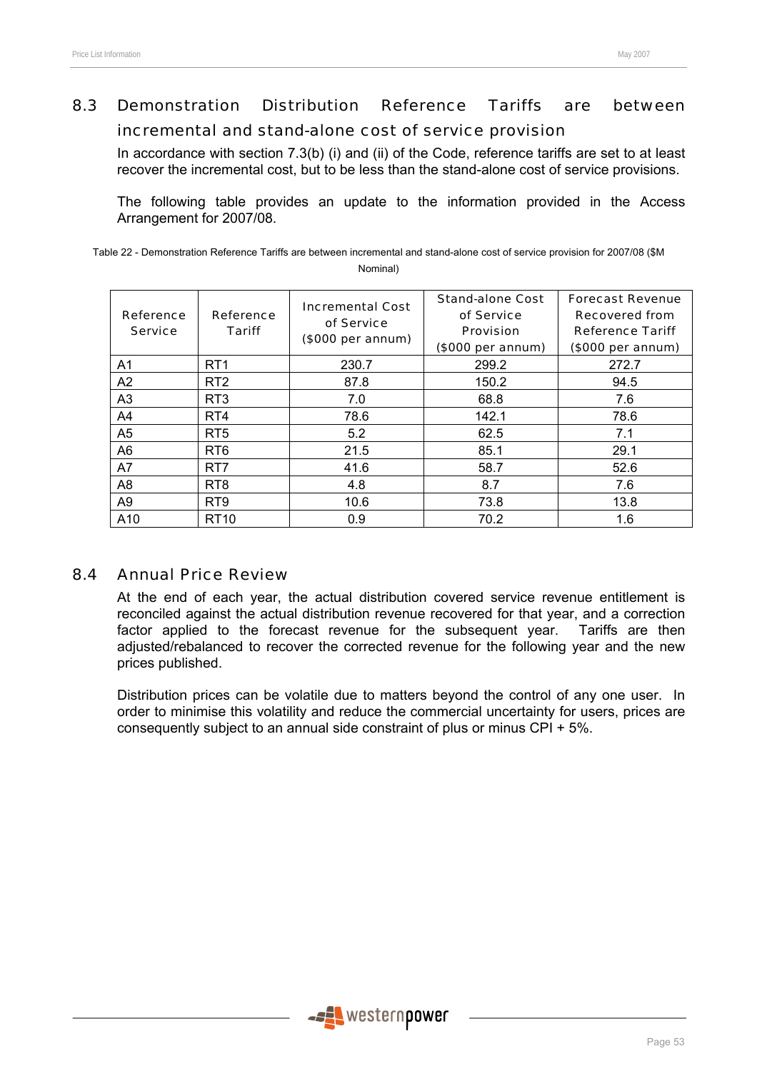## 8.3 Demonstration Distribution Reference Tariffs are between incremental and stand-alone cost of service provision

In accordance with section 7.3(b) (i) and (ii) of the Code, reference tariffs are set to at least recover the incremental cost, but to be less than the stand-alone cost of service provisions.

The following table provides an update to the information provided in the Access Arrangement for 2007/08.

Table 22 - Demonstration Reference Tariffs are between incremental and stand-alone cost of service provision for 2007/08 ($M Nominal)

| Reference Service | Reference Tariff | Incremental Cost of Service ($000 per annum) | Stand-alone Cost of Service Provision ($000 per annum) | Forecast Revenue Recovered from Reference Tariff ($000 per annum) |
|---|---|---|---|---|
| A1 | RT1 | 230.7 | 299.2 | 272.7 |
| A2 | RT2 | 87.8 | 150.2 | 94.5 |
| A3 | RT3 | 7.0 | 68.8 | 7.6 |
| A4 | RT4 | 78.6 | 142.1 | 78.6 |
| A5 | RT5 | 5.2 | 62.5 | 7.1 |
| A6 | RT6 | 21.5 | 85.1 | 29.1 |
| A7 | RT7 | 41.6 | 58.7 | 52.6 |
| A8 | RT8 | 4.8 | 8.7 | 7.6 |
| A9 | RT9 | 10.6 | 73.8 | 13.8 |
| A10 | RT10 | 0.9 | 70.2 | 1.6 |

## 8.4 Annual Price Review

At the end of each year, the actual distribution covered service revenue entitlement is reconciled against the actual distribution revenue recovered for that year, and a correction factor applied to the forecast revenue for the subsequent year. Tariffs are then adjusted/rebalanced to recover the corrected revenue for the following year and the new prices published.

Distribution prices can be volatile due to matters beyond the control of any one user. In order to minimise this volatility and reduce the commercial uncertainty for users, prices are consequently subject to an annual side constraint of plus or minus CPI + 5%.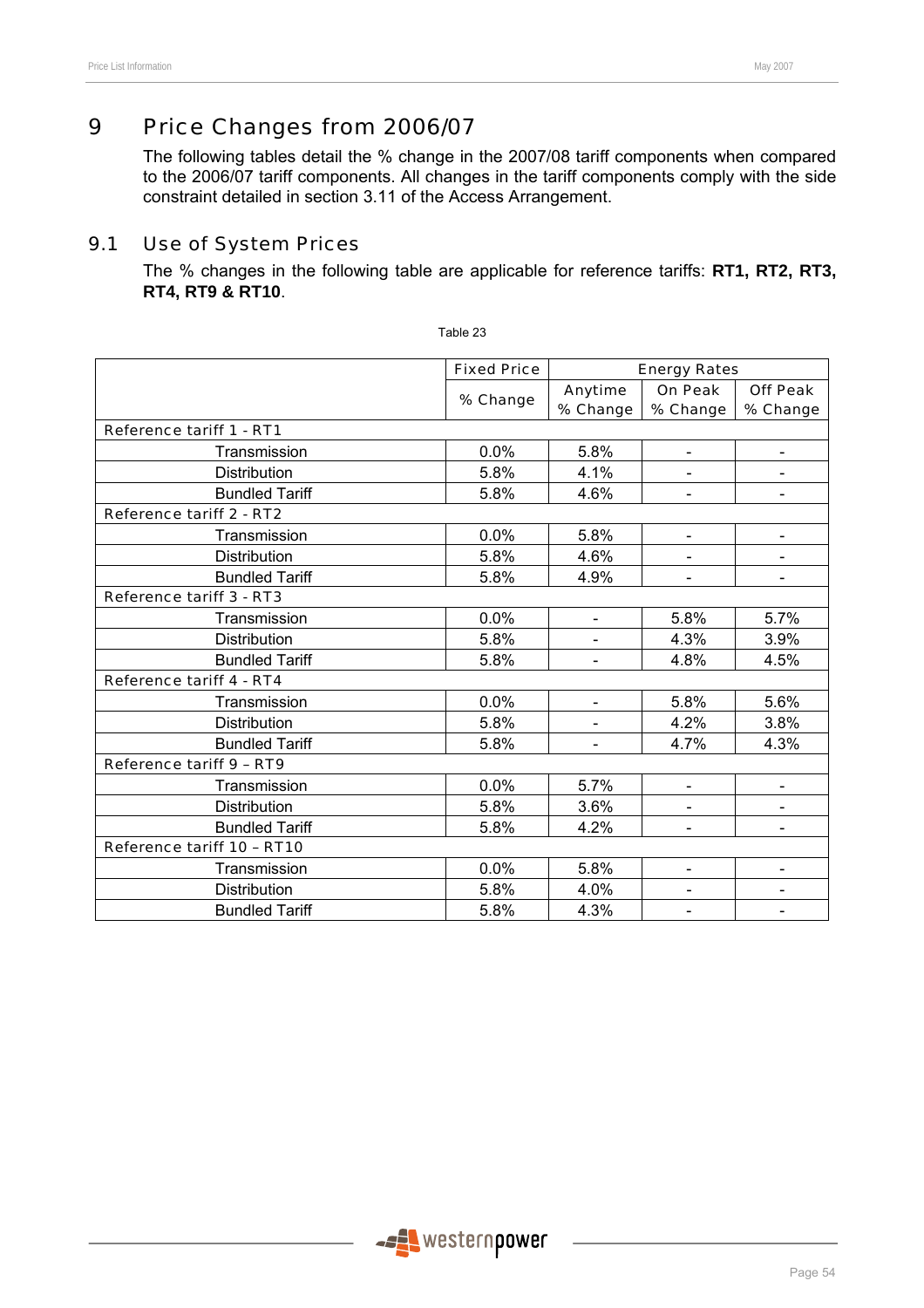# 9 Price Changes from 2006/07

The following tables detail the % change in the 2007/08 tariff components when compared to the 2006/07 tariff components. All changes in the tariff components comply with the side constraint detailed in section 3.11 of the Access Arrangement.

## 9.1 Use of System Prices

The % changes in the following table are applicable for reference tariffs: **RT1, RT2, RT3, RT4, RT9 & RT10**.

Table 23

| | Fixed Price | Energy Rates | | |
|---|---|---|---|---|
| | % Change | Anytime % Change | On Peak % Change | Off Peak % Change |
| Reference tariff 1 - RT1 | | | | |
| Transmission | 0.0% | 5.8% | - | - |
| Distribution | 5.8% | 4.1% | - | - |
| Bundled Tariff | 5.8% | 4.6% | - | - |
| Reference tariff 2 - RT2 | | | | |
| Transmission | 0.0% | 5.8% | - | - |
| Distribution | 5.8% | 4.6% | - | - |
| Bundled Tariff | 5.8% | 4.9% | - | - |
| Reference tariff 3 - RT3 | | | | |
| Transmission | 0.0% | - | 5.8% | 5.7% |
| Distribution | 5.8% | - | 4.3% | 3.9% |
| Bundled Tariff | 5.8% | - | 4.8% | 4.5% |
| Reference tariff 4 - RT4 | | | | |
| Transmission | 0.0% | - | 5.8% | 5.6% |
| Distribution | 5.8% | - | 4.2% | 3.8% |
| Bundled Tariff | 5.8% | - | 4.7% | 4.3% |
| Reference tariff 9 – RT9 | | | | |
| Transmission | 0.0% | 5.7% | - | - |
| Distribution | 5.8% | 3.6% | - | - |
| Bundled Tariff | 5.8% | 4.2% | - | - |
| Reference tariff 10 – RT10 | | | | |
| Transmission | 0.0% | 5.8% | - | - |
| Distribution | 5.8% | 4.0% | - | - |
| Bundled Tariff | 5.8% | 4.3% | - | - |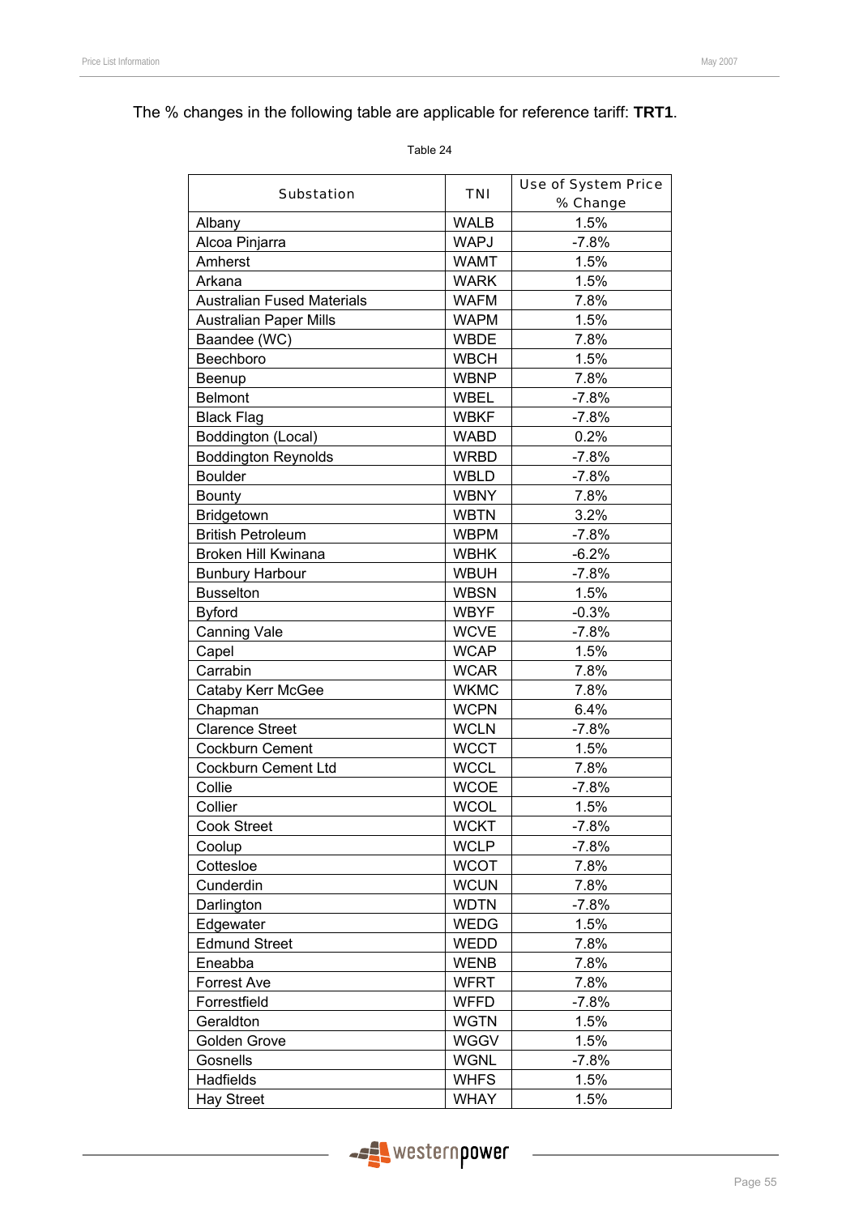The % changes in the following table are applicable for reference tariff: **TRT1**.

Table 24

| Substation | TNI | Use of System Price % Change |
|---|---|---|
| Albany | WALB | 1.5% |
| Alcoa Pinjarra | WAPJ | -7.8% |
| Amherst | WAMT | 1.5% |
| Arkana | WARK | 1.5% |
| Australian Fused Materials | WAFM | 7.8% |
| Australian Paper Mills | WAPM | 1.5% |
| Baandee (WC) | WBDE | 7.8% |
| Beechboro | WBCH | 1.5% |
| Beenup | WBNP | 7.8% |
| Belmont | WBEL | -7.8% |
| Black Flag | WBKF | -7.8% |
| Boddington (Local) | WABD | 0.2% |
| Boddington Reynolds | WRBD | -7.8% |
| Boulder | WBLD | -7.8% |
| Bounty | WBNY | 7.8% |
| Bridgetown | WBTN | 3.2% |
| British Petroleum | WBPM | -7.8% |
| Broken Hill Kwinana | WBHK | -6.2% |
| Bunbury Harbour | WBUH | -7.8% |
| Busselton | WBSN | 1.5% |
| Byford | WBYF | -0.3% |
| Canning Vale | WCVE | -7.8% |
| Capel | WCAP | 1.5% |
| Carrabin | WCAR | 7.8% |
| Cataby Kerr McGee | WKMC | 7.8% |
| Chapman | WCPN | 6.4% |
| Clarence Street | WCLN | -7.8% |
| Cockburn Cement | WCCT | 1.5% |
| Cockburn Cement Ltd | WCCL | 7.8% |
| Collie | WCOE | -7.8% |
| Collier | WCOL | 1.5% |
| Cook Street | WCKT | -7.8% |
| Coolup | WCLP | -7.8% |
| Cottesloe | WCOT | 7.8% |
| Cunderdin | WCUN | 7.8% |
| Darlington | WDTN | -7.8% |
| Edgewater | WEDG | 1.5% |
| Edmund Street | WEDD | 7.8% |
| Eneabba | WENB | 7.8% |
| Forrest Ave | WFRT | 7.8% |
| Forrestfield | WFFD | -7.8% |
| Geraldton | WGTN | 1.5% |
| Golden Grove | WGGV | 1.5% |
| Gosnells | WGNL | -7.8% |
| Hadfields | WHFS | 1.5% |
| Hay Street | WHAY | 1.5% |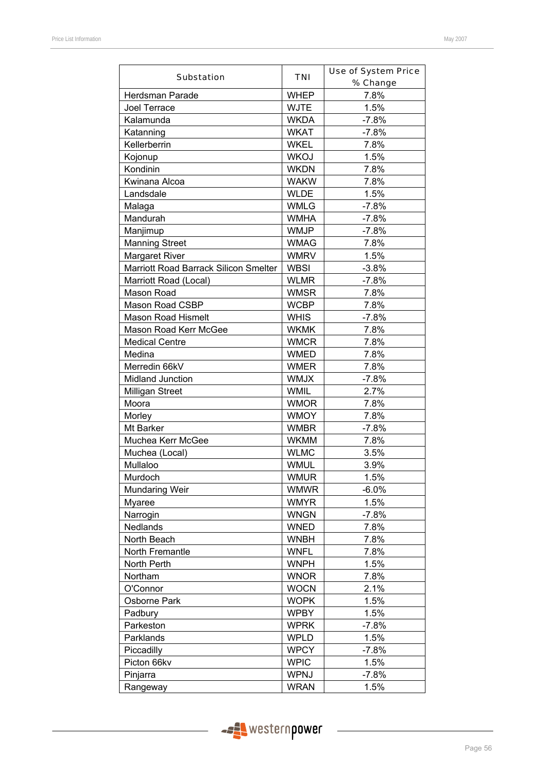| Substation | TNI | Use of System Price % Change |
|---|---|---|
| Herdsman Parade | WHEP | 7.8% |
| Joel Terrace | WJTE | 1.5% |
| Kalamunda | WKDA | -7.8% |
| Katanning | WKAT | -7.8% |
| Kellerberrin | WKEL | 7.8% |
| Kojonup | WKOJ | 1.5% |
| Kondinin | WKDN | 7.8% |
| Kwinana Alcoa | WAKW | 7.8% |
| Landsdale | WLDE | 1.5% |
| Malaga | WMLG | -7.8% |
| Mandurah | WMHA | -7.8% |
| Manjimup | WMJP | -7.8% |
| Manning Street | WMAG | 7.8% |
| Margaret River | WMRV | 1.5% |
| Marriott Road Barrack Silicon Smelter | WBSI | -3.8% |
| Marriott Road (Local) | WLMR | -7.8% |
| Mason Road | WMSR | 7.8% |
| Mason Road CSBP | WCBP | 7.8% |
| Mason Road Hismelt | WHIS | -7.8% |
| Mason Road Kerr McGee | WKMK | 7.8% |
| Medical Centre | WMCR | 7.8% |
| Medina | WMED | 7.8% |
| Merredin 66kV | WMER | 7.8% |
| Midland Junction | WMJX | -7.8% |
| Milligan Street | WMIL | 2.7% |
| Moora | WMOR | 7.8% |
| Morley | WMOY | 7.8% |
| Mt Barker | WMBR | -7.8% |
| Muchea Kerr McGee | WKMM | 7.8% |
| Muchea (Local) | WLMC | 3.5% |
| Mullaloo | WMUL | 3.9% |
| Murdoch | WMUR | 1.5% |
| Mundaring Weir | WMWR | -6.0% |
| Myaree | WMYR | 1.5% |
| Narrogin | WNGN | -7.8% |
| Nedlands | WNED | 7.8% |
| North Beach | WNBH | 7.8% |
| North Fremantle | WNFL | 7.8% |
| North Perth | WNPH | 1.5% |
| Northam | WNOR | 7.8% |
| O'Connor | WOCN | 2.1% |
| Osborne Park | WOPK | 1.5% |
| Padbury | WPBY | 1.5% |
| Parkeston | WPRK | -7.8% |
| Parklands | WPLD | 1.5% |
| Piccadilly | WPCY | -7.8% |
| Picton 66kv | WPIC | 1.5% |
| Pinjarra | WPNJ | -7.8% |
| Rangeway | WRAN | 1.5% |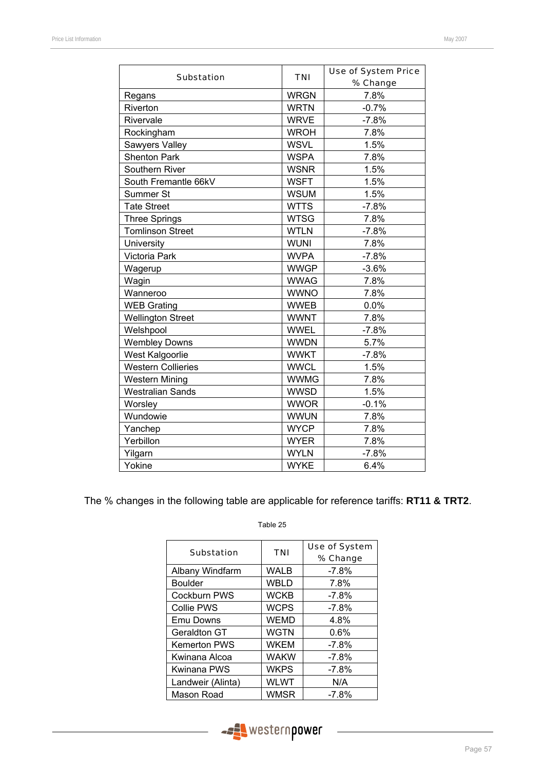| Substation | TNI | Use of System Price % Change |
|---|---|---|
| Regans | WRGN | 7.8% |
| Riverton | WRTN | -0.7% |
| Rivervale | WRVE | -7.8% |
| Rockingham | WROH | 7.8% |
| Sawyers Valley | WSVL | 1.5% |
| Shenton Park | WSPA | 7.8% |
| Southern River | WSNR | 1.5% |
| South Fremantle 66kV | WSFT | 1.5% |
| Summer St | WSUM | 1.5% |
| Tate Street | WTTS | -7.8% |
| Three Springs | WTSG | 7.8% |
| Tomlinson Street | WTLN | -7.8% |
| University | WUNI | 7.8% |
| Victoria Park | WVPA | -7.8% |
| Wagerup | WWGP | -3.6% |
| Wagin | WWAG | 7.8% |
| Wanneroo | WWNO | 7.8% |
| WEB Grating | WWEB | 0.0% |
| Wellington Street | WWNT | 7.8% |
| Welshpool | WWEL | -7.8% |
| Wembley Downs | WWDN | 5.7% |
| West Kalgoorlie | WWKT | -7.8% |
| Western Collieries | WWCL | 1.5% |
| Western Mining | WWMG | 7.8% |
| Westralian Sands | WWSD | 1.5% |
| Worsley | WWOR | -0.1% |
| Wundowie | WWUN | 7.8% |
| Yanchep | WYCP | 7.8% |
| Yerbillon | WYER | 7.8% |
| Yilgarn | WYLN | -7.8% |
| Yokine | WYKE | 6.4% |

The % changes in the following table are applicable for reference tariffs: **RT11 & TRT2**.

Table 25

| Substation | TNI | Use of System % Change |
|---|---|---|
| Albany Windfarm | WALB | -7.8% |
| Boulder | WBLD | 7.8% |
| Cockburn PWS | WCKB | -7.8% |
| Collie PWS | WCPS | -7.8% |
| Emu Downs | WEMD | 4.8% |
| Geraldton GT | WGTN | 0.6% |
| Kemerton PWS | WKEM | -7.8% |
| Kwinana Alcoa | WAKW | -7.8% |
| Kwinana PWS | WKPS | -7.8% |
| Landweir (Alinta) | WLWT | N/A |
| Mason Road | WMSR | -7.8% |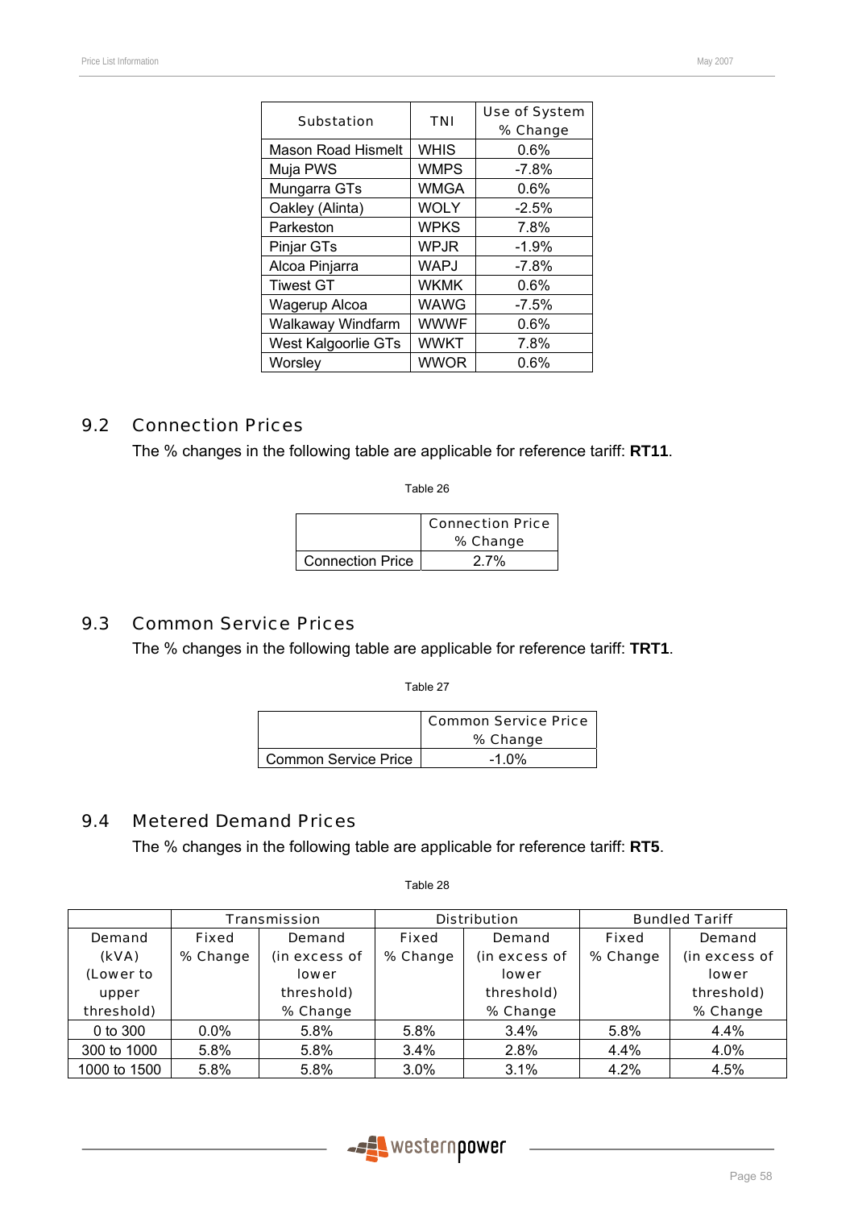| Substation | TNI | Use of System % Change |
|---|---|---|
| Mason Road Hismelt | WHIS | 0.6% |
| Muja PWS | WMPS | -7.8% |
| Mungarra GTs | WMGA | 0.6% |
| Oakley (Alinta) | WOLY | -2.5% |
| Parkeston | WPKS | 7.8% |
| Pinjar GTs | WPJR | -1.9% |
| Alcoa Pinjarra | WAPJ | -7.8% |
| Tiwest GT | WKMK | 0.6% |
| Wagerup Alcoa | WAWG | -7.5% |
| Walkaway Windfarm | WWWF | 0.6% |
| West Kalgoorlie GTs | WWKT | 7.8% |
| Worsley | WWOR | 0.6% |

## 9.2 Connection Prices

The % changes in the following table are applicable for reference tariff: **RT11**.

Table 26

| | Connection Price % Change |
|---|---|
| Connection Price | 2.7% |

## 9.3 Common Service Prices

The % changes in the following table are applicable for reference tariff: **TRT1**.

Table 27

| | Common Service Price % Change |
|---|---|
| Common Service Price | -1.0% |

## 9.4 Metered Demand Prices

The % changes in the following table are applicable for reference tariff: **RT5**.

Table 28

| | Transmission | | Distribution | | Bundled Tariff | |
|---|---|---|---|---|---|---|
| Demand (kVA) (Lower to upper threshold) | Fixed % Change | Demand (in excess of lower threshold) % Change | Fixed % Change | Demand (in excess of lower threshold) % Change | Fixed % Change | Demand (in excess of lower threshold) % Change |
| 0 to 300 | 0.0% | 5.8% | 5.8% | 3.4% | 5.8% | 4.4% |
| 300 to 1000 | 5.8% | 5.8% | 3.4% | 2.8% | 4.4% | 4.0% |
| 1000 to 1500 | 5.8% | 5.8% | 3.0% | 3.1% | 4.2% | 4.5% |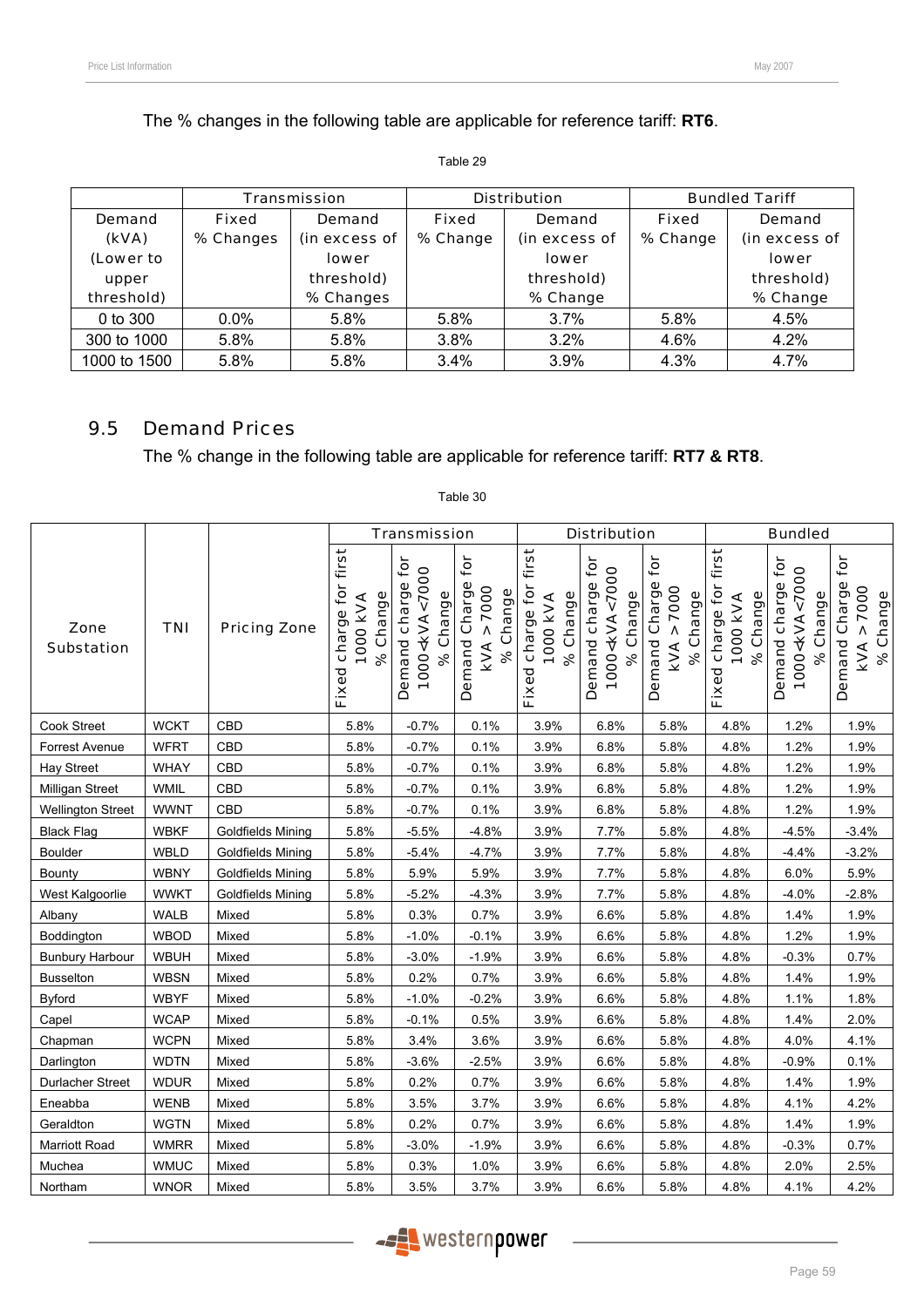The % changes in the following table are applicable for reference tariff: **RT6**.

Table 29

| Demand (kVA) (Lower to upper threshold) | Transmission | | Distribution | | Bundled Tariff | |
|---|---|---|---|---|---|---|
| | Fixed % Changes | Demand (in excess of lower threshold) % Changes | Fixed % Change | Demand (in excess of lower threshold) % Change | Fixed % Change | Demand (in excess of lower threshold) % Change |
| 0 to 300 | 0.0% | 5.8% | 5.8% | 3.7% | 5.8% | 4.5% |
| 300 to 1000 | 5.8% | 5.8% | 3.8% | 3.2% | 4.6% | 4.2% |
| 1000 to 1500 | 5.8% | 5.8% | 3.4% | 3.9% | 4.3% | 4.7% |

## 9.5 Demand Prices

The % change in the following table are applicable for reference tariff: **RT7 & RT8**.

Table 30

| Zone Substation | TNI | Pricing Zone | Transmission | | | Distribution | | | Bundled | | |
|---|---|---|---|---|---|---|---|---|---|---|---|
| | | | Fixed charge for first 1000 kVA % Change | Demand charge for 1000<kVA<7000 % Change | Demand Charge for kVA > 7000 % Change | Fixed charge for first 1000 kVA % Change | Demand charge for 1000<kVA<7000 % Change | Demand Charge for kVA > 7000 % Change | Fixed charge for first 1000 kVA % Change | Demand charge for 1000<kVA<7000 % Change | Demand Charge for kVA > 7000 % Change |
| Cook Street | WCKT | CBD | 5.8% | -0.7% | 0.1% | 3.9% | 6.8% | 5.8% | 4.8% | 1.2% | 1.9% |
| Forrest Avenue | WFRT | CBD | 5.8% | -0.7% | 0.1% | 3.9% | 6.8% | 5.8% | 4.8% | 1.2% | 1.9% |
| Hay Street | WHAY | CBD | 5.8% | -0.7% | 0.1% | 3.9% | 6.8% | 5.8% | 4.8% | 1.2% | 1.9% |
| Milligan Street | WMIL | CBD | 5.8% | -0.7% | 0.1% | 3.9% | 6.8% | 5.8% | 4.8% | 1.2% | 1.9% |
| Wellington Street | WWNT | CBD | 5.8% | -0.7% | 0.1% | 3.9% | 6.8% | 5.8% | 4.8% | 1.2% | 1.9% |
| Black Flag | WBKF | Goldfields Mining | 5.8% | -5.5% | -4.8% | 3.9% | 7.7% | 5.8% | 4.8% | -4.5% | -3.4% |
| Boulder | WBLD | Goldfields Mining | 5.8% | -5.4% | -4.7% | 3.9% | 7.7% | 5.8% | 4.8% | -4.4% | -3.2% |
| Bounty | WBNY | Goldfields Mining | 5.8% | 5.9% | 5.9% | 3.9% | 7.7% | 5.8% | 4.8% | 6.0% | 5.9% |
| West Kalgoorlie | WWKT | Goldfields Mining | 5.8% | -5.2% | -4.3% | 3.9% | 7.7% | 5.8% | 4.8% | -4.0% | -2.8% |
| Albany | WALB | Mixed | 5.8% | 0.3% | 0.7% | 3.9% | 6.6% | 5.8% | 4.8% | 1.4% | 1.9% |
| Boddington | WBOD | Mixed | 5.8% | -1.0% | -0.1% | 3.9% | 6.6% | 5.8% | 4.8% | 1.2% | 1.9% |
| Bunbury Harbour | WBUH | Mixed | 5.8% | -3.0% | -1.9% | 3.9% | 6.6% | 5.8% | 4.8% | -0.3% | 0.7% |
| Busselton | WBSN | Mixed | 5.8% | 0.2% | 0.7% | 3.9% | 6.6% | 5.8% | 4.8% | 1.4% | 1.9% |
| Byford | WBYF | Mixed | 5.8% | -1.0% | -0.2% | 3.9% | 6.6% | 5.8% | 4.8% | 1.1% | 1.8% |
| Capel | WCAP | Mixed | 5.8% | -0.1% | 0.5% | 3.9% | 6.6% | 5.8% | 4.8% | 1.4% | 2.0% |
| Chapman | WCPN | Mixed | 5.8% | 3.4% | 3.6% | 3.9% | 6.6% | 5.8% | 4.8% | 4.0% | 4.1% |
| Darlington | WDTN | Mixed | 5.8% | -3.6% | -2.5% | 3.9% | 6.6% | 5.8% | 4.8% | -0.9% | 0.1% |
| Durlacher Street | WDUR | Mixed | 5.8% | 0.2% | 0.7% | 3.9% | 6.6% | 5.8% | 4.8% | 1.4% | 1.9% |
| Eneabba | WENB | Mixed | 5.8% | 3.5% | 3.7% | 3.9% | 6.6% | 5.8% | 4.8% | 4.1% | 4.2% |
| Geraldton | WGTN | Mixed | 5.8% | 0.2% | 0.7% | 3.9% | 6.6% | 5.8% | 4.8% | 1.4% | 1.9% |
| Marriott Road | WMRR | Mixed | 5.8% | -3.0% | -1.9% | 3.9% | 6.6% | 5.8% | 4.8% | -0.3% | 0.7% |
| Muchea | WMUC | Mixed | 5.8% | 0.3% | 1.0% | 3.9% | 6.6% | 5.8% | 4.8% | 2.0% | 2.5% |
| Northam | WNOR | Mixed | 5.8% | 3.5% | 3.7% | 3.9% | 6.6% | 5.8% | 4.8% | 4.1% | 4.2% |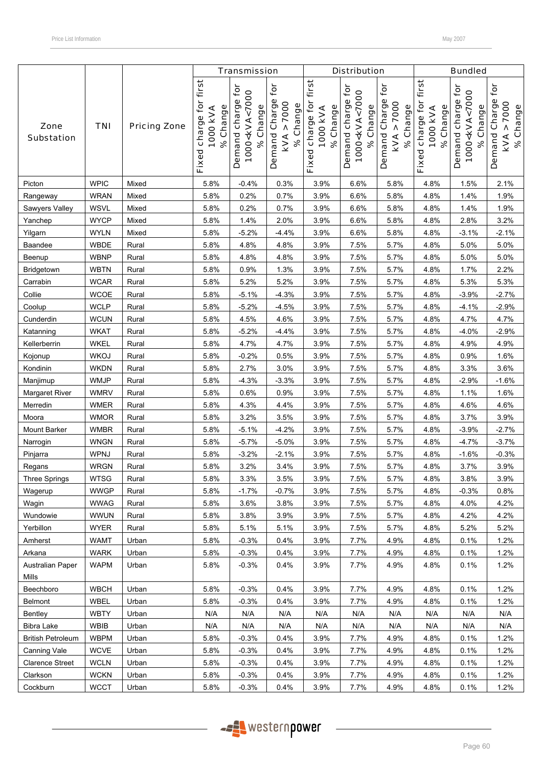| Zone Substation | TNI | Pricing Zone | Transmission | | | Distribution | | | Bundled | | |
|---|---|---|---|---|---|---|---|---|---|---|---|
| | | | Fixed charge for first 1000 kVA % Change | Demand charge for 1000<kVA<7000 % Change | Demand Charge for kVA > 7000 % Change | Fixed charge for first 1000 kVA % Change | Demand charge for 1000<kVA<7000 % Change | Demand Charge for kVA > 7000 % Change | Fixed charge for first 1000 kVA % Change | Demand charge for 1000<kVA<7000 % Change | Demand Charge for kVA > 7000 % Change |
| Picton | WPIC | Mixed | 5.8% | -0.4% | 0.3% | 3.9% | 6.6% | 5.8% | 4.8% | 1.5% | 2.1% |
| Rangeway | WRAN | Mixed | 5.8% | 0.2% | 0.7% | 3.9% | 6.6% | 5.8% | 4.8% | 1.4% | 1.9% |
| Sawyers Valley | WSVL | Mixed | 5.8% | 0.2% | 0.7% | 3.9% | 6.6% | 5.8% | 4.8% | 1.4% | 1.9% |
| Yanchep | WYCP | Mixed | 5.8% | 1.4% | 2.0% | 3.9% | 6.6% | 5.8% | 4.8% | 2.8% | 3.2% |
| Yilgarn | WYLN | Mixed | 5.8% | -5.2% | -4.4% | 3.9% | 6.6% | 5.8% | 4.8% | -3.1% | -2.1% |
| Baandee | WBDE | Rural | 5.8% | 4.8% | 4.8% | 3.9% | 7.5% | 5.7% | 4.8% | 5.0% | 5.0% |
| Beenup | WBNP | Rural | 5.8% | 4.8% | 4.8% | 3.9% | 7.5% | 5.7% | 4.8% | 5.0% | 5.0% |
| Bridgetown | WBTN | Rural | 5.8% | 0.9% | 1.3% | 3.9% | 7.5% | 5.7% | 4.8% | 1.7% | 2.2% |
| Carrabin | WCAR | Rural | 5.8% | 5.2% | 5.2% | 3.9% | 7.5% | 5.7% | 4.8% | 5.3% | 5.3% |
| Collie | WCOE | Rural | 5.8% | -5.1% | -4.3% | 3.9% | 7.5% | 5.7% | 4.8% | -3.9% | -2.7% |
| Coolup | WCLP | Rural | 5.8% | -5.2% | -4.5% | 3.9% | 7.5% | 5.7% | 4.8% | -4.1% | -2.9% |
| Cunderdin | WCUN | Rural | 5.8% | 4.5% | 4.6% | 3.9% | 7.5% | 5.7% | 4.8% | 4.7% | 4.7% |
| Katanning | WKAT | Rural | 5.8% | -5.2% | -4.4% | 3.9% | 7.5% | 5.7% | 4.8% | -4.0% | -2.9% |
| Kellerberrin | WKEL | Rural | 5.8% | 4.7% | 4.7% | 3.9% | 7.5% | 5.7% | 4.8% | 4.9% | 4.9% |
| Kojonup | WKOJ | Rural | 5.8% | -0.2% | 0.5% | 3.9% | 7.5% | 5.7% | 4.8% | 0.9% | 1.6% |
| Kondinin | WKDN | Rural | 5.8% | 2.7% | 3.0% | 3.9% | 7.5% | 5.7% | 4.8% | 3.3% | 3.6% |
| Manjimup | WMJP | Rural | 5.8% | -4.3% | -3.3% | 3.9% | 7.5% | 5.7% | 4.8% | -2.9% | -1.6% |
| Margaret River | WMRV | Rural | 5.8% | 0.6% | 0.9% | 3.9% | 7.5% | 5.7% | 4.8% | 1.1% | 1.6% |
| Merredin | WMER | Rural | 5.8% | 4.3% | 4.4% | 3.9% | 7.5% | 5.7% | 4.8% | 4.6% | 4.6% |
| Moora | WMOR | Rural | 5.8% | 3.2% | 3.5% | 3.9% | 7.5% | 5.7% | 4.8% | 3.7% | 3.9% |
| Mount Barker | WMBR | Rural | 5.8% | -5.1% | -4.2% | 3.9% | 7.5% | 5.7% | 4.8% | -3.9% | -2.7% |
| Narrogin | WNGN | Rural | 5.8% | -5.7% | -5.0% | 3.9% | 7.5% | 5.7% | 4.8% | -4.7% | -3.7% |
| Pinjarra | WPNJ | Rural | 5.8% | -3.2% | -2.1% | 3.9% | 7.5% | 5.7% | 4.8% | -1.6% | -0.3% |
| Regans | WRGN | Rural | 5.8% | 3.2% | 3.4% | 3.9% | 7.5% | 5.7% | 4.8% | 3.7% | 3.9% |
| Three Springs | WTSG | Rural | 5.8% | 3.3% | 3.5% | 3.9% | 7.5% | 5.7% | 4.8% | 3.8% | 3.9% |
| Wagerup | WWGP | Rural | 5.8% | -1.7% | -0.7% | 3.9% | 7.5% | 5.7% | 4.8% | -0.3% | 0.8% |
| Wagin | WWAG | Rural | 5.8% | 3.6% | 3.8% | 3.9% | 7.5% | 5.7% | 4.8% | 4.0% | 4.2% |
| Wundowie | WWUN | Rural | 5.8% | 3.8% | 3.9% | 3.9% | 7.5% | 5.7% | 4.8% | 4.2% | 4.2% |
| Yerbillon | WYER | Rural | 5.8% | 5.1% | 5.1% | 3.9% | 7.5% | 5.7% | 4.8% | 5.2% | 5.2% |
| Amherst | WAMT | Urban | 5.8% | -0.3% | 0.4% | 3.9% | 7.7% | 4.9% | 4.8% | 0.1% | 1.2% |
| Arkana | WARK | Urban | 5.8% | -0.3% | 0.4% | 3.9% | 7.7% | 4.9% | 4.8% | 0.1% | 1.2% |
| Australian Paper Mills | WAPM | Urban | 5.8% | -0.3% | 0.4% | 3.9% | 7.7% | 4.9% | 4.8% | 0.1% | 1.2% |
| Beechboro | WBCH | Urban | 5.8% | -0.3% | 0.4% | 3.9% | 7.7% | 4.9% | 4.8% | 0.1% | 1.2% |
| Belmont | WBEL | Urban | 5.8% | -0.3% | 0.4% | 3.9% | 7.7% | 4.9% | 4.8% | 0.1% | 1.2% |
| Bentley | WBTY | Urban | N/A | N/A | N/A | N/A | N/A | N/A | N/A | N/A | N/A |
| Bibra Lake | WBIB | Urban | N/A | N/A | N/A | N/A | N/A | N/A | N/A | N/A | N/A |
| British Petroleum | WBPM | Urban | 5.8% | -0.3% | 0.4% | 3.9% | 7.7% | 4.9% | 4.8% | 0.1% | 1.2% |
| Canning Vale | WCVE | Urban | 5.8% | -0.3% | 0.4% | 3.9% | 7.7% | 4.9% | 4.8% | 0.1% | 1.2% |
| Clarence Street | WCLN | Urban | 5.8% | -0.3% | 0.4% | 3.9% | 7.7% | 4.9% | 4.8% | 0.1% | 1.2% |
| Clarkson | WCKN | Urban | 5.8% | -0.3% | 0.4% | 3.9% | 7.7% | 4.9% | 4.8% | 0.1% | 1.2% |
| Cockburn | WCCT | Urban | 5.8% | -0.3% | 0.4% | 3.9% | 7.7% | 4.9% | 4.8% | 0.1% | 1.2% |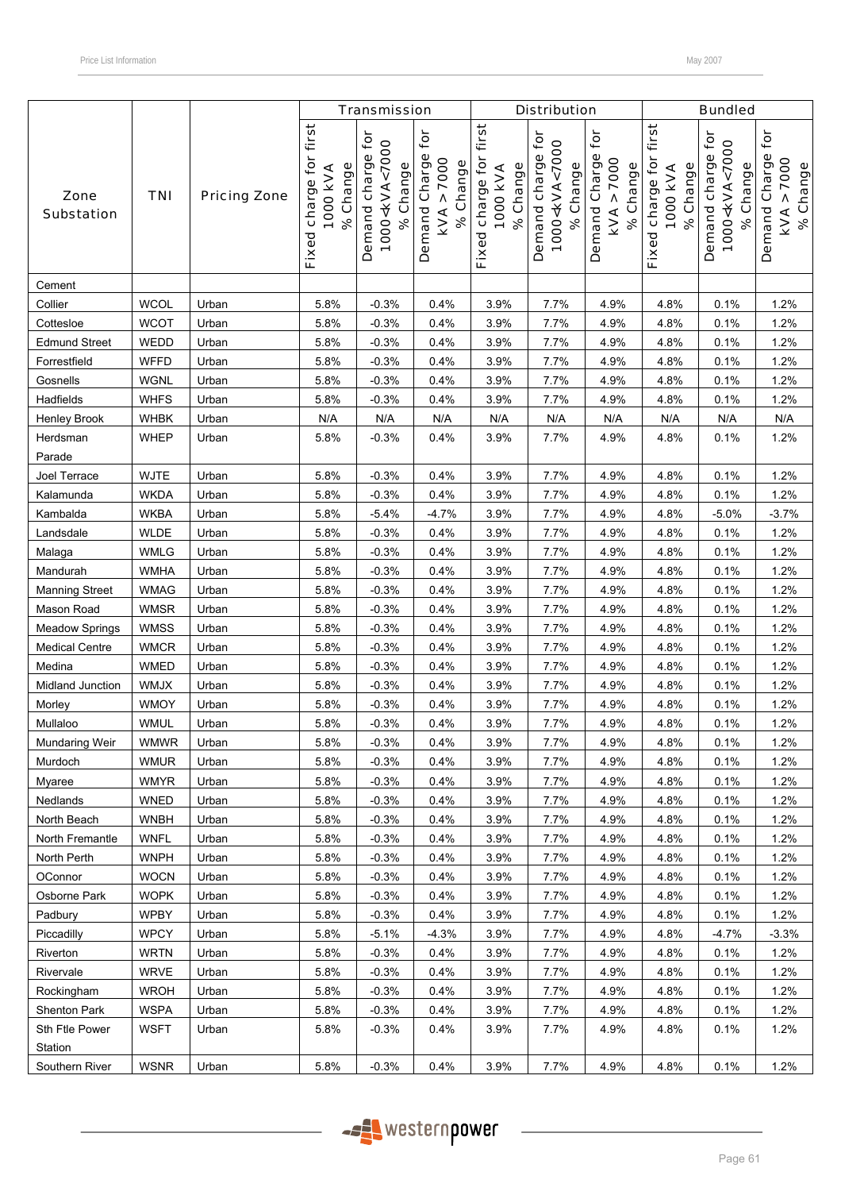| Zone Substation | TNI | Pricing Zone | Transmission | | | Distribution | | | Bundled | | |
|---|---|---|---|---|---|---|---|---|---|---|---|
| | | | Fixed charge for first 1000 kVA % Change | Demand charge for 1000<kVA<7000 % Change | Demand Charge for kVA > 7000 % Change | Fixed charge for first 1000 kVA % Change | Demand charge for 1000<kVA<7000 % Change | Demand Charge for kVA > 7000 % Change | Fixed charge for first 1000 kVA % Change | Demand charge for 1000<kVA<7000 % Change | Demand Charge for kVA > 7000 % Change |
| Cement | | | | | | | | | | | |
| Collier | WCOL | Urban | 5.8% | -0.3% | 0.4% | 3.9% | 7.7% | 4.9% | 4.8% | 0.1% | 1.2% |
| Cottesloe | WCOT | Urban | 5.8% | -0.3% | 0.4% | 3.9% | 7.7% | 4.9% | 4.8% | 0.1% | 1.2% |
| Edmund Street | WEDD | Urban | 5.8% | -0.3% | 0.4% | 3.9% | 7.7% | 4.9% | 4.8% | 0.1% | 1.2% |
| Forrestfield | WFFD | Urban | 5.8% | -0.3% | 0.4% | 3.9% | 7.7% | 4.9% | 4.8% | 0.1% | 1.2% |
| Gosnells | WGNL | Urban | 5.8% | -0.3% | 0.4% | 3.9% | 7.7% | 4.9% | 4.8% | 0.1% | 1.2% |
| Hadfields | WHFS | Urban | 5.8% | -0.3% | 0.4% | 3.9% | 7.7% | 4.9% | 4.8% | 0.1% | 1.2% |
| Henley Brook | WHBK | Urban | N/A | N/A | N/A | N/A | N/A | N/A | N/A | N/A | N/A |
| Herdsman Parade | WHEP | Urban | 5.8% | -0.3% | 0.4% | 3.9% | 7.7% | 4.9% | 4.8% | 0.1% | 1.2% |
| Joel Terrace | WJTE | Urban | 5.8% | -0.3% | 0.4% | 3.9% | 7.7% | 4.9% | 4.8% | 0.1% | 1.2% |
| Kalamunda | WKDA | Urban | 5.8% | -0.3% | 0.4% | 3.9% | 7.7% | 4.9% | 4.8% | 0.1% | 1.2% |
| Kambalda | WKBA | Urban | 5.8% | -5.4% | -4.7% | 3.9% | 7.7% | 4.9% | 4.8% | -5.0% | -3.7% |
| Landsdale | WLDE | Urban | 5.8% | -0.3% | 0.4% | 3.9% | 7.7% | 4.9% | 4.8% | 0.1% | 1.2% |
| Malaga | WMLG | Urban | 5.8% | -0.3% | 0.4% | 3.9% | 7.7% | 4.9% | 4.8% | 0.1% | 1.2% |
| Mandurah | WMHA | Urban | 5.8% | -0.3% | 0.4% | 3.9% | 7.7% | 4.9% | 4.8% | 0.1% | 1.2% |
| Manning Street | WMAG | Urban | 5.8% | -0.3% | 0.4% | 3.9% | 7.7% | 4.9% | 4.8% | 0.1% | 1.2% |
| Mason Road | WMSR | Urban | 5.8% | -0.3% | 0.4% | 3.9% | 7.7% | 4.9% | 4.8% | 0.1% | 1.2% |
| Meadow Springs | WMSS | Urban | 5.8% | -0.3% | 0.4% | 3.9% | 7.7% | 4.9% | 4.8% | 0.1% | 1.2% |
| Medical Centre | WMCR | Urban | 5.8% | -0.3% | 0.4% | 3.9% | 7.7% | 4.9% | 4.8% | 0.1% | 1.2% |
| Medina | WMED | Urban | 5.8% | -0.3% | 0.4% | 3.9% | 7.7% | 4.9% | 4.8% | 0.1% | 1.2% |
| Midland Junction | WMJX | Urban | 5.8% | -0.3% | 0.4% | 3.9% | 7.7% | 4.9% | 4.8% | 0.1% | 1.2% |
| Morley | WMOY | Urban | 5.8% | -0.3% | 0.4% | 3.9% | 7.7% | 4.9% | 4.8% | 0.1% | 1.2% |
| Mullaloo | WMUL | Urban | 5.8% | -0.3% | 0.4% | 3.9% | 7.7% | 4.9% | 4.8% | 0.1% | 1.2% |
| Mundaring Weir | WMWR | Urban | 5.8% | -0.3% | 0.4% | 3.9% | 7.7% | 4.9% | 4.8% | 0.1% | 1.2% |
| Murdoch | WMUR | Urban | 5.8% | -0.3% | 0.4% | 3.9% | 7.7% | 4.9% | 4.8% | 0.1% | 1.2% |
| Myaree | WMYR | Urban | 5.8% | -0.3% | 0.4% | 3.9% | 7.7% | 4.9% | 4.8% | 0.1% | 1.2% |
| Nedlands | WNED | Urban | 5.8% | -0.3% | 0.4% | 3.9% | 7.7% | 4.9% | 4.8% | 0.1% | 1.2% |
| North Beach | WNBH | Urban | 5.8% | -0.3% | 0.4% | 3.9% | 7.7% | 4.9% | 4.8% | 0.1% | 1.2% |
| North Fremantle | WNFL | Urban | 5.8% | -0.3% | 0.4% | 3.9% | 7.7% | 4.9% | 4.8% | 0.1% | 1.2% |
| North Perth | WNPH | Urban | 5.8% | -0.3% | 0.4% | 3.9% | 7.7% | 4.9% | 4.8% | 0.1% | 1.2% |
| OConnor | WOCN | Urban | 5.8% | -0.3% | 0.4% | 3.9% | 7.7% | 4.9% | 4.8% | 0.1% | 1.2% |
| Osborne Park | WOPK | Urban | 5.8% | -0.3% | 0.4% | 3.9% | 7.7% | 4.9% | 4.8% | 0.1% | 1.2% |
| Padbury | WPBY | Urban | 5.8% | -0.3% | 0.4% | 3.9% | 7.7% | 4.9% | 4.8% | 0.1% | 1.2% |
| Piccadilly | WPCY | Urban | 5.8% | -5.1% | -4.3% | 3.9% | 7.7% | 4.9% | 4.8% | -4.7% | -3.3% |
| Riverton | WRTN | Urban | 5.8% | -0.3% | 0.4% | 3.9% | 7.7% | 4.9% | 4.8% | 0.1% | 1.2% |
| Rivervale | WRVE | Urban | 5.8% | -0.3% | 0.4% | 3.9% | 7.7% | 4.9% | 4.8% | 0.1% | 1.2% |
| Rockingham | WROH | Urban | 5.8% | -0.3% | 0.4% | 3.9% | 7.7% | 4.9% | 4.8% | 0.1% | 1.2% |
| Shenton Park | WSPA | Urban | 5.8% | -0.3% | 0.4% | 3.9% | 7.7% | 4.9% | 4.8% | 0.1% | 1.2% |
| Sth Ftle Power Station | WSFT | Urban | 5.8% | -0.3% | 0.4% | 3.9% | 7.7% | 4.9% | 4.8% | 0.1% | 1.2% |
| Southern River | WSNR | Urban | 5.8% | -0.3% | 0.4% | 3.9% | 7.7% | 4.9% | 4.8% | 0.1% | 1.2% |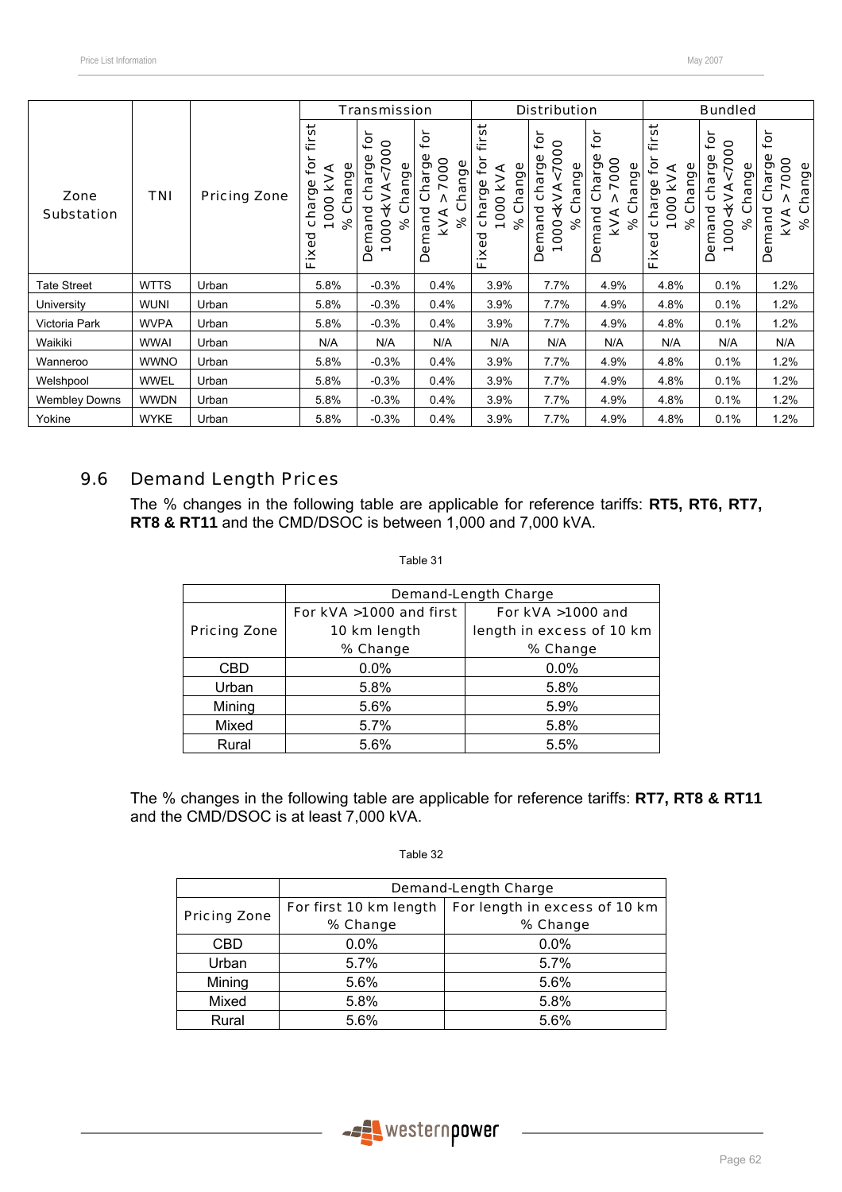| Zone Substation | TNI | Pricing Zone | Transmission | | | Distribution | | | Bundled | | |
|---|---|---|---|---|---|---|---|---|---|---|---|
| | | | Fixed charge for first 1000 kVA % Change | Demand charge for 1000<kVA<7000 % Change | Demand Charge for kVA > 7000 % Change | Fixed charge for first 1000 kVA % Change | Demand charge for 1000<kVA<7000 % Change | Demand Charge for kVA > 7000 % Change | Fixed charge for first 1000 kVA % Change | Demand charge for 1000<kVA<7000 % Change | Demand Charge for kVA > 7000 % Change |
| Tate Street | WTTS | Urban | 5.8% | -0.3% | 0.4% | 3.9% | 7.7% | 4.9% | 4.8% | 0.1% | 1.2% |
| University | WUNI | Urban | 5.8% | -0.3% | 0.4% | 3.9% | 7.7% | 4.9% | 4.8% | 0.1% | 1.2% |
| Victoria Park | WVPA | Urban | 5.8% | -0.3% | 0.4% | 3.9% | 7.7% | 4.9% | 4.8% | 0.1% | 1.2% |
| Waikiki | WWAI | Urban | N/A | N/A | N/A | N/A | N/A | N/A | N/A | N/A | N/A |
| Wanneroo | WWNO | Urban | 5.8% | -0.3% | 0.4% | 3.9% | 7.7% | 4.9% | 4.8% | 0.1% | 1.2% |
| Welshpool | WWEL | Urban | 5.8% | -0.3% | 0.4% | 3.9% | 7.7% | 4.9% | 4.8% | 0.1% | 1.2% |
| Wembley Downs | WWDN | Urban | 5.8% | -0.3% | 0.4% | 3.9% | 7.7% | 4.9% | 4.8% | 0.1% | 1.2% |
| Yokine | WYKE | Urban | 5.8% | -0.3% | 0.4% | 3.9% | 7.7% | 4.9% | 4.8% | 0.1% | 1.2% |

## 9.6 Demand Length Prices

The % changes in the following table are applicable for reference tariffs: **RT5, RT6, RT7, RT8 & RT11** and the CMD/DSOC is between 1,000 and 7,000 kVA.

Table 31

| Pricing Zone | Demand-Length Charge | |
|---|---|---|
| | For kVA >1000 and first 10 km length % Change | For kVA >1000 and length in excess of 10 km % Change |
| CBD | 0.0% | 0.0% |
| Urban | 5.8% | 5.8% |
| Mining | 5.6% | 5.9% |
| Mixed | 5.7% | 5.8% |
| Rural | 5.6% | 5.5% |

The % changes in the following table are applicable for reference tariffs: **RT7, RT8 & RT11** and the CMD/DSOC is at least 7,000 kVA.

Table 32

| Pricing Zone | Demand-Length Charge | |
|---|---|---|
| | For first 10 km length % Change | For length in excess of 10 km % Change |
| CBD | 0.0% | 0.0% |
| Urban | 5.7% | 5.7% |
| Mining | 5.6% | 5.6% |
| Mixed | 5.8% | 5.8% |
| Rural | 5.6% | 5.6% |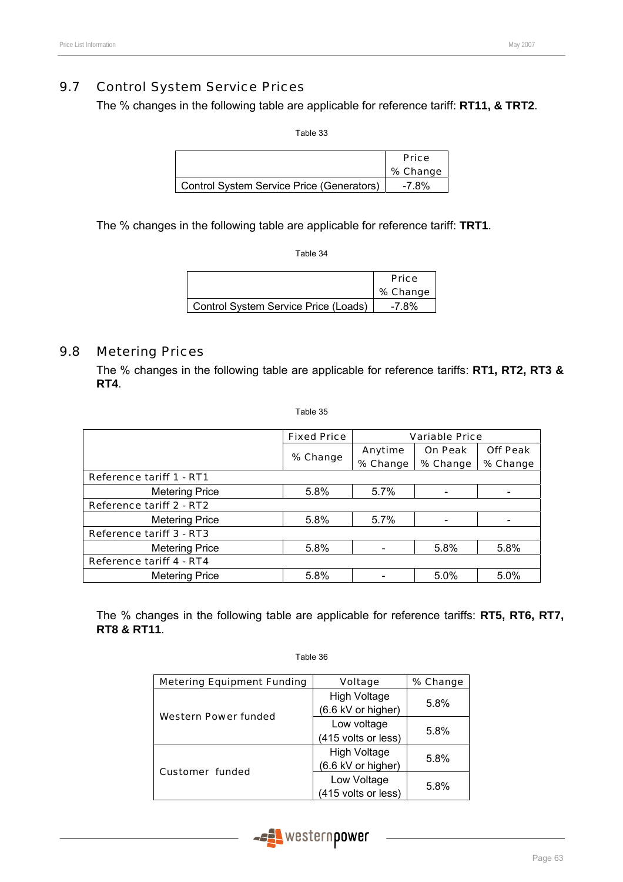## 9.7 Control System Service Prices

The % changes in the following table are applicable for reference tariff: **RT11, & TRT2**.

Table 33

| | Price % Change |
|---|---|
| Control System Service Price (Generators) | -7.8% |

The % changes in the following table are applicable for reference tariff: **TRT1**.

Table 34

| | Price % Change |
|---|---|
| Control System Service Price (Loads) | -7.8% |

## 9.8 Metering Prices

The % changes in the following table are applicable for reference tariffs: **RT1, RT2, RT3 & RT4**.

Table 35

| | Fixed Price | Variable Price | | |
|---|---|---|---|---|
| | % Change | Anytime % Change | On Peak % Change | Off Peak % Change |
| Reference tariff 1 - RT1 | | | | |
| Metering Price | 5.8% | 5.7% | - | - |
| Reference tariff 2 - RT2 | | | | |
| Metering Price | 5.8% | 5.7% | - | - |
| Reference tariff 3 - RT3 | | | | |
| Metering Price | 5.8% | - | 5.8% | 5.8% |
| Reference tariff 4 - RT4 | | | | |
| Metering Price | 5.8% | - | 5.0% | 5.0% |

The % changes in the following table are applicable for reference tariffs: **RT5, RT6, RT7, RT8 & RT11**.

Table 36

| Metering Equipment Funding | Voltage | % Change |
|---|---|---|
| Western Power funded | High Voltage (6.6 kV or higher) | 5.8% |
| | Low voltage (415 volts or less) | 5.8% |
| Customer funded | High Voltage (6.6 kV or higher) | 5.8% |
| | Low Voltage (415 volts or less) | 5.8% |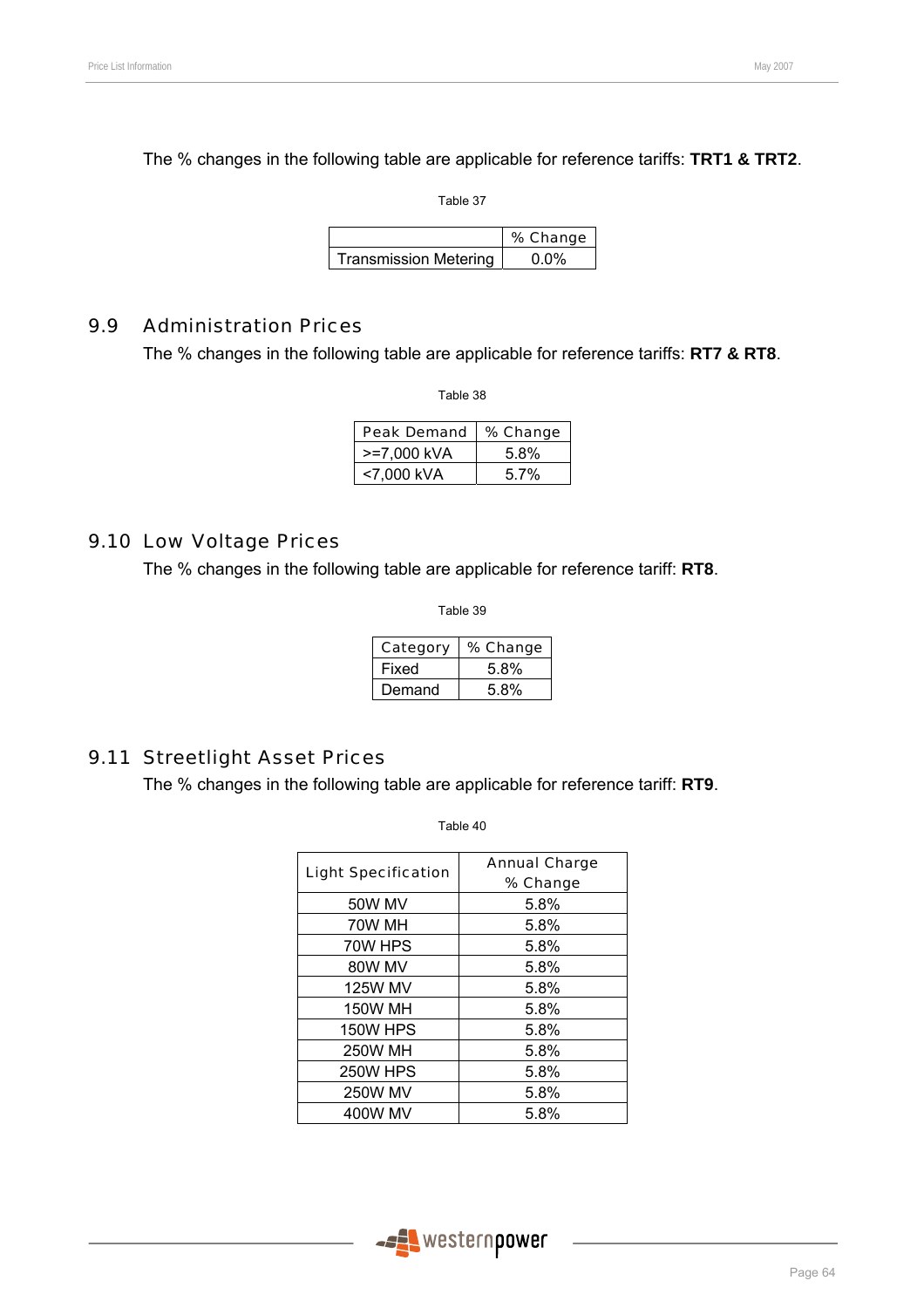The % changes in the following table are applicable for reference tariffs: **TRT1 & TRT2**.

Table 37

| | % Change |
|---|---|
| Transmission Metering | 0.0% |

## 9.9 Administration Prices

The % changes in the following table are applicable for reference tariffs: **RT7 & RT8**.

Table 38

| Peak Demand | % Change |
|---|---|
| >=7,000 kVA | 5.8% |
| <7,000 kVA | 5.7% |

## 9.10 Low Voltage Prices

The % changes in the following table are applicable for reference tariff: **RT8**.

Table 39

| Category | % Change |
|---|---|
| Fixed | 5.8% |
| Demand | 5.8% |

## 9.11 Streetlight Asset Prices

The % changes in the following table are applicable for reference tariff: **RT9**.

Table 40

| Light Specification | Annual Charge % Change |
|---|---|
| 50W MV | 5.8% |
| 70W MH | 5.8% |
| 70W HPS | 5.8% |
| 80W MV | 5.8% |
| 125W MV | 5.8% |
| 150W MH | 5.8% |
| 150W HPS | 5.8% |
| 250W MH | 5.8% |
| 250W HPS | 5.8% |
| 250W MV | 5.8% |
| 400W MV | 5.8% |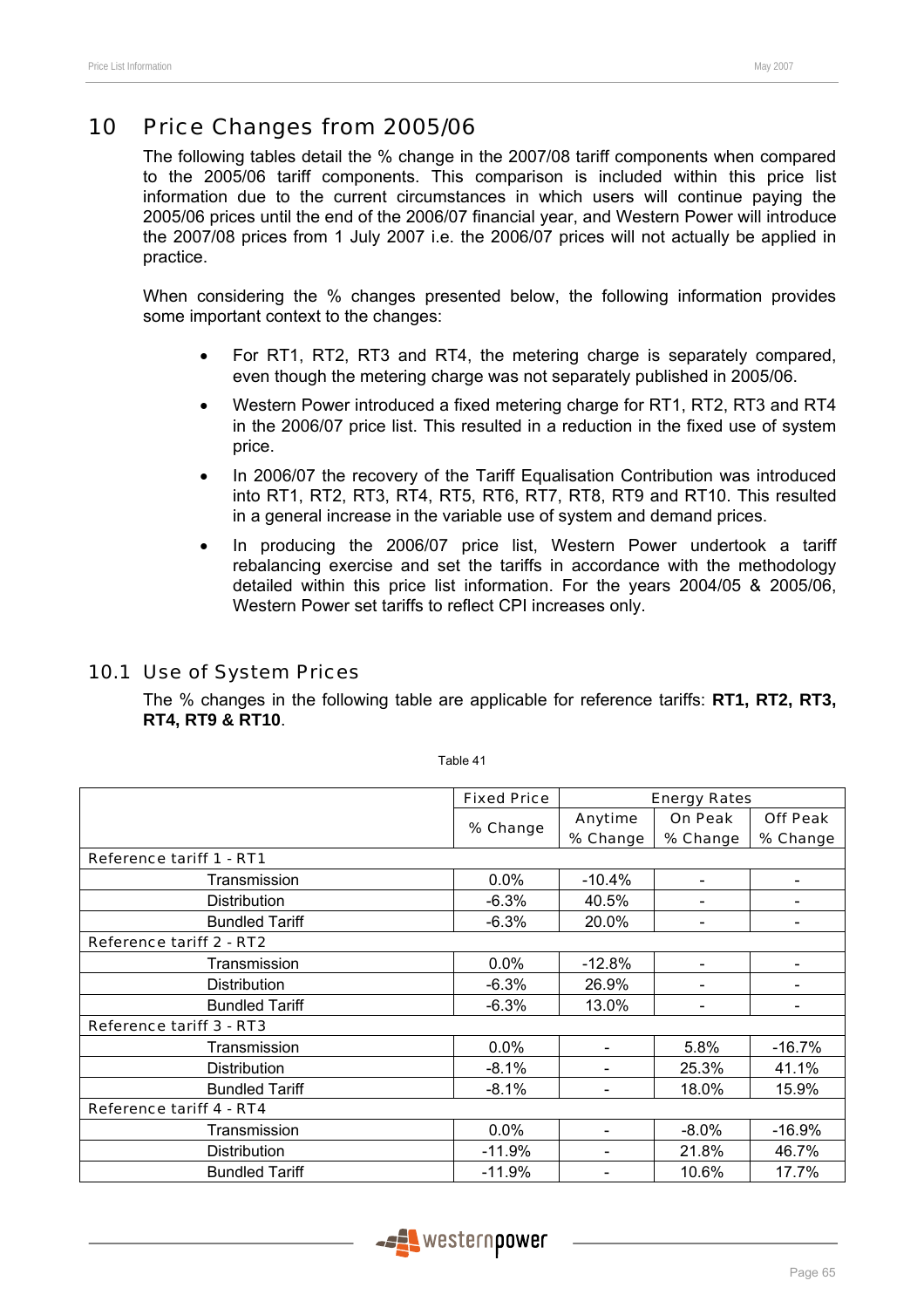## 10 Price Changes from 2005/06

The following tables detail the % change in the 2007/08 tariff components when compared to the 2005/06 tariff components. This comparison is included within this price list information due to the current circumstances in which users will continue paying the 2005/06 prices until the end of the 2006/07 financial year, and Western Power will introduce the 2007/08 prices from 1 July 2007 i.e. the 2006/07 prices will not actually be applied in practice.

When considering the % changes presented below, the following information provides some important context to the changes:

- For RT1, RT2, RT3 and RT4, the metering charge is separately compared, even though the metering charge was not separately published in 2005/06.
- Western Power introduced a fixed metering charge for RT1, RT2, RT3 and RT4 in the 2006/07 price list. This resulted in a reduction in the fixed use of system price.
- In 2006/07 the recovery of the Tariff Equalisation Contribution was introduced into RT1, RT2, RT3, RT4, RT5, RT6, RT7, RT8, RT9 and RT10. This resulted in a general increase in the variable use of system and demand prices.
- In producing the 2006/07 price list, Western Power undertook a tariff rebalancing exercise and set the tariffs in accordance with the methodology detailed within this price list information. For the years 2004/05 & 2005/06, Western Power set tariffs to reflect CPI increases only.

### 10.1 Use of System Prices

The % changes in the following table are applicable for reference tariffs: **RT1, RT2, RT3, RT4, RT9 & RT10**.

Table 41

| | Fixed Price | Energy Rates | | |
|---|---|---|---|---|
| | % Change | Anytime % Change | On Peak % Change | Off Peak % Change |
| **Reference tariff 1 - RT1** | | | | |
| Transmission | 0.0% | -10.4% | - | - |
| Distribution | -6.3% | 40.5% | - | - |
| Bundled Tariff | -6.3% | 20.0% | - | - |
| **Reference tariff 2 - RT2** | | | | |
| Transmission | 0.0% | -12.8% | - | - |
| Distribution | -6.3% | 26.9% | - | - |
| Bundled Tariff | -6.3% | 13.0% | - | - |
| **Reference tariff 3 - RT3** | | | | |
| Transmission | 0.0% | - | 5.8% | -16.7% |
| Distribution | -8.1% | - | 25.3% | 41.1% |
| Bundled Tariff | -8.1% | - | 18.0% | 15.9% |
| **Reference tariff 4 - RT4** | | | | |
| Transmission | 0.0% | - | -8.0% | -16.9% |
| Distribution | -11.9% | - | 21.8% | 46.7% |
| Bundled Tariff | -11.9% | - | 10.6% | 17.7% |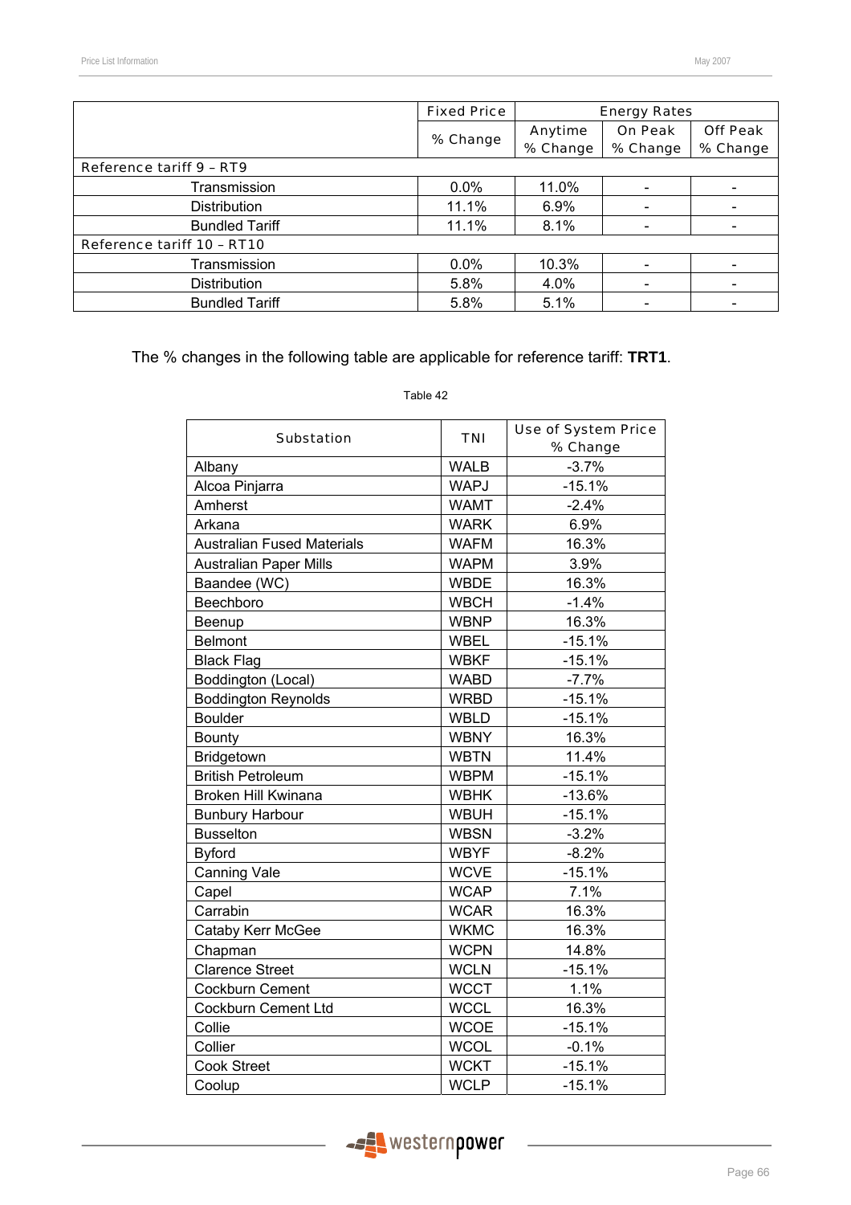| | Fixed Price | Energy Rates | | |
|---|---|---|---|---|
| | % Change | Anytime % Change | On Peak % Change | Off Peak % Change |
| Reference tariff 9 – RT9 | | | | |
| Transmission | 0.0% | 11.0% | - | - |
| Distribution | 11.1% | 6.9% | - | - |
| Bundled Tariff | 11.1% | 8.1% | - | - |
| Reference tariff 10 – RT10 | | | | |
| Transmission | 0.0% | 10.3% | - | - |
| Distribution | 5.8% | 4.0% | - | - |
| Bundled Tariff | 5.8% | 5.1% | - | - |

The % changes in the following table are applicable for reference tariff: **TRT1**.

Table 42

| Substation | TNI | Use of System Price % Change |
|---|---|---|
| Albany | WALB | -3.7% |
| Alcoa Pinjarra | WAPJ | -15.1% |
| Amherst | WAMT | -2.4% |
| Arkana | WARK | 6.9% |
| Australian Fused Materials | WAFM | 16.3% |
| Australian Paper Mills | WAPM | 3.9% |
| Baandee (WC) | WBDE | 16.3% |
| Beechboro | WBCH | -1.4% |
| Beenup | WBNP | 16.3% |
| Belmont | WBEL | -15.1% |
| Black Flag | WBKF | -15.1% |
| Boddington (Local) | WABD | -7.7% |
| Boddington Reynolds | WRBD | -15.1% |
| Boulder | WBLD | -15.1% |
| Bounty | WBNY | 16.3% |
| Bridgetown | WBTN | 11.4% |
| British Petroleum | WBPM | -15.1% |
| Broken Hill Kwinana | WBHK | -13.6% |
| Bunbury Harbour | WBUH | -15.1% |
| Busselton | WBSN | -3.2% |
| Byford | WBYF | -8.2% |
| Canning Vale | WCVE | -15.1% |
| Capel | WCAP | 7.1% |
| Carrabin | WCAR | 16.3% |
| Cataby Kerr McGee | WKMC | 16.3% |
| Chapman | WCPN | 14.8% |
| Clarence Street | WCLN | -15.1% |
| Cockburn Cement | WCCT | 1.1% |
| Cockburn Cement Ltd | WCCL | 16.3% |
| Collie | WCOE | -15.1% |
| Collier | WCOL | -0.1% |
| Cook Street | WCKT | -15.1% |
| Coolup | WCLP | -15.1% |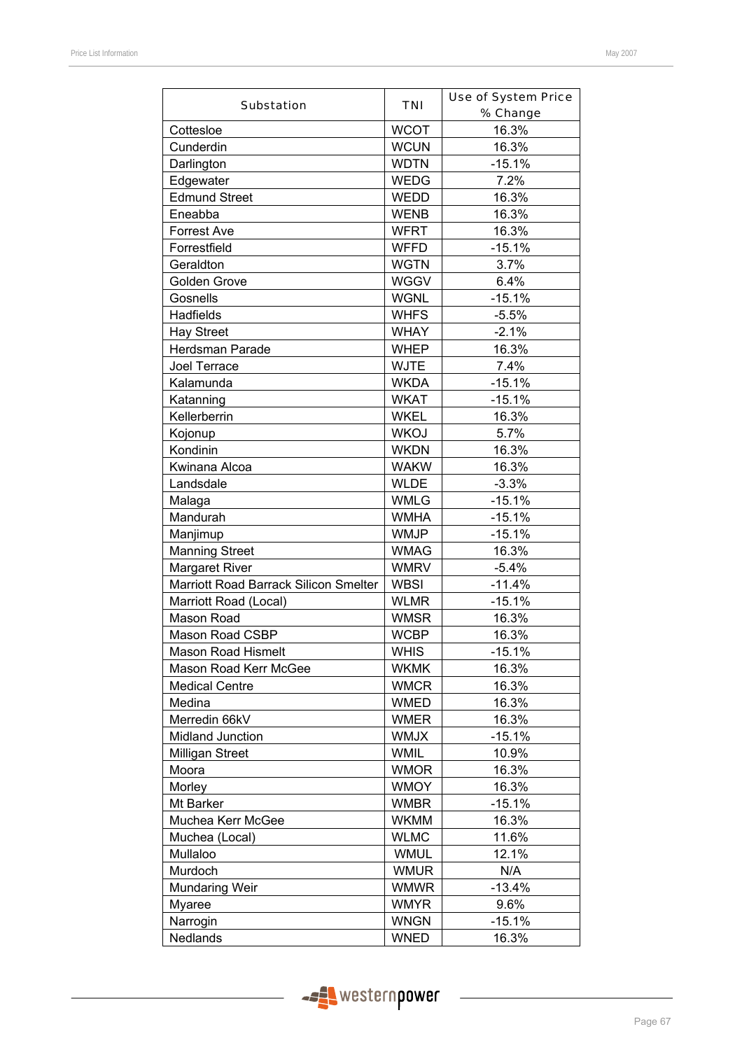| Substation | TNI | Use of System Price % Change |
|---|---|---|
| Cottesloe | WCOT | 16.3% |
| Cunderdin | WCUN | 16.3% |
| Darlington | WDTN | -15.1% |
| Edgewater | WEDG | 7.2% |
| Edmund Street | WEDD | 16.3% |
| Eneabba | WENB | 16.3% |
| Forrest Ave | WFRT | 16.3% |
| Forrestfield | WFFD | -15.1% |
| Geraldton | WGTN | 3.7% |
| Golden Grove | WGGV | 6.4% |
| Gosnells | WGNL | -15.1% |
| Hadfields | WHFS | -5.5% |
| Hay Street | WHAY | -2.1% |
| Herdsman Parade | WHEP | 16.3% |
| Joel Terrace | WJTE | 7.4% |
| Kalamunda | WKDA | -15.1% |
| Katanning | WKAT | -15.1% |
| Kellerberrin | WKEL | 16.3% |
| Kojonup | WKOJ | 5.7% |
| Kondinin | WKDN | 16.3% |
| Kwinana Alcoa | WAKW | 16.3% |
| Landsdale | WLDE | -3.3% |
| Malaga | WMLG | -15.1% |
| Mandurah | WMHA | -15.1% |
| Manjimup | WMJP | -15.1% |
| Manning Street | WMAG | 16.3% |
| Margaret River | WMRV | -5.4% |
| Marriott Road Barrack Silicon Smelter | WBSI | -11.4% |
| Marriott Road (Local) | WLMR | -15.1% |
| Mason Road | WMSR | 16.3% |
| Mason Road CSBP | WCBP | 16.3% |
| Mason Road Hismelt | WHIS | -15.1% |
| Mason Road Kerr McGee | WKMK | 16.3% |
| Medical Centre | WMCR | 16.3% |
| Medina | WMED | 16.3% |
| Merredin 66kV | WMER | 16.3% |
| Midland Junction | WMJX | -15.1% |
| Milligan Street | WMIL | 10.9% |
| Moora | WMOR | 16.3% |
| Morley | WMOY | 16.3% |
| Mt Barker | WMBR | -15.1% |
| Muchea Kerr McGee | WKMM | 16.3% |
| Muchea (Local) | WLMC | 11.6% |
| Mullaloo | WMUL | 12.1% |
| Murdoch | WMUR | N/A |
| Mundaring Weir | WMWR | -13.4% |
| Myaree | WMYR | 9.6% |
| Narrogin | WNGN | -15.1% |
| Nedlands | WNED | 16.3% |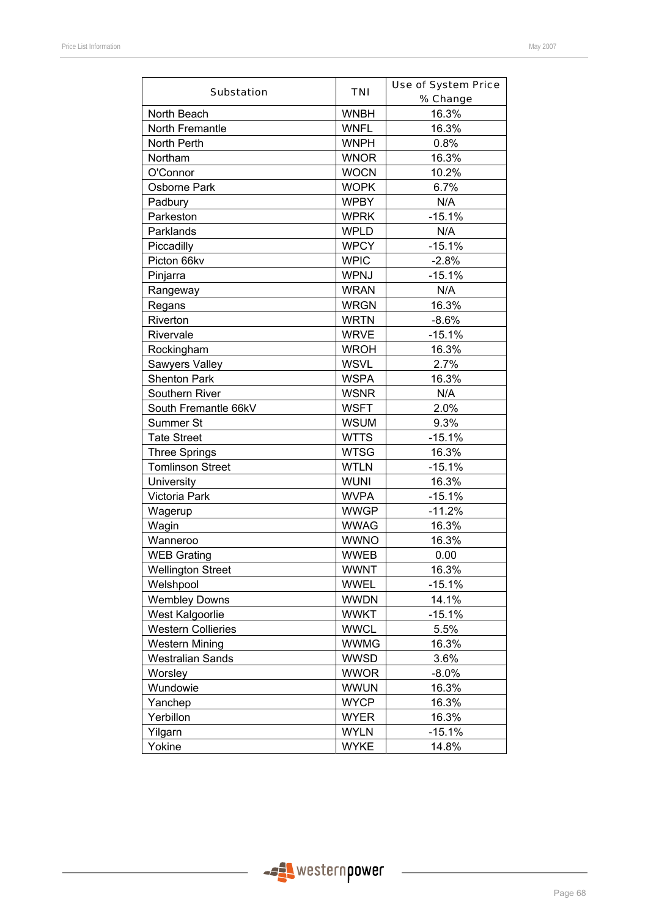| Substation | TNI | Use of System Price % Change |
|---|---|---|
| North Beach | WNBH | 16.3% |
| North Fremantle | WNFL | 16.3% |
| North Perth | WNPH | 0.8% |
| Northam | WNOR | 16.3% |
| O'Connor | WOCN | 10.2% |
| Osborne Park | WOPK | 6.7% |
| Padbury | WPBY | N/A |
| Parkeston | WPRK | -15.1% |
| Parklands | WPLD | N/A |
| Piccadilly | WPCY | -15.1% |
| Picton 66kv | WPIC | -2.8% |
| Pinjarra | WPNJ | -15.1% |
| Rangeway | WRAN | N/A |
| Regans | WRGN | 16.3% |
| Riverton | WRTN | -8.6% |
| Rivervale | WRVE | -15.1% |
| Rockingham | WROH | 16.3% |
| Sawyers Valley | WSVL | 2.7% |
| Shenton Park | WSPA | 16.3% |
| Southern River | WSNR | N/A |
| South Fremantle 66kV | WSFT | 2.0% |
| Summer St | WSUM | 9.3% |
| Tate Street | WTTS | -15.1% |
| Three Springs | WTSG | 16.3% |
| Tomlinson Street | WTLN | -15.1% |
| University | WUNI | 16.3% |
| Victoria Park | WVPA | -15.1% |
| Wagerup | WWGP | -11.2% |
| Wagin | WWAG | 16.3% |
| Wanneroo | WWNO | 16.3% |
| WEB Grating | WWEB | 0.00 |
| Wellington Street | WWNT | 16.3% |
| Welshpool | WWEL | -15.1% |
| Wembley Downs | WWDN | 14.1% |
| West Kalgoorlie | WWKT | -15.1% |
| Western Collieries | WWCL | 5.5% |
| Western Mining | WWMG | 16.3% |
| Westralian Sands | WWSD | 3.6% |
| Worsley | WWOR | -8.0% |
| Wundowie | WWUN | 16.3% |
| Yanchep | WYCP | 16.3% |
| Yerbillon | WYER | 16.3% |
| Yilgarn | WYLN | -15.1% |
| Yokine | WYKE | 14.8% |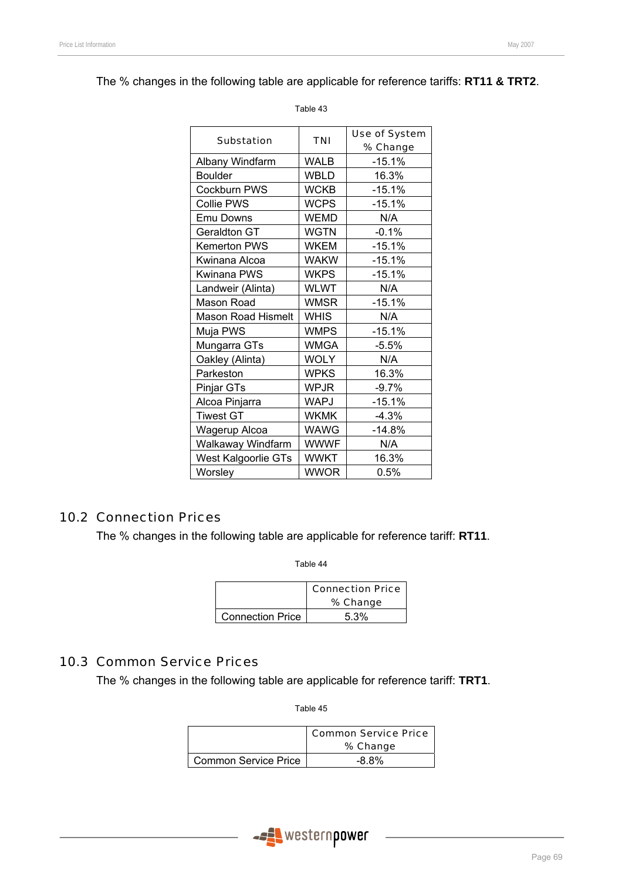The % changes in the following table are applicable for reference tariffs: **RT11 & TRT2**.

Table 43

| Substation | TNI | Use of System % Change |
|---|---|---|
| Albany Windfarm | WALB | -15.1% |
| Boulder | WBLD | 16.3% |
| Cockburn PWS | WCKB | -15.1% |
| Collie PWS | WCPS | -15.1% |
| Emu Downs | WEMD | N/A |
| Geraldton GT | WGTN | -0.1% |
| Kemerton PWS | WKEM | -15.1% |
| Kwinana Alcoa | WAKW | -15.1% |
| Kwinana PWS | WKPS | -15.1% |
| Landweir (Alinta) | WLWT | N/A |
| Mason Road | WMSR | -15.1% |
| Mason Road Hismelt | WHIS | N/A |
| Muja PWS | WMPS | -15.1% |
| Mungarra GTs | WMGA | -5.5% |
| Oakley (Alinta) | WOLY | N/A |
| Parkeston | WPKS | 16.3% |
| Pinjar GTs | WPJR | -9.7% |
| Alcoa Pinjarra | WAPJ | -15.1% |
| Tiwest GT | WKMK | -4.3% |
| Wagerup Alcoa | WAWG | -14.8% |
| Walkaway Windfarm | WWWF | N/A |
| West Kalgoorlie GTs | WWKT | 16.3% |
| Worsley | WWOR | 0.5% |

## 10.2 Connection Prices

The % changes in the following table are applicable for reference tariff: **RT11**.

Table 44

| | Connection Price % Change |
|---|---|
| Connection Price | 5.3% |

## 10.3 Common Service Prices

The % changes in the following table are applicable for reference tariff: **TRT1**.

Table 45

| | Common Service Price % Change |
|---|---|
| Common Service Price | -8.8% |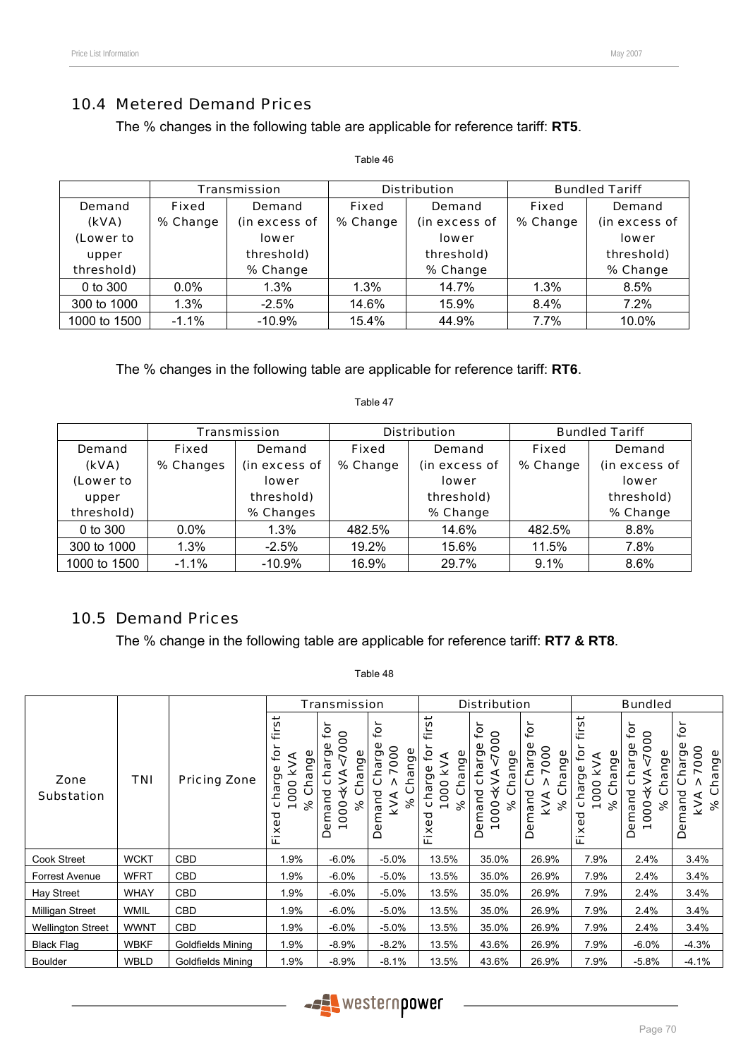## 10.4 Metered Demand Prices

The % changes in the following table are applicable for reference tariff: **RT5**.

Table 46

| | Transmission | | Distribution | | Bundled Tariff | |
|---|---|---|---|---|---|---|
| Demand (kVA) (Lower to upper threshold) | Fixed % Change | Demand (in excess of lower threshold) % Change | Fixed % Change | Demand (in excess of lower threshold) % Change | Fixed % Change | Demand (in excess of lower threshold) % Change |
| 0 to 300 | 0.0% | 1.3% | 1.3% | 14.7% | 1.3% | 8.5% |
| 300 to 1000 | 1.3% | -2.5% | 14.6% | 15.9% | 8.4% | 7.2% |
| 1000 to 1500 | -1.1% | -10.9% | 15.4% | 44.9% | 7.7% | 10.0% |

The % changes in the following table are applicable for reference tariff: **RT6**.

Table 47

| | Transmission | | Distribution | | Bundled Tariff | |
|---|---|---|---|---|---|---|
| Demand (kVA) (Lower to upper threshold) | Fixed % Changes | Demand (in excess of lower threshold) % Changes | Fixed % Change | Demand (in excess of lower threshold) % Change | Fixed % Change | Demand (in excess of lower threshold) % Change |
| 0 to 300 | 0.0% | 1.3% | 482.5% | 14.6% | 482.5% | 8.8% |
| 300 to 1000 | 1.3% | -2.5% | 19.2% | 15.6% | 11.5% | 7.8% |
| 1000 to 1500 | -1.1% | -10.9% | 16.9% | 29.7% | 9.1% | 8.6% |

## 10.5 Demand Prices

The % change in the following table are applicable for reference tariff: **RT7 & RT8**.

Table 48

| Zone Substation | TNI | Pricing Zone | Transmission | | | Distribution | | | Bundled | | |
|---|---|---|---|---|---|---|---|---|---|---|---|
| | | | Fixed charge for first 1000 kVA % Change | Demand charge for 1000<kVA<7000 % Change | Demand Charge for kVA > 7000 % Change | Fixed charge for first 1000 kVA % Change | Demand charge for 1000<kVA<7000 % Change | Demand Charge for kVA > 7000 % Change | Fixed charge for first 1000 kVA % Change | Demand charge for 1000<kVA<7000 % Change | Demand Charge for kVA > 7000 % Change |
| Cook Street | WCKT | CBD | 1.9% | -6.0% | -5.0% | 13.5% | 35.0% | 26.9% | 7.9% | 2.4% | 3.4% |
| Forrest Avenue | WFRT | CBD | 1.9% | -6.0% | -5.0% | 13.5% | 35.0% | 26.9% | 7.9% | 2.4% | 3.4% |
| Hay Street | WHAY | CBD | 1.9% | -6.0% | -5.0% | 13.5% | 35.0% | 26.9% | 7.9% | 2.4% | 3.4% |
| Milligan Street | WMIL | CBD | 1.9% | -6.0% | -5.0% | 13.5% | 35.0% | 26.9% | 7.9% | 2.4% | 3.4% |
| Wellington Street | WWNT | CBD | 1.9% | -6.0% | -5.0% | 13.5% | 35.0% | 26.9% | 7.9% | 2.4% | 3.4% |
| Black Flag | WBKF | Goldfields Mining | 1.9% | -8.9% | -8.2% | 13.5% | 43.6% | 26.9% | 7.9% | -6.0% | -4.3% |
| Boulder | WBLD | Goldfields Mining | 1.9% | -8.9% | -8.1% | 13.5% | 43.6% | 26.9% | 7.9% | -5.8% | -4.1% |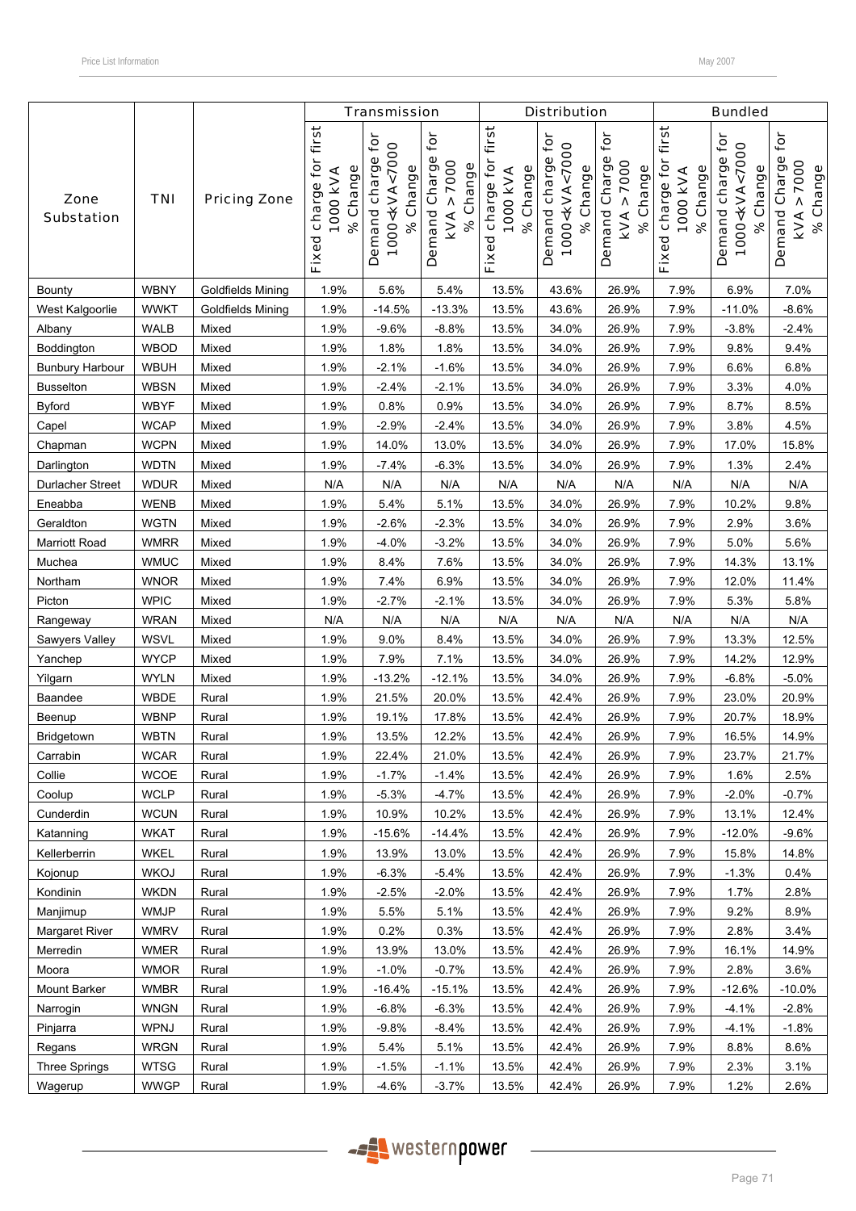| Zone Substation | TNI | Pricing Zone | Transmission | | | Distribution | | | Bundled | | |
|---|---|---|---|---|---|---|---|---|---|---|---|
| | | | Fixed charge for first 1000 kVA % Change | Demand charge for 1000<kVA<7000 % Change | Demand Charge for kVA > 7000 % Change | Fixed charge for first 1000 kVA % Change | Demand charge for 1000<kVA<7000 % Change | Demand Charge for kVA > 7000 % Change | Fixed charge for first 1000 kVA % Change | Demand charge for 1000<kVA<7000 % Change | Demand Charge for kVA > 7000 % Change |
| Bounty | WBNY | Goldfields Mining | 1.9% | 5.6% | 5.4% | 13.5% | 43.6% | 26.9% | 7.9% | 6.9% | 7.0% |
| West Kalgoorlie | WWKT | Goldfields Mining | 1.9% | -14.5% | -13.3% | 13.5% | 43.6% | 26.9% | 7.9% | -11.0% | -8.6% |
| Albany | WALB | Mixed | 1.9% | -9.6% | -8.8% | 13.5% | 34.0% | 26.9% | 7.9% | -3.8% | -2.4% |
| Boddington | WBOD | Mixed | 1.9% | 1.8% | 1.8% | 13.5% | 34.0% | 26.9% | 7.9% | 9.8% | 9.4% |
| Bunbury Harbour | WBUH | Mixed | 1.9% | -2.1% | -1.6% | 13.5% | 34.0% | 26.9% | 7.9% | 6.6% | 6.8% |
| Busselton | WBSN | Mixed | 1.9% | -2.4% | -2.1% | 13.5% | 34.0% | 26.9% | 7.9% | 3.3% | 4.0% |
| Byford | WBYF | Mixed | 1.9% | 0.8% | 0.9% | 13.5% | 34.0% | 26.9% | 7.9% | 8.7% | 8.5% |
| Capel | WCAP | Mixed | 1.9% | -2.9% | -2.4% | 13.5% | 34.0% | 26.9% | 7.9% | 3.8% | 4.5% |
| Chapman | WCPN | Mixed | 1.9% | 14.0% | 13.0% | 13.5% | 34.0% | 26.9% | 7.9% | 17.0% | 15.8% |
| Darlington | WDTN | Mixed | 1.9% | -7.4% | -6.3% | 13.5% | 34.0% | 26.9% | 7.9% | 1.3% | 2.4% |
| Durlacher Street | WDUR | Mixed | N/A | N/A | N/A | N/A | N/A | N/A | N/A | N/A | N/A |
| Eneabba | WENB | Mixed | 1.9% | 5.4% | 5.1% | 13.5% | 34.0% | 26.9% | 7.9% | 10.2% | 9.8% |
| Geraldton | WGTN | Mixed | 1.9% | -2.6% | -2.3% | 13.5% | 34.0% | 26.9% | 7.9% | 2.9% | 3.6% |
| Marriott Road | WMRR | Mixed | 1.9% | -4.0% | -3.2% | 13.5% | 34.0% | 26.9% | 7.9% | 5.0% | 5.6% |
| Muchea | WMUC | Mixed | 1.9% | 8.4% | 7.6% | 13.5% | 34.0% | 26.9% | 7.9% | 14.3% | 13.1% |
| Northam | WNOR | Mixed | 1.9% | 7.4% | 6.9% | 13.5% | 34.0% | 26.9% | 7.9% | 12.0% | 11.4% |
| Picton | WPIC | Mixed | 1.9% | -2.7% | -2.1% | 13.5% | 34.0% | 26.9% | 7.9% | 5.3% | 5.8% |
| Rangeway | WRAN | Mixed | N/A | N/A | N/A | N/A | N/A | N/A | N/A | N/A | N/A |
| Sawyers Valley | WSVL | Mixed | 1.9% | 9.0% | 8.4% | 13.5% | 34.0% | 26.9% | 7.9% | 13.3% | 12.5% |
| Yanchep | WYCP | Mixed | 1.9% | 7.9% | 7.1% | 13.5% | 34.0% | 26.9% | 7.9% | 14.2% | 12.9% |
| Yilgarn | WYLN | Mixed | 1.9% | -13.2% | -12.1% | 13.5% | 34.0% | 26.9% | 7.9% | -6.8% | -5.0% |
| Baandee | WBDE | Rural | 1.9% | 21.5% | 20.0% | 13.5% | 42.4% | 26.9% | 7.9% | 23.0% | 20.9% |
| Beenup | WBNP | Rural | 1.9% | 19.1% | 17.8% | 13.5% | 42.4% | 26.9% | 7.9% | 20.7% | 18.9% |
| Bridgetown | WBTN | Rural | 1.9% | 13.5% | 12.2% | 13.5% | 42.4% | 26.9% | 7.9% | 16.5% | 14.9% |
| Carrabin | WCAR | Rural | 1.9% | 22.4% | 21.0% | 13.5% | 42.4% | 26.9% | 7.9% | 23.7% | 21.7% |
| Collie | WCOE | Rural | 1.9% | -1.7% | -1.4% | 13.5% | 42.4% | 26.9% | 7.9% | 1.6% | 2.5% |
| Coolup | WCLP | Rural | 1.9% | -5.3% | -4.7% | 13.5% | 42.4% | 26.9% | 7.9% | -2.0% | -0.7% |
| Cunderdin | WCUN | Rural | 1.9% | 10.9% | 10.2% | 13.5% | 42.4% | 26.9% | 7.9% | 13.1% | 12.4% |
| Katanning | WKAT | Rural | 1.9% | -15.6% | -14.4% | 13.5% | 42.4% | 26.9% | 7.9% | -12.0% | -9.6% |
| Kellerberrin | WKEL | Rural | 1.9% | 13.9% | 13.0% | 13.5% | 42.4% | 26.9% | 7.9% | 15.8% | 14.8% |
| Kojonup | WKOJ | Rural | 1.9% | -6.3% | -5.4% | 13.5% | 42.4% | 26.9% | 7.9% | -1.3% | 0.4% |
| Kondinin | WKDN | Rural | 1.9% | -2.5% | -2.0% | 13.5% | 42.4% | 26.9% | 7.9% | 1.7% | 2.8% |
| Manjimup | WMJP | Rural | 1.9% | 5.5% | 5.1% | 13.5% | 42.4% | 26.9% | 7.9% | 9.2% | 8.9% |
| Margaret River | WMRV | Rural | 1.9% | 0.2% | 0.3% | 13.5% | 42.4% | 26.9% | 7.9% | 2.8% | 3.4% |
| Merredin | WMER | Rural | 1.9% | 13.9% | 13.0% | 13.5% | 42.4% | 26.9% | 7.9% | 16.1% | 14.9% |
| Moora | WMOR | Rural | 1.9% | -1.0% | -0.7% | 13.5% | 42.4% | 26.9% | 7.9% | 2.8% | 3.6% |
| Mount Barker | WMBR | Rural | 1.9% | -16.4% | -15.1% | 13.5% | 42.4% | 26.9% | 7.9% | -12.6% | -10.0% |
| Narrogin | WNGN | Rural | 1.9% | -6.8% | -6.3% | 13.5% | 42.4% | 26.9% | 7.9% | -4.1% | -2.8% |
| Pinjarra | WPNJ | Rural | 1.9% | -9.8% | -8.4% | 13.5% | 42.4% | 26.9% | 7.9% | -4.1% | -1.8% |
| Regans | WRGN | Rural | 1.9% | 5.4% | 5.1% | 13.5% | 42.4% | 26.9% | 7.9% | 8.8% | 8.6% |
| Three Springs | WTSG | Rural | 1.9% | -1.5% | -1.1% | 13.5% | 42.4% | 26.9% | 7.9% | 2.3% | 3.1% |
| Wagerup | WWGP | Rural | 1.9% | -4.6% | -3.7% | 13.5% | 42.4% | 26.9% | 7.9% | 1.2% | 2.6% |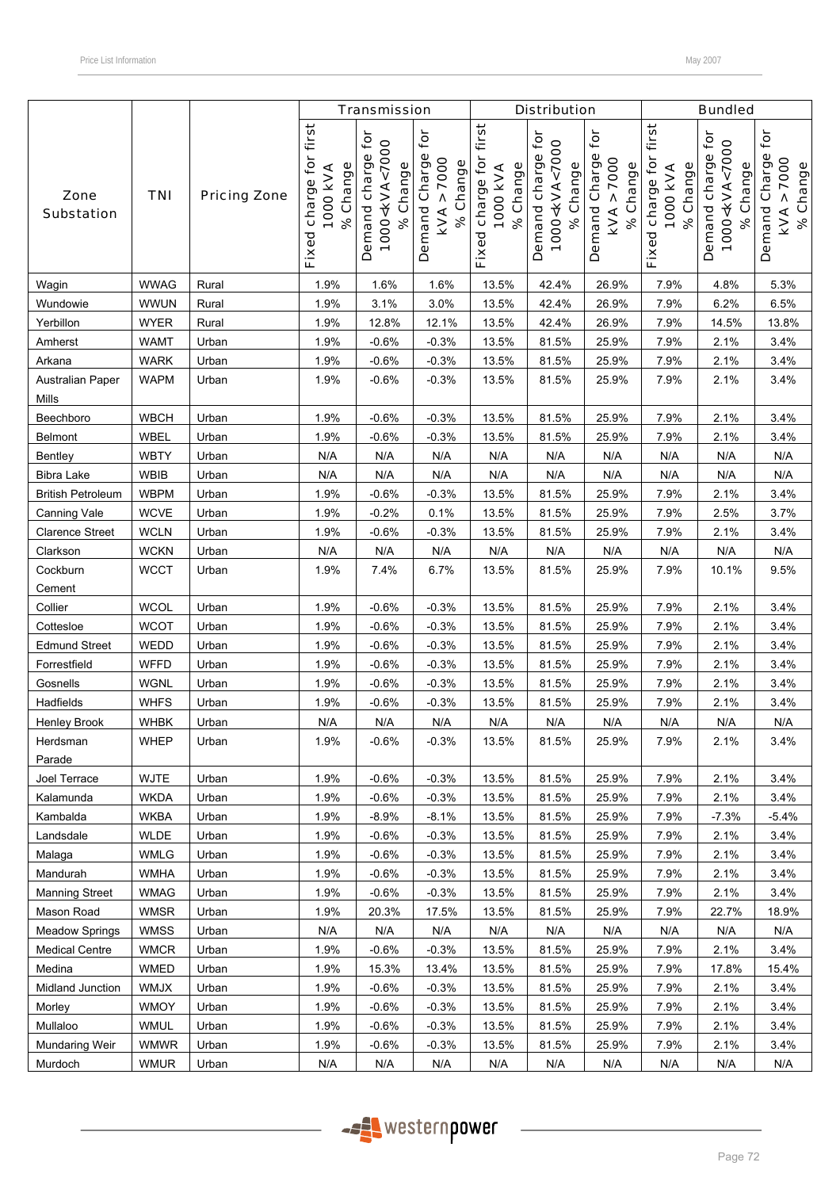| Zone Substation | TNI | Pricing Zone | Transmission | | | Distribution | | | Bundled | | |
|---|---|---|---|---|---|---|---|---|---|---|---|
| | | | Fixed charge for first 1000 kVA % Change | Demand charge for 1000<kVA<7000 % Change | Demand Charge for kVA > 7000 % Change | Fixed charge for first 1000 kVA % Change | Demand charge for 1000<kVA<7000 % Change | Demand Charge for kVA > 7000 % Change | Fixed charge for first 1000 kVA % Change | Demand charge for 1000<kVA<7000 % Change | Demand Charge for kVA > 7000 % Change |
| Wagin | WWAG | Rural | 1.9% | 1.6% | 1.6% | 13.5% | 42.4% | 26.9% | 7.9% | 4.8% | 5.3% |
| Wundowie | WWUN | Rural | 1.9% | 3.1% | 3.0% | 13.5% | 42.4% | 26.9% | 7.9% | 6.2% | 6.5% |
| Yerbillon | WYER | Rural | 1.9% | 12.8% | 12.1% | 13.5% | 42.4% | 26.9% | 7.9% | 14.5% | 13.8% |
| Amherst | WAMT | Urban | 1.9% | -0.6% | -0.3% | 13.5% | 81.5% | 25.9% | 7.9% | 2.1% | 3.4% |
| Arkana | WARK | Urban | 1.9% | -0.6% | -0.3% | 13.5% | 81.5% | 25.9% | 7.9% | 2.1% | 3.4% |
| Australian Paper Mills | WAPM | Urban | 1.9% | -0.6% | -0.3% | 13.5% | 81.5% | 25.9% | 7.9% | 2.1% | 3.4% |
| Beechboro | WBCH | Urban | 1.9% | -0.6% | -0.3% | 13.5% | 81.5% | 25.9% | 7.9% | 2.1% | 3.4% |
| Belmont | WBEL | Urban | 1.9% | -0.6% | -0.3% | 13.5% | 81.5% | 25.9% | 7.9% | 2.1% | 3.4% |
| Bentley | WBTY | Urban | N/A | N/A | N/A | N/A | N/A | N/A | N/A | N/A | N/A |
| Bibra Lake | WBIB | Urban | N/A | N/A | N/A | N/A | N/A | N/A | N/A | N/A | N/A |
| British Petroleum | WBPM | Urban | 1.9% | -0.6% | -0.3% | 13.5% | 81.5% | 25.9% | 7.9% | 2.1% | 3.4% |
| Canning Vale | WCVE | Urban | 1.9% | -0.2% | 0.1% | 13.5% | 81.5% | 25.9% | 7.9% | 2.5% | 3.7% |
| Clarence Street | WCLN | Urban | 1.9% | -0.6% | -0.3% | 13.5% | 81.5% | 25.9% | 7.9% | 2.1% | 3.4% |
| Clarkson | WCKN | Urban | N/A | N/A | N/A | N/A | N/A | N/A | N/A | N/A | N/A |
| Cockburn Cement | WCCT | Urban | 1.9% | 7.4% | 6.7% | 13.5% | 81.5% | 25.9% | 7.9% | 10.1% | 9.5% |
| Collier | WCOL | Urban | 1.9% | -0.6% | -0.3% | 13.5% | 81.5% | 25.9% | 7.9% | 2.1% | 3.4% |
| Cottesloe | WCOT | Urban | 1.9% | -0.6% | -0.3% | 13.5% | 81.5% | 25.9% | 7.9% | 2.1% | 3.4% |
| Edmund Street | WEDD | Urban | 1.9% | -0.6% | -0.3% | 13.5% | 81.5% | 25.9% | 7.9% | 2.1% | 3.4% |
| Forrestfield | WFFD | Urban | 1.9% | -0.6% | -0.3% | 13.5% | 81.5% | 25.9% | 7.9% | 2.1% | 3.4% |
| Gosnells | WGNL | Urban | 1.9% | -0.6% | -0.3% | 13.5% | 81.5% | 25.9% | 7.9% | 2.1% | 3.4% |
| Hadfields | WHFS | Urban | 1.9% | -0.6% | -0.3% | 13.5% | 81.5% | 25.9% | 7.9% | 2.1% | 3.4% |
| Henley Brook | WHBK | Urban | N/A | N/A | N/A | N/A | N/A | N/A | N/A | N/A | N/A |
| Herdsman Parade | WHEP | Urban | 1.9% | -0.6% | -0.3% | 13.5% | 81.5% | 25.9% | 7.9% | 2.1% | 3.4% |
| Joel Terrace | WJTE | Urban | 1.9% | -0.6% | -0.3% | 13.5% | 81.5% | 25.9% | 7.9% | 2.1% | 3.4% |
| Kalamunda | WKDA | Urban | 1.9% | -0.6% | -0.3% | 13.5% | 81.5% | 25.9% | 7.9% | 2.1% | 3.4% |
| Kambalda | WKBA | Urban | 1.9% | -8.9% | -8.1% | 13.5% | 81.5% | 25.9% | 7.9% | -7.3% | -5.4% |
| Landsdale | WLDE | Urban | 1.9% | -0.6% | -0.3% | 13.5% | 81.5% | 25.9% | 7.9% | 2.1% | 3.4% |
| Malaga | WMLG | Urban | 1.9% | -0.6% | -0.3% | 13.5% | 81.5% | 25.9% | 7.9% | 2.1% | 3.4% |
| Mandurah | WMHA | Urban | 1.9% | -0.6% | -0.3% | 13.5% | 81.5% | 25.9% | 7.9% | 2.1% | 3.4% |
| Manning Street | WMAG | Urban | 1.9% | -0.6% | -0.3% | 13.5% | 81.5% | 25.9% | 7.9% | 2.1% | 3.4% |
| Mason Road | WMSR | Urban | 1.9% | 20.3% | 17.5% | 13.5% | 81.5% | 25.9% | 7.9% | 22.7% | 18.9% |
| Meadow Springs | WMSS | Urban | N/A | N/A | N/A | N/A | N/A | N/A | N/A | N/A | N/A |
| Medical Centre | WMCR | Urban | 1.9% | -0.6% | -0.3% | 13.5% | 81.5% | 25.9% | 7.9% | 2.1% | 3.4% |
| Medina | WMED | Urban | 1.9% | 15.3% | 13.4% | 13.5% | 81.5% | 25.9% | 7.9% | 17.8% | 15.4% |
| Midland Junction | WMJX | Urban | 1.9% | -0.6% | -0.3% | 13.5% | 81.5% | 25.9% | 7.9% | 2.1% | 3.4% |
| Morley | WMOY | Urban | 1.9% | -0.6% | -0.3% | 13.5% | 81.5% | 25.9% | 7.9% | 2.1% | 3.4% |
| Mullaloo | WMUL | Urban | 1.9% | -0.6% | -0.3% | 13.5% | 81.5% | 25.9% | 7.9% | 2.1% | 3.4% |
| Mundaring Weir | WMWR | Urban | 1.9% | -0.6% | -0.3% | 13.5% | 81.5% | 25.9% | 7.9% | 2.1% | 3.4% |
| Murdoch | WMUR | Urban | N/A | N/A | N/A | N/A | N/A | N/A | N/A | N/A | N/A |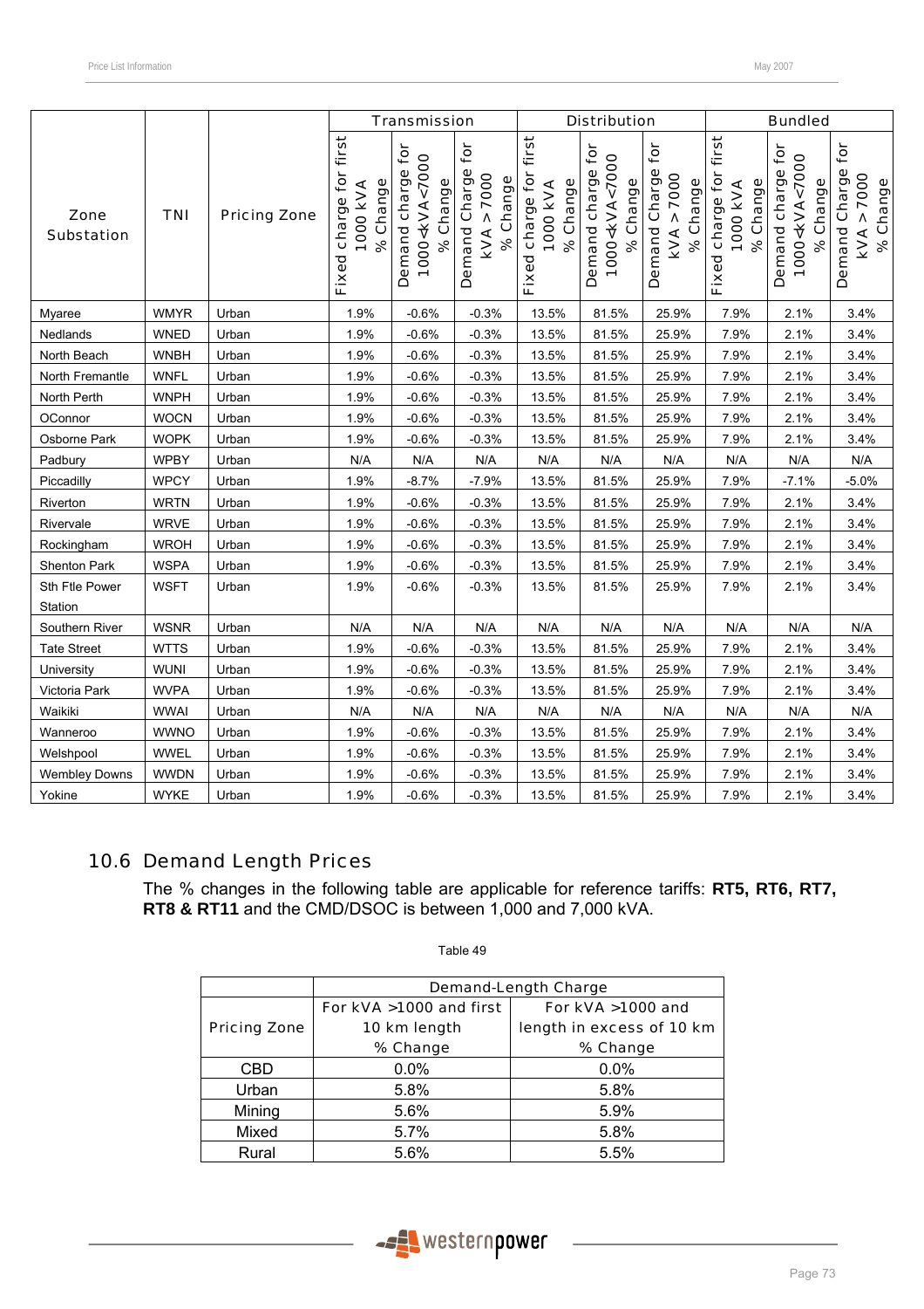| Zone Substation | TNI | Pricing Zone | Transmission | | | Distribution | | | Bundled | | |
|---|---|---|---|---|---|---|---|---|---|---|---|
| | | | Fixed charge for first 1000 kVA % Change | Demand charge for 1000<kVA<7000 % Change | Demand Charge for kVA > 7000 % Change | Fixed charge for first 1000 kVA % Change | Demand charge for 1000<kVA<7000 % Change | Demand Charge for kVA > 7000 % Change | Fixed charge for first 1000 kVA % Change | Demand charge for 1000<kVA<7000 % Change | Demand Charge for kVA > 7000 % Change |
| Myaree | WMYR | Urban | 1.9% | -0.6% | -0.3% | 13.5% | 81.5% | 25.9% | 7.9% | 2.1% | 3.4% |
| Nedlands | WNED | Urban | 1.9% | -0.6% | -0.3% | 13.5% | 81.5% | 25.9% | 7.9% | 2.1% | 3.4% |
| North Beach | WNBH | Urban | 1.9% | -0.6% | -0.3% | 13.5% | 81.5% | 25.9% | 7.9% | 2.1% | 3.4% |
| North Fremantle | WNFL | Urban | 1.9% | -0.6% | -0.3% | 13.5% | 81.5% | 25.9% | 7.9% | 2.1% | 3.4% |
| North Perth | WNPH | Urban | 1.9% | -0.6% | -0.3% | 13.5% | 81.5% | 25.9% | 7.9% | 2.1% | 3.4% |
| OConnor | WOCN | Urban | 1.9% | -0.6% | -0.3% | 13.5% | 81.5% | 25.9% | 7.9% | 2.1% | 3.4% |
| Osborne Park | WOPK | Urban | 1.9% | -0.6% | -0.3% | 13.5% | 81.5% | 25.9% | 7.9% | 2.1% | 3.4% |
| Padbury | WPBY | Urban | N/A | N/A | N/A | N/A | N/A | N/A | N/A | N/A | N/A |
| Piccadilly | WPCY | Urban | 1.9% | -8.7% | -7.9% | 13.5% | 81.5% | 25.9% | 7.9% | -7.1% | -5.0% |
| Riverton | WRTN | Urban | 1.9% | -0.6% | -0.3% | 13.5% | 81.5% | 25.9% | 7.9% | 2.1% | 3.4% |
| Rivervale | WRVE | Urban | 1.9% | -0.6% | -0.3% | 13.5% | 81.5% | 25.9% | 7.9% | 2.1% | 3.4% |
| Rockingham | WROH | Urban | 1.9% | -0.6% | -0.3% | 13.5% | 81.5% | 25.9% | 7.9% | 2.1% | 3.4% |
| Shenton Park | WSPA | Urban | 1.9% | -0.6% | -0.3% | 13.5% | 81.5% | 25.9% | 7.9% | 2.1% | 3.4% |
| Sth Ftle Power Station | WSFT | Urban | 1.9% | -0.6% | -0.3% | 13.5% | 81.5% | 25.9% | 7.9% | 2.1% | 3.4% |
| Southern River | WSNR | Urban | N/A | N/A | N/A | N/A | N/A | N/A | N/A | N/A | N/A |
| Tate Street | WTTS | Urban | 1.9% | -0.6% | -0.3% | 13.5% | 81.5% | 25.9% | 7.9% | 2.1% | 3.4% |
| University | WUNI | Urban | 1.9% | -0.6% | -0.3% | 13.5% | 81.5% | 25.9% | 7.9% | 2.1% | 3.4% |
| Victoria Park | WVPA | Urban | 1.9% | -0.6% | -0.3% | 13.5% | 81.5% | 25.9% | 7.9% | 2.1% | 3.4% |
| Waikiki | WWAI | Urban | N/A | N/A | N/A | N/A | N/A | N/A | N/A | N/A | N/A |
| Wanneroo | WWNO | Urban | 1.9% | -0.6% | -0.3% | 13.5% | 81.5% | 25.9% | 7.9% | 2.1% | 3.4% |
| Welshpool | WWEL | Urban | 1.9% | -0.6% | -0.3% | 13.5% | 81.5% | 25.9% | 7.9% | 2.1% | 3.4% |
| Wembley Downs | WWDN | Urban | 1.9% | -0.6% | -0.3% | 13.5% | 81.5% | 25.9% | 7.9% | 2.1% | 3.4% |
| Yokine | WYKE | Urban | 1.9% | -0.6% | -0.3% | 13.5% | 81.5% | 25.9% | 7.9% | 2.1% | 3.4% |

## 10.6 Demand Length Prices

The % changes in the following table are applicable for reference tariffs: **RT5, RT6, RT7, RT8 & RT11** and the CMD/DSOC is between 1,000 and 7,000 kVA.

Table 49

| Pricing Zone | Demand-Length Charge | |
|---|---|---|
| | For kVA >1000 and first 10 km length % Change | For kVA >1000 and length in excess of 10 km % Change |
| CBD | 0.0% | 0.0% |
| Urban | 5.8% | 5.8% |
| Mining | 5.6% | 5.9% |
| Mixed | 5.7% | 5.8% |
| Rural | 5.6% | 5.5% |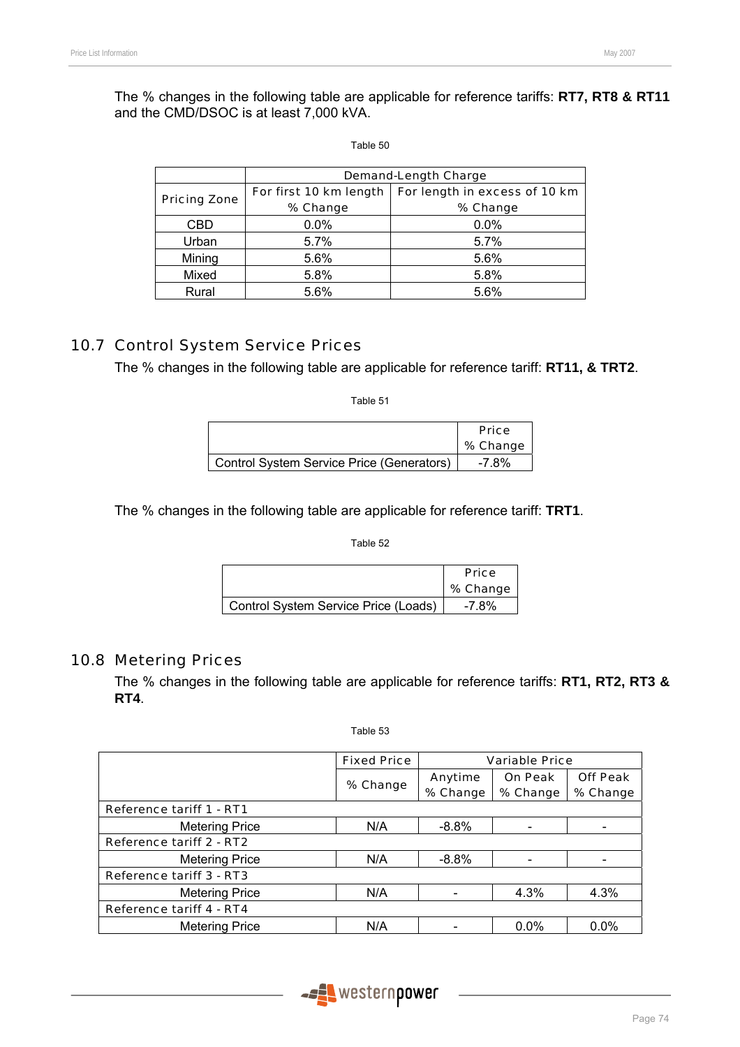The % changes in the following table are applicable for reference tariffs: **RT7, RT8 & RT11** and the CMD/DSOC is at least 7,000 kVA.

Table 50

| Pricing Zone | Demand-Length Charge | |
|---|---|---|
| | For first 10 km length % Change | For length in excess of 10 km % Change |
| CBD | 0.0% | 0.0% |
| Urban | 5.7% | 5.7% |
| Mining | 5.6% | 5.6% |
| Mixed | 5.8% | 5.8% |
| Rural | 5.6% | 5.6% |

## 10.7 Control System Service Prices

The % changes in the following table are applicable for reference tariff: **RT11, & TRT2**.

Table 51

| | Price % Change |
|---|---|
| Control System Service Price (Generators) | -7.8% |

The % changes in the following table are applicable for reference tariff: **TRT1**.

Table 52

| | Price % Change |
|---|---|
| Control System Service Price (Loads) | -7.8% |

## 10.8 Metering Prices

The % changes in the following table are applicable for reference tariffs: **RT1, RT2, RT3 & RT4**.

Table 53

| | Fixed Price | Variable Price | | |
|---|---|---|---|---|
| | % Change | Anytime % Change | On Peak % Change | Off Peak % Change |
| Reference tariff 1 - RT1 | | | | |
| Metering Price | N/A | -8.8% | - | - |
| Reference tariff 2 - RT2 | | | | |
| Metering Price | N/A | -8.8% | - | - |
| Reference tariff 3 - RT3 | | | | |
| Metering Price | N/A | - | 4.3% | 4.3% |
| Reference tariff 4 - RT4 | | | | |
| Metering Price | N/A | - | 0.0% | 0.0% |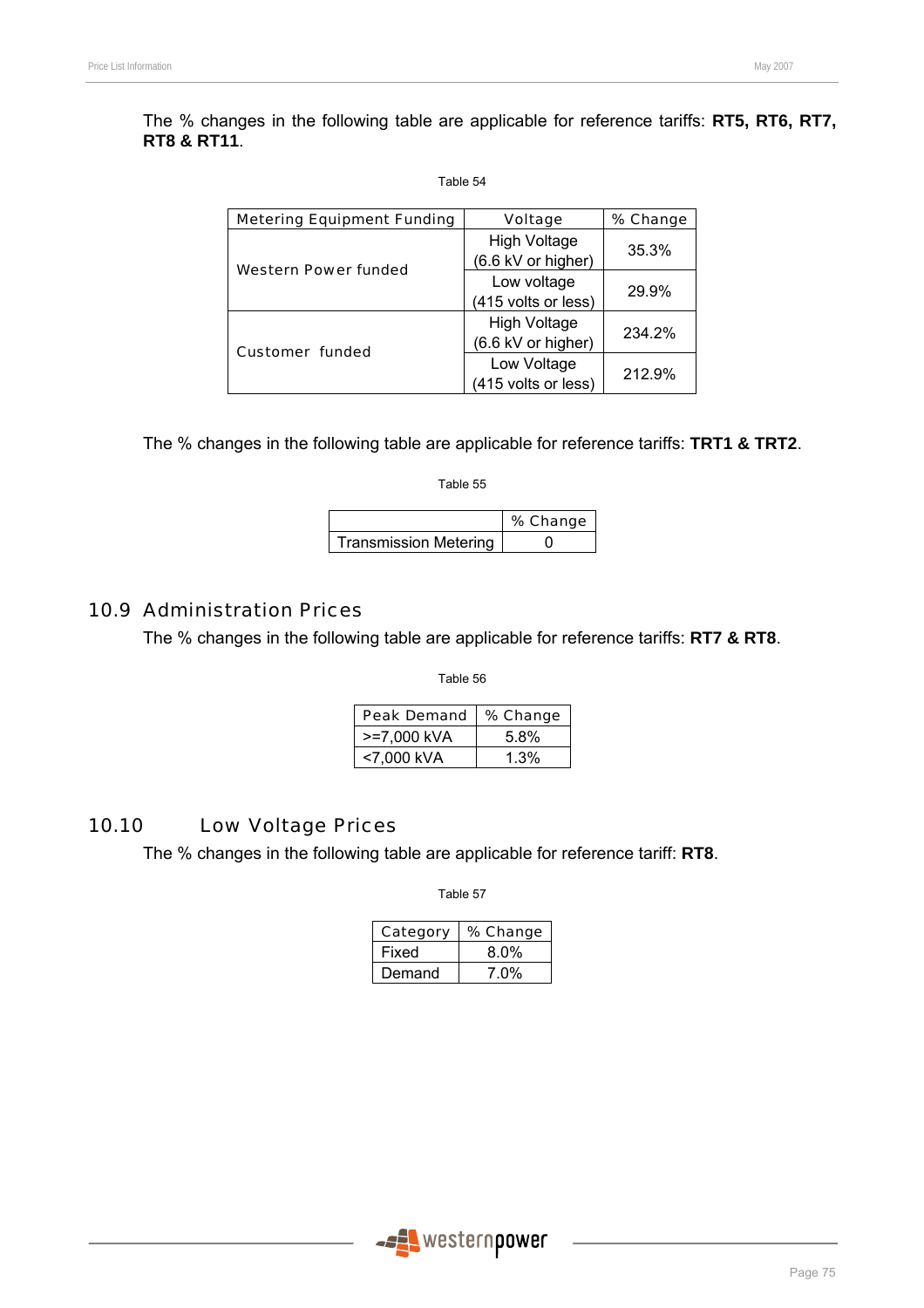The % changes in the following table are applicable for reference tariffs: **RT5, RT6, RT7, RT8 & RT11**.

Table 54

| Metering Equipment Funding | Voltage | % Change |
|---|---|---|
| Western Power funded | High Voltage (6.6 kV or higher) | 35.3% |
| | Low voltage (415 volts or less) | 29.9% |
| Customer funded | High Voltage (6.6 kV or higher) | 234.2% |
| | Low Voltage (415 volts or less) | 212.9% |

The % changes in the following table are applicable for reference tariffs: **TRT1 & TRT2**.

Table 55

| | % Change |
|---|---|
| Transmission Metering | 0 |

## 10.9 Administration Prices

The % changes in the following table are applicable for reference tariffs: **RT7 & RT8**.

Table 56

| Peak Demand | % Change |
|---|---|
| >=7,000 kVA | 5.8% |
| <7,000 kVA | 1.3% |

## 10.10 Low Voltage Prices

The % changes in the following table are applicable for reference tariff: **RT8**.

Table 57

| Category | % Change |
|---|---|
| Fixed | 8.0% |
| Demand | 7.0% |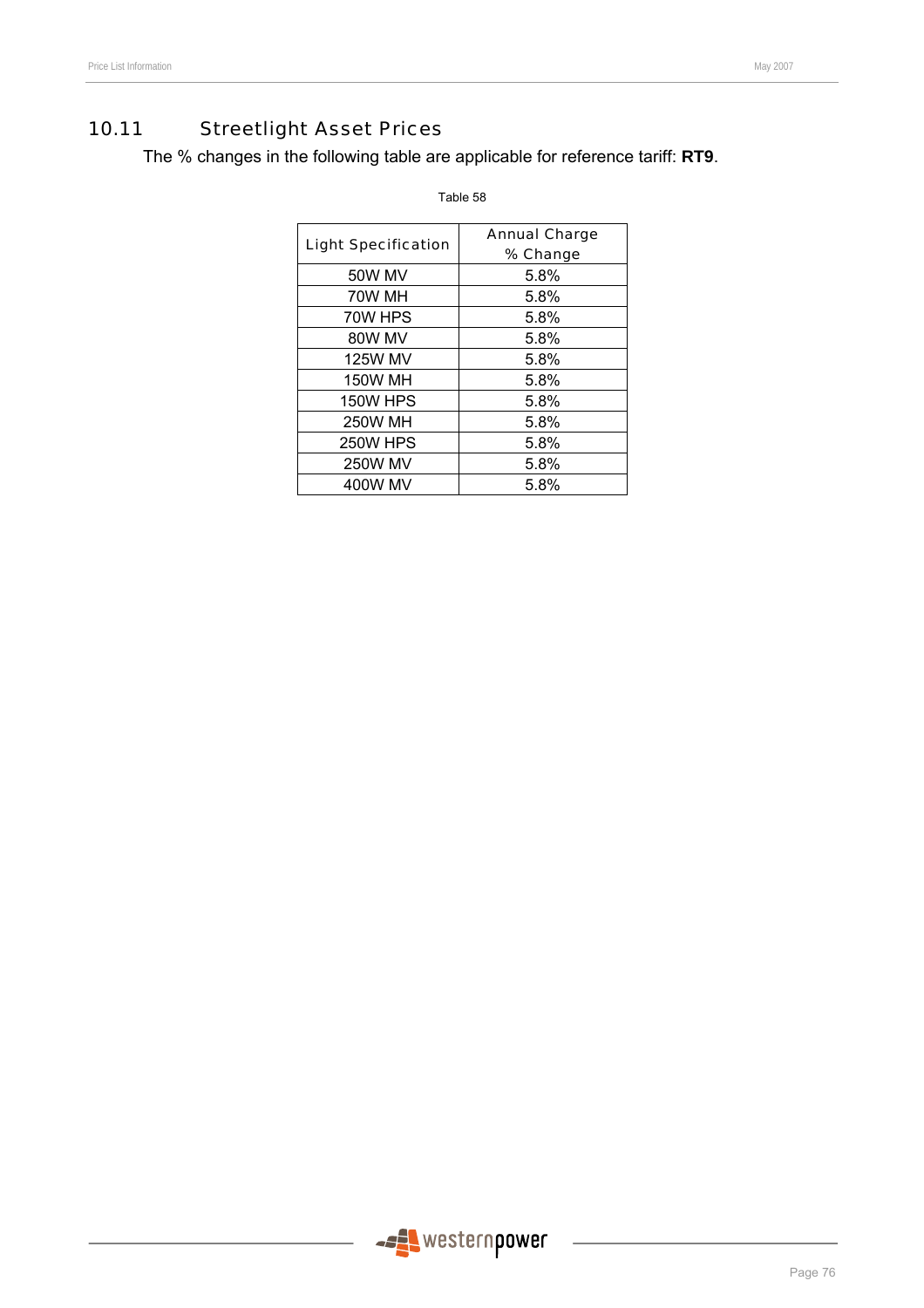## 10.11 Streetlight Asset Prices

The % changes in the following table are applicable for reference tariff: **RT9**.

Table 58

| Light Specification | Annual Charge % Change |
|---|---|
| 50W MV | 5.8% |
| 70W MH | 5.8% |
| 70W HPS | 5.8% |
| 80W MV | 5.8% |
| 125W MV | 5.8% |
| 150W MH | 5.8% |
| 150W HPS | 5.8% |
| 250W MH | 5.8% |
| 250W HPS | 5.8% |
| 250W MV | 5.8% |
| 400W MV | 5.8% |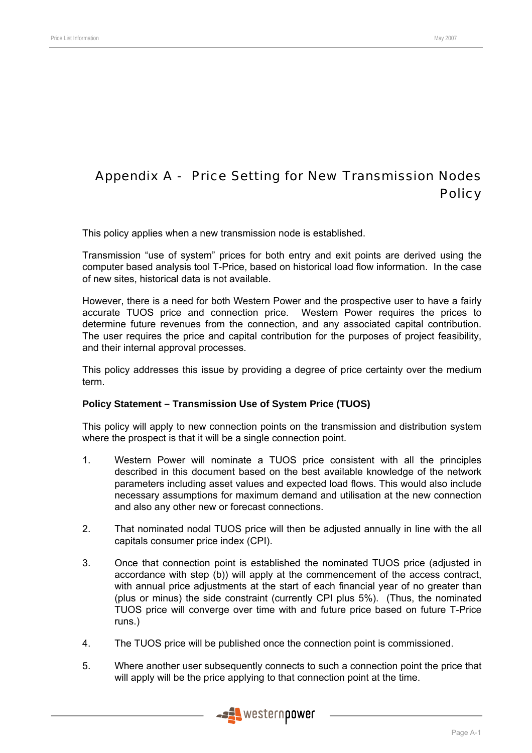# Appendix A - Price Setting for New Transmission Nodes Policy

This policy applies when a new transmission node is established.

Transmission "use of system" prices for both entry and exit points are derived using the computer based analysis tool T-Price, based on historical load flow information. In the case of new sites, historical data is not available.

However, there is a need for both Western Power and the prospective user to have a fairly accurate TUOS price and connection price. Western Power requires the prices to determine future revenues from the connection, and any associated capital contribution. The user requires the price and capital contribution for the purposes of project feasibility, and their internal approval processes.

This policy addresses this issue by providing a degree of price certainty over the medium term.

**Policy Statement – Transmission Use of System Price (TUOS)**

This policy will apply to new connection points on the transmission and distribution system where the prospect is that it will be a single connection point.

1. Western Power will nominate a TUOS price consistent with all the principles described in this document based on the best available knowledge of the network parameters including asset values and expected load flows. This would also include necessary assumptions for maximum demand and utilisation at the new connection and also any other new or forecast connections.

2. That nominated nodal TUOS price will then be adjusted annually in line with the all capitals consumer price index (CPI).

3. Once that connection point is established the nominated TUOS price (adjusted in accordance with step (b)) will apply at the commencement of the access contract, with annual price adjustments at the start of each financial year of no greater than (plus or minus) the side constraint (currently CPI plus 5%). (Thus, the nominated TUOS price will converge over time with and future price based on future T-Price runs.)

4. The TUOS price will be published once the connection point is commissioned.

5. Where another user subsequently connects to such a connection point the price that will apply will be the price applying to that connection point at the time.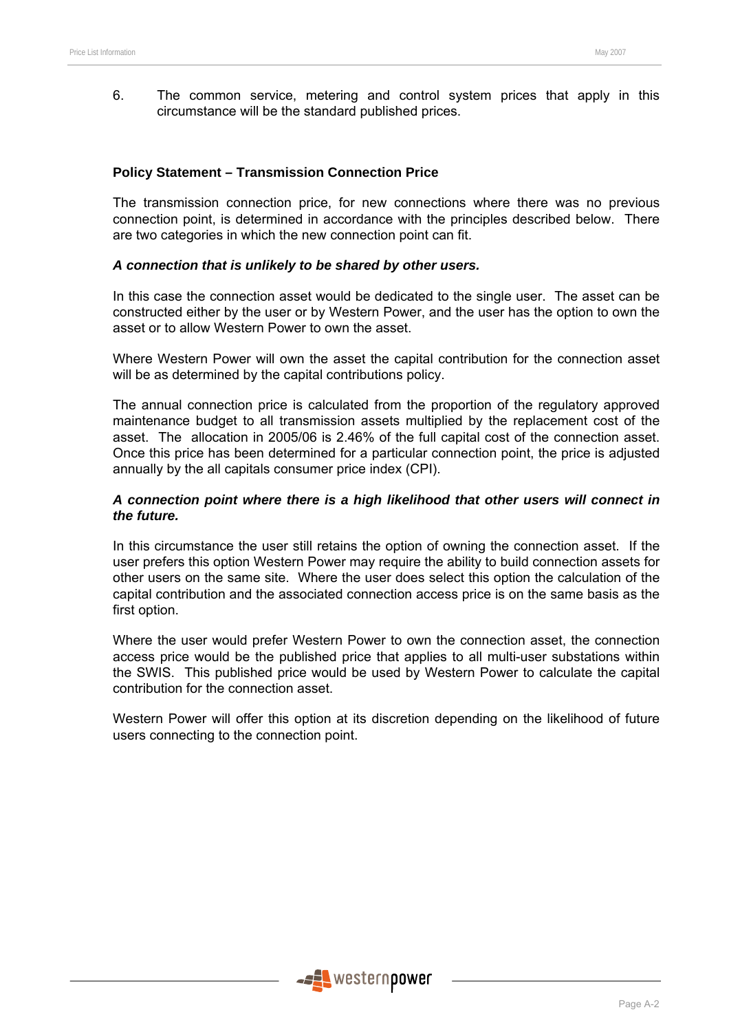6. The common service, metering and control system prices that apply in this circumstance will be the standard published prices.

**Policy Statement – Transmission Connection Price**

The transmission connection price, for new connections where there was no previous connection point, is determined in accordance with the principles described below. There are two categories in which the new connection point can fit.

***A connection that is unlikely to be shared by other users.***

In this case the connection asset would be dedicated to the single user. The asset can be constructed either by the user or by Western Power, and the user has the option to own the asset or to allow Western Power to own the asset.

Where Western Power will own the asset the capital contribution for the connection asset will be as determined by the capital contributions policy.

The annual connection price is calculated from the proportion of the regulatory approved maintenance budget to all transmission assets multiplied by the replacement cost of the asset. The allocation in 2005/06 is 2.46% of the full capital cost of the connection asset. Once this price has been determined for a particular connection point, the price is adjusted annually by the all capitals consumer price index (CPI).

***A connection point where there is a high likelihood that other users will connect in the future.***

In this circumstance the user still retains the option of owning the connection asset. If the user prefers this option Western Power may require the ability to build connection assets for other users on the same site. Where the user does select this option the calculation of the capital contribution and the associated connection access price is on the same basis as the first option.

Where the user would prefer Western Power to own the connection asset, the connection access price would be the published price that applies to all multi-user substations within the SWIS. This published price would be used by Western Power to calculate the capital contribution for the connection asset.

Western Power will offer this option at its discretion depending on the likelihood of future users connecting to the connection point.